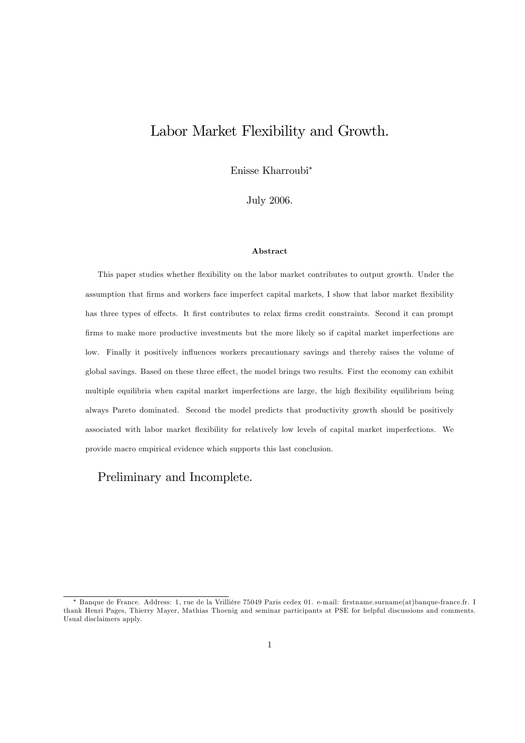# Labor Market Flexibility and Growth.

Enisse Kharroubi*

July 2006.

### Abstract

This paper studies whether flexibility on the labor market contributes to output growth. Under the assumption that firms and workers face imperfect capital markets, I show that labor market flexibility has three types of effects. It first contributes to relax firms credit constraints. Second it can prompt firms to make more productive investments but the more likely so if capital market imperfections are low. Finally it positively influences workers precautionary savings and thereby raises the volume of global savings. Based on these three effect, the model brings two results. First the economy can exhibit multiple equilibria when capital market imperfections are large, the high flexibility equilibrium being always Pareto dominated. Second the model predicts that productivity growth should be positively associated with labor market flexibility for relatively low levels of capital market imperfections. We provide macro empirical evidence which supports this last conclusion.

## Preliminary and Incomplete.

---

* Banque de France. Address: 1, rue de la Vrillière 75049 Paris cedex 01. e-mail: firstname.surname(at)banque-france.fr. I thank Henri Pages, Thierry Mayer, Mathias Thoenig and seminar participants at PSE for helpful discussions and comments. Usual disclaimers apply.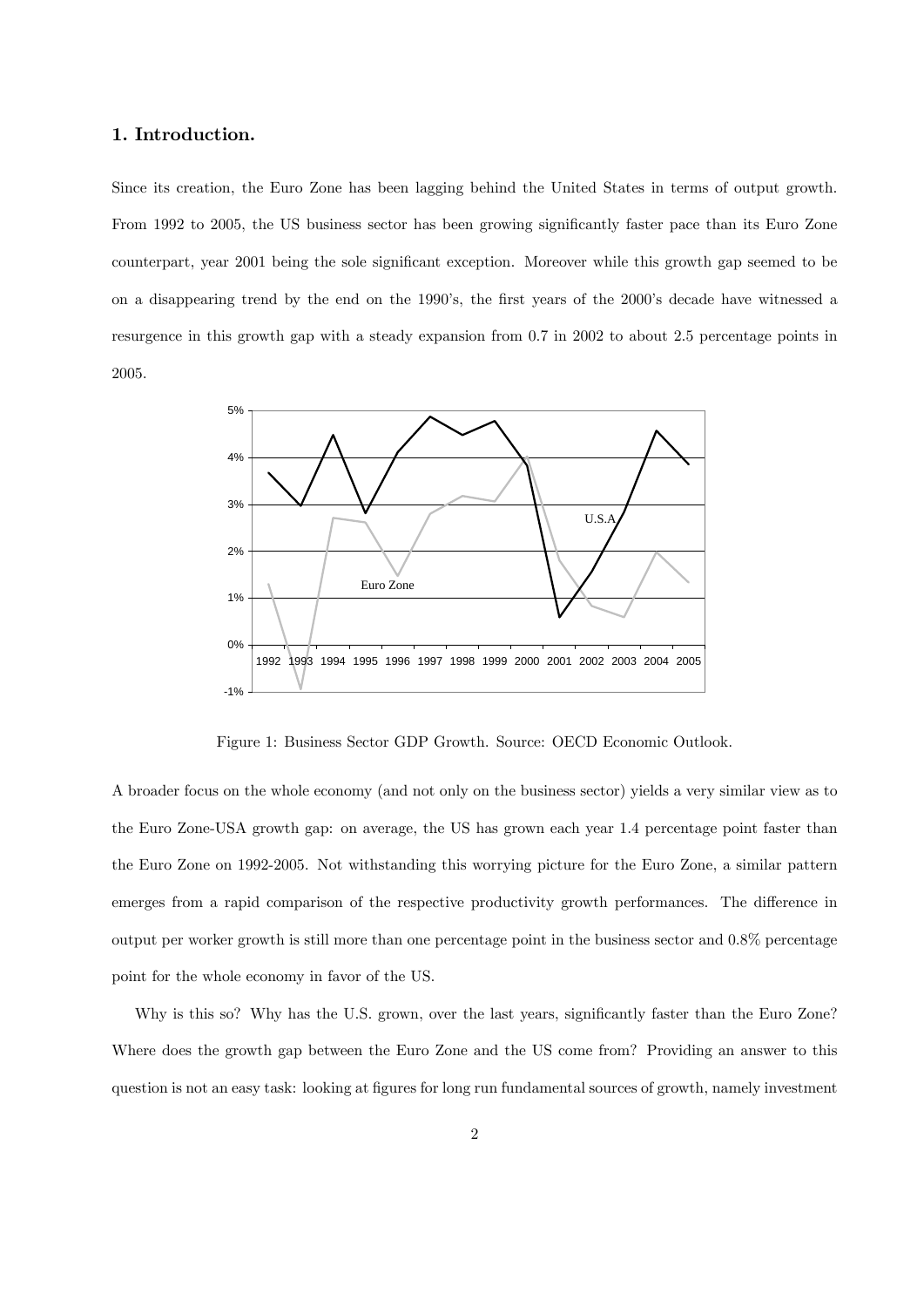## 1. Introduction.

Since its creation, the Euro Zone has been lagging behind the United States in terms of output growth. From 1992 to 2005, the US business sector has been growing significantly faster pace than its Euro Zone counterpart, year 2001 being the sole significant exception. Moreover while this growth gap seemed to be on a disappearing trend by the end on the 1990's, the first years of the 2000's decade have witnessed a resurgence in this growth gap with a steady expansion from 0.7 in 2002 to about 2.5 percentage points in 2005.

Figure 1: Business Sector GDP Growth. Source: OECD Economic Outlook.

A broader focus on the whole economy (and not only on the business sector) yields a very similar view as to the Euro Zone-USA growth gap: on average, the US has grown each year 1.4 percentage point faster than the Euro Zone on 1992-2005. Not withstanding this worrying picture for the Euro Zone, a similar pattern emerges from a rapid comparison of the respective productivity growth performances. The difference in output per worker growth is still more than one percentage point in the business sector and 0.8% percentage point for the whole economy in favor of the US.

Why is this so? Why has the U.S. grown, over the last years, significantly faster than the Euro Zone? Where does the growth gap between the Euro Zone and the US come from? Providing an answer to this question is not an easy task: looking at figures for long run fundamental sources of growth, namely investment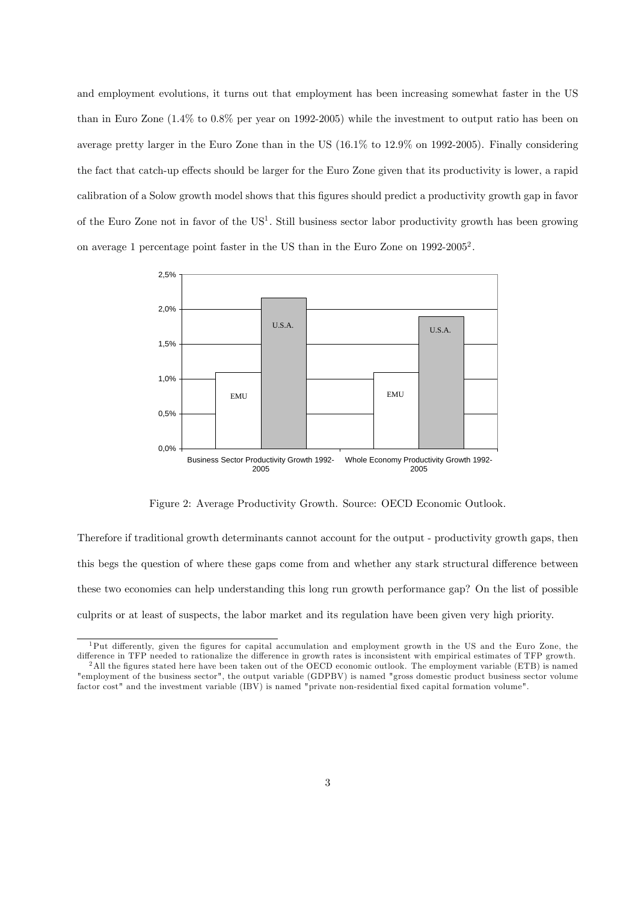and employment evolutions, it turns out that employment has been increasing somewhat faster in the US than in Euro Zone (1.4% to 0.8% per year on 1992-2005) while the investment to output ratio has been on average pretty larger in the Euro Zone than in the US (16.1% to 12.9% on 1992-2005). Finally considering the fact that catch-up effects should be larger for the Euro Zone given that its productivity is lower, a rapid calibration of a Solow growth model shows that this figures should predict a productivity growth gap in favor of the Euro Zone not in favor of the US[1]. Still business sector labor productivity growth has been growing on average 1 percentage point faster in the US than in the Euro Zone on 1992-2005[2].

Figure 2: Average Productivity Growth. Source: OECD Economic Outlook.

Therefore if traditional growth determinants cannot account for the output - productivity growth gaps, then this begs the question of where these gaps come from and whether any stark structural difference between these two economies can help understanding this long run growth performance gap? On the list of possible culprits or at least of suspects, the labor market and its regulation have been given very high priority.

[1] Put differently, given the figures for capital accumulation and employment growth in the US and the Euro Zone, the difference in TFP needed to rationalize the difference in growth rates is inconsistent with empirical estimates of TFP growth.

[2] All the figures stated here have been taken out of the OECD economic outlook. The employment variable (ETB) is named "employment of the business sector", the output variable (GDPBV) is named "gross domestic product business sector volume factor cost" and the investment variable (IBV) is named "private non-residential fixed capital formation volume".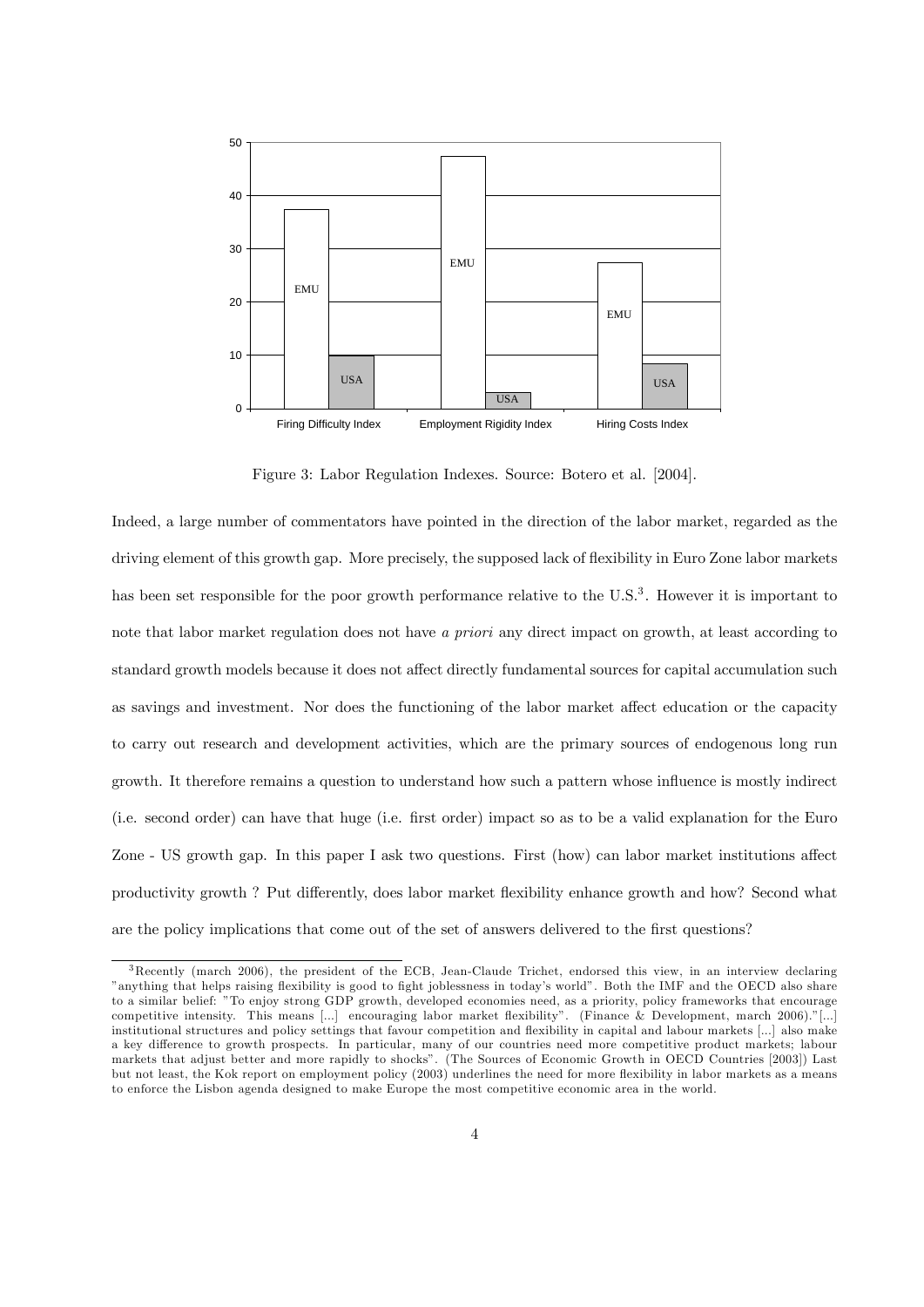Figure 3: Labor Regulation Indexes. Source: Botero et al. [2004].

Indeed, a large number of commentators have pointed in the direction of the labor market, regarded as the driving element of this growth gap. More precisely, the supposed lack of flexibility in Euro Zone labor markets has been set responsible for the poor growth performance relative to the U.S.[3]. However it is important to note that labor market regulation does not have *a priori* any direct impact on growth, at least according to standard growth models because it does not affect directly fundamental sources for capital accumulation such as savings and investment. Nor does the functioning of the labor market affect education or the capacity to carry out research and development activities, which are the primary sources of endogenous long run growth. It therefore remains a question to understand how such a pattern whose influence is mostly indirect (i.e. second order) can have that huge (i.e. first order) impact so as to be a valid explanation for the Euro Zone - US growth gap. In this paper I ask two questions. First (how) can labor market institutions affect productivity growth ? Put differently, does labor market flexibility enhance growth and how? Second what are the policy implications that come out of the set of answers delivered to the first questions?

[3] Recently (march 2006), the president of the ECB, Jean-Claude Trichet, endorsed this view, in an interview declaring "anything that helps raising flexibility is good to fight joblessness in today's world". Both the IMF and the OECD also share to a similar belief: "To enjoy strong GDP growth, developed economies need, as a priority, policy frameworks that encourage competitive intensity. This means [...] encouraging labor market flexibility". (Finance & Development, march 2006)."[...] institutional structures and policy settings that favour competition and flexibility in capital and labour markets [...] also make a key difference to growth prospects. In particular, many of our countries need more competitive product markets; labour markets that adjust better and more rapidly to shocks". (The Sources of Economic Growth in OECD Countries [2003]) Last but not least, the Kok report on employment policy (2003) underlines the need for more flexibility in labor markets as a means to enforce the Lisbon agenda designed to make Europe the most competitive economic area in the world.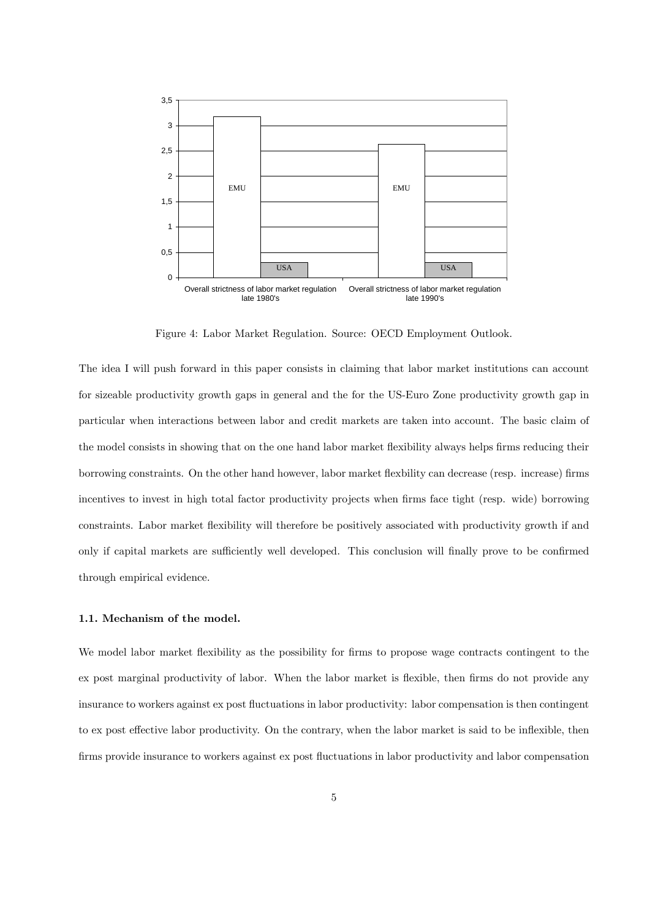Figure 4: Labor Market Regulation. Source: OECD Employment Outlook.

The idea I will push forward in this paper consists in claiming that labor market institutions can account for sizeable productivity growth gaps in general and the for the US-Euro Zone productivity growth gap in particular when interactions between labor and credit markets are taken into account. The basic claim of the model consists in showing that on the one hand labor market flexibility always helps firms reducing their borrowing constraints. On the other hand however, labor market flexbility can decrease (resp. increase) firms incentives to invest in high total factor productivity projects when firms face tight (resp. wide) borrowing constraints. Labor market flexibility will therefore be positively associated with productivity growth if and only if capital markets are sufficiently well developed. This conclusion will finally prove to be confirmed through empirical evidence.

### 1.1. Mechanism of the model.

We model labor market flexibility as the possibility for firms to propose wage contracts contingent to the ex post marginal productivity of labor. When the labor market is flexible, then firms do not provide any insurance to workers against ex post fluctuations in labor productivity: labor compensation is then contingent to ex post effective labor productivity. On the contrary, when the labor market is said to be inflexible, then firms provide insurance to workers against ex post fluctuations in labor productivity and labor compensation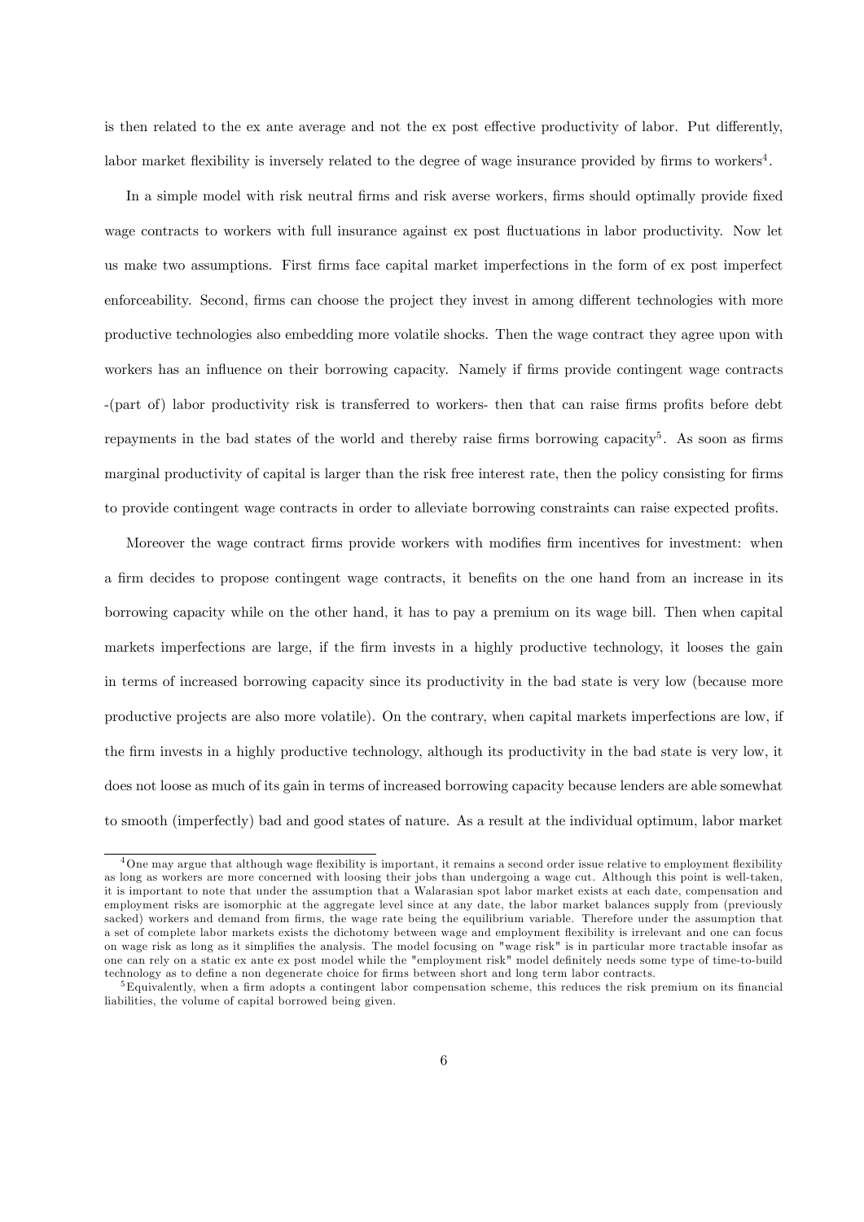is then related to the ex ante average and not the ex post effective productivity of labor. Put differently, labor market flexibility is inversely related to the degree of wage insurance provided by firms to workers[4].

In a simple model with risk neutral firms and risk averse workers, firms should optimally provide fixed wage contracts to workers with full insurance against ex post fluctuations in labor productivity. Now let us make two assumptions. First firms face capital market imperfections in the form of ex post imperfect enforceability. Second, firms can choose the project they invest in among different technologies with more productive technologies also embedding more volatile shocks. Then the wage contract they agree upon with workers has an influence on their borrowing capacity. Namely if firms provide contingent wage contracts -(part of) labor productivity risk is transferred to workers- then that can raise firms profits before debt repayments in the bad states of the world and thereby raise firms borrowing capacity[5]. As soon as firms marginal productivity of capital is larger than the risk free interest rate, then the policy consisting for firms to provide contingent wage contracts in order to alleviate borrowing constraints can raise expected profits.

Moreover the wage contract firms provide workers with modifies firm incentives for investment: when a firm decides to propose contingent wage contracts, it benefits on the one hand from an increase in its borrowing capacity while on the other hand, it has to pay a premium on its wage bill. Then when capital markets imperfections are large, if the firm invests in a highly productive technology, it looses the gain in terms of increased borrowing capacity since its productivity in the bad state is very low (because more productive projects are also more volatile). On the contrary, when capital markets imperfections are low, if the firm invests in a highly productive technology, although its productivity in the bad state is very low, it does not loose as much of its gain in terms of increased borrowing capacity because lenders are able somewhat to smooth (imperfectly) bad and good states of nature. As a result at the individual optimum, labor market

[4] One may argue that although wage flexibility is important, it remains a second order issue relative to employment flexibility as long as workers are more concerned with loosing their jobs than undergoing a wage cut. Although this point is well-taken, it is important to note that under the assumption that a Walarasian spot labor market exists at each date, compensation and employment risks are isomorphic at the aggregate level since at any date, the labor market balances supply from (previously sacked) workers and demand from firms, the wage rate being the equilibrium variable. Therefore under the assumption that a set of complete labor markets exists the dichotomy between wage and employment flexibility is irrelevant and one can focus on wage risk as long as it simplifies the analysis. The model focusing on "wage risk" is in particular more tractable insofar as one can rely on a static ex ante ex post model while the "employment risk" model definitely needs some type of time-to-build technology as to define a non degenerate choice for firms between short and long term labor contracts.

[5] Equivalently, when a firm adopts a contingent labor compensation scheme, this reduces the risk premium on its financial liabilities, the volume of capital borrowed being given.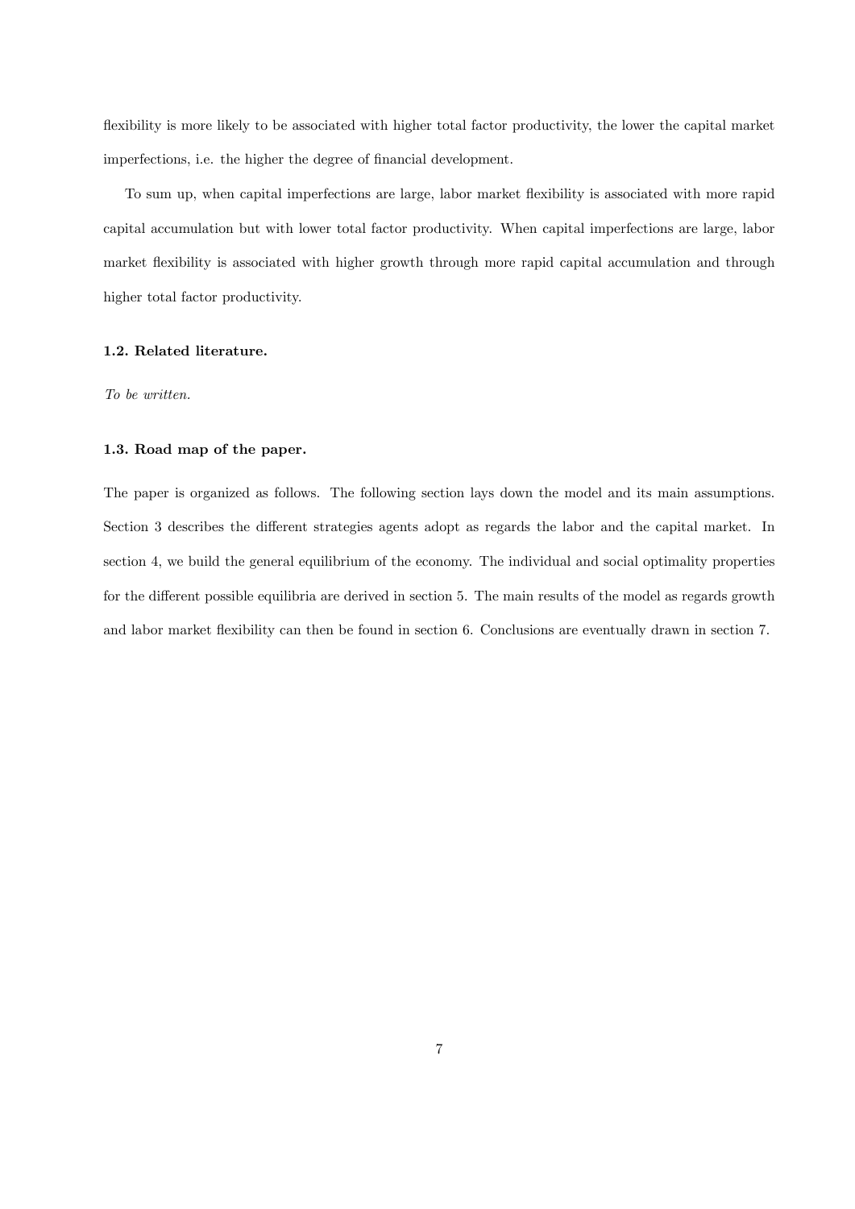flexibility is more likely to be associated with higher total factor productivity, the lower the capital market imperfections, i.e. the higher the degree of financial development.

To sum up, when capital imperfections are large, labor market flexibility is associated with more rapid capital accumulation but with lower total factor productivity. When capital imperfections are large, labor market flexibility is associated with higher growth through more rapid capital accumulation and through higher total factor productivity.

### 1.2. Related literature.

*To be written.*

### 1.3. Road map of the paper.

The paper is organized as follows. The following section lays down the model and its main assumptions. Section 3 describes the different strategies agents adopt as regards the labor and the capital market. In section 4, we build the general equilibrium of the economy. The individual and social optimality properties for the different possible equilibria are derived in section 5. The main results of the model as regards growth and labor market flexibility can then be found in section 6. Conclusions are eventually drawn in section 7.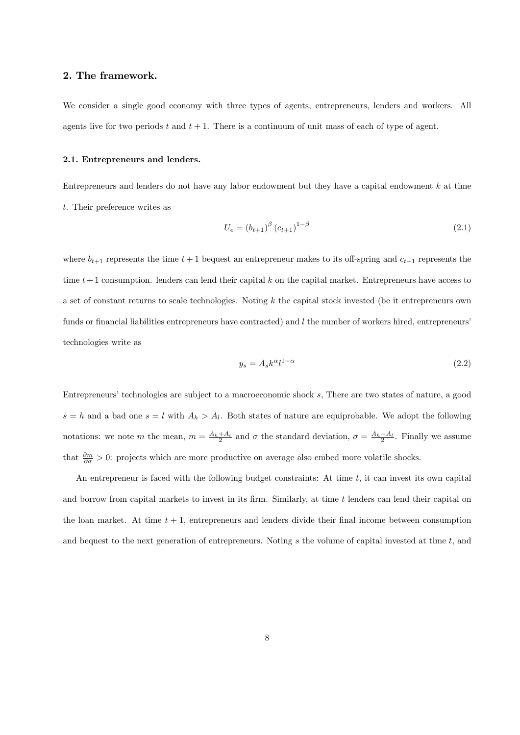## 2. The framework.

We consider a single good economy with three types of agents, entrepreneurs, lenders and workers. All agents live for two periods $t$ and $t+1$. There is a continuum of unit mass of each of type of agent.

### 2.1. Entrepreneurs and lenders.

Entrepreneurs and lenders do not have any labor endowment but they have a capital endowment $k$ at time $t$. Their preference writes as

$$U_e = (b_{t+1})^{\beta} (c_{t+1})^{1-\beta} \tag{2.1}$$

where $b_{t+1}$ represents the time $t+1$ bequest an entrepreneur makes to its off-spring and $c_{t+1}$ represents the time $t+1$ consumption. lenders can lend their capital $k$ on the capital market. Entrepreneurs have access to a set of constant returns to scale technologies. Noting $k$ the capital stock invested (be it entrepreneurs own funds or financial liabilities entrepreneurs have contracted) and $l$ the number of workers hired, entrepreneurs' technologies write as

$$y_s = A_s k^{\alpha} l^{1-\alpha} \tag{2.2}$$

Entrepreneurs' technologies are subject to a macroeconomic shock $s$, There are two states of nature, a good $s = h$ and a bad one $s = l$ with $A_h > A_l$. Both states of nature are equiprobable. We adopt the following notations: we note $m$ the mean, $m = \frac{A_h + A_l}{2}$ and $\sigma$ the standard deviation, $\sigma = \frac{A_h - A_l}{2}$. Finally we assume that $\frac{\partial m}{\partial \sigma} > 0$: projects which are more productive on average also embed more volatile shocks.

An entrepreneur is faced with the following budget constraints: At time $t$, it can invest its own capital and borrow from capital markets to invest in its firm. Similarly, at time $t$ lenders can lend their capital on the loan market. At time $t+1$, entrepreneurs and lenders divide their final income between consumption and bequest to the next generation of entrepreneurs. Noting $s$ the volume of capital invested at time $t$, and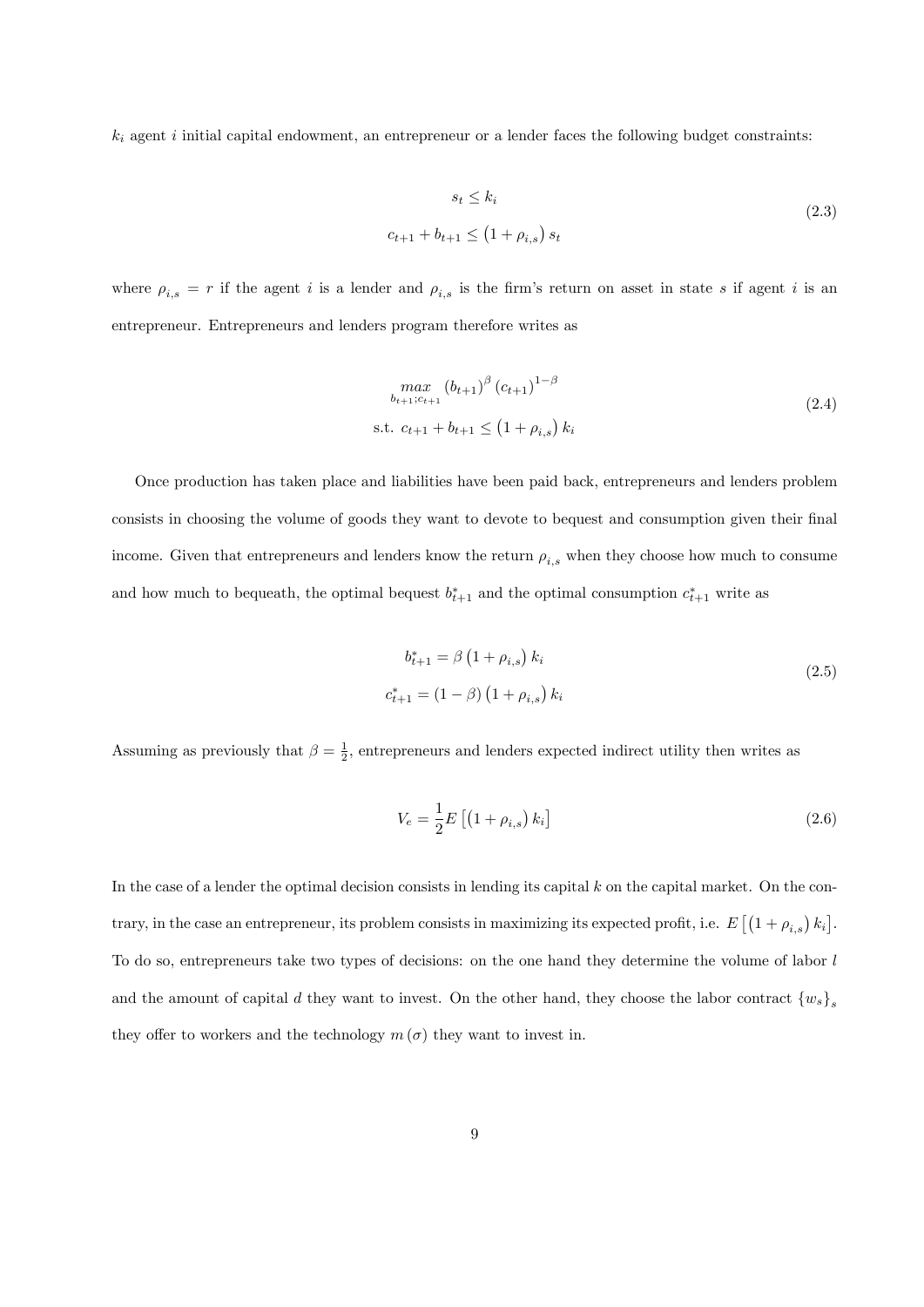$k_i$ agent $i$ initial capital endowment, an entrepreneur or a lender faces the following budget constraints:

$$
\begin{aligned}
s_t &\leq k_i \\
c_{t+1} + b_{t+1} &\leq \left(1 + \rho_{i,s}\right) s_t
\end{aligned}
\tag{2.3}
$$

where $\rho_{i,s} = r$ if the agent $i$ is a lender and $\rho_{i,s}$ is the firm's return on asset in state $s$ if agent $i$ is an entrepreneur. Entrepreneurs and lenders program therefore writes as

$$
\begin{aligned}
&\max_{b_{t+1};c_{t+1}} \left(b_{t+1}\right)^{\beta} \left(c_{t+1}\right)^{1-\beta} \\
&\text{s.t. } c_{t+1} + b_{t+1} \leq \left(1 + \rho_{i,s}\right) k_i
\end{aligned}
\tag{2.4}
$$

Once production has taken place and liabilities have been paid back, entrepreneurs and lenders problem consists in choosing the volume of goods they want to devote to bequest and consumption given their final income. Given that entrepreneurs and lenders know the return $\rho_{i,s}$ when they choose how much to consume and how much to bequeath, the optimal bequest $b^*_{t+1}$ and the optimal consumption $c^*_{t+1}$ write as

$$
\begin{aligned}
b^*_{t+1} &= \beta \left(1 + \rho_{i,s}\right) k_i \\
c^*_{t+1} &= \left(1 - \beta\right) \left(1 + \rho_{i,s}\right) k_i
\end{aligned}
\tag{2.5}
$$

Assuming as previously that $\beta = \frac{1}{2}$, entrepreneurs and lenders expected indirect utility then writes as

$$
V_e = \frac{1}{2} E\left[\left(1 + \rho_{i,s}\right) k_i\right]
\tag{2.6}
$$

In the case of a lender the optimal decision consists in lending its capital $k$ on the capital market. On the contrary, in the case an entrepreneur, its problem consists in maximizing its expected profit, i.e. $E\left[\left(1 + \rho_{i,s}\right) k_i\right]$. To do so, entrepreneurs take two types of decisions: on the one hand they determine the volume of labor $l$ and the amount of capital $d$ they want to invest. On the other hand, they choose the labor contract $\{w_s\}_s$ they offer to workers and the technology $m\left(\sigma\right)$ they want to invest in.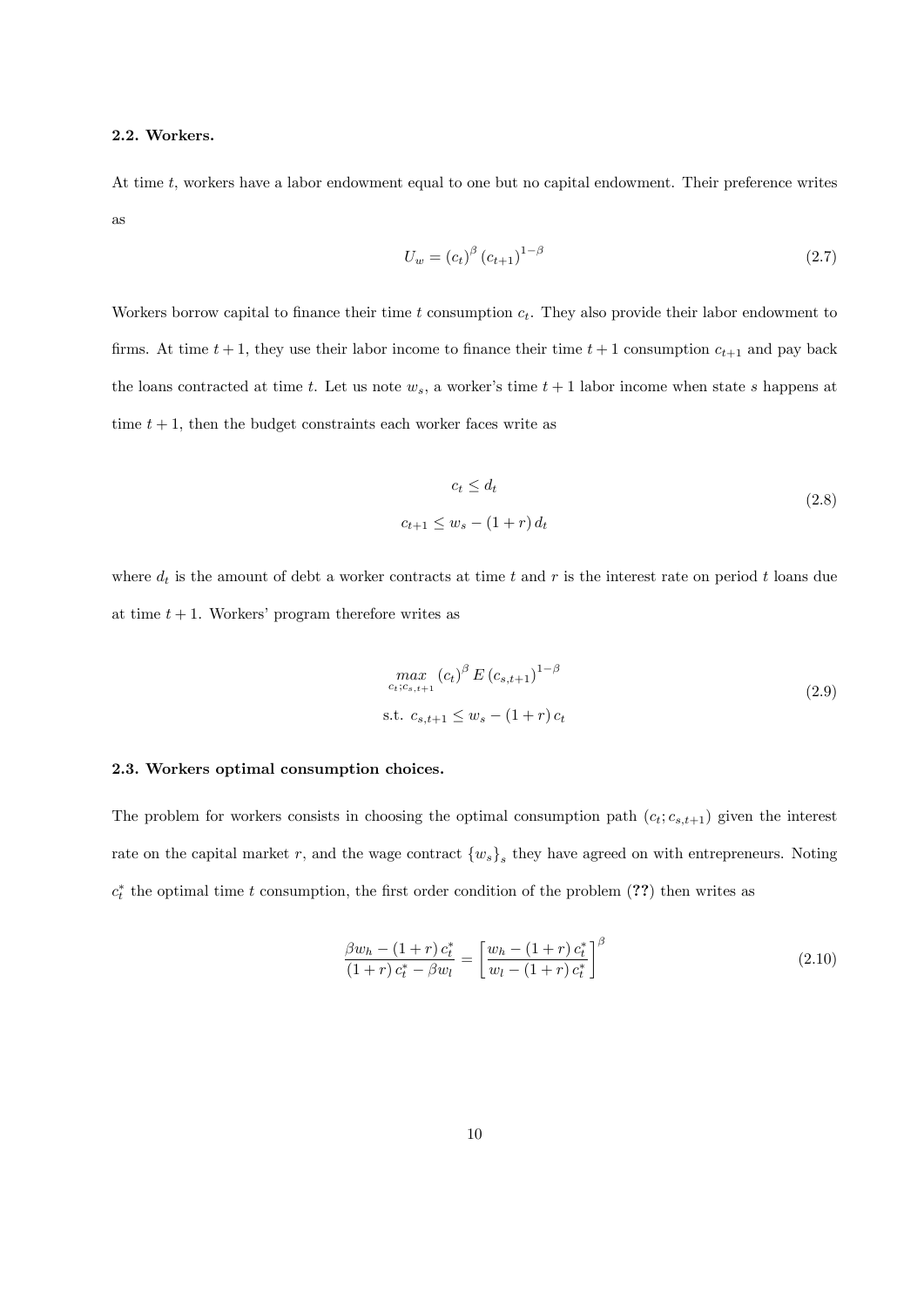### 2.2. Workers.

At time $t$, workers have a labor endowment equal to one but no capital endowment. Their preference writes as

$$U_w = (c_t)^{\beta} (c_{t+1})^{1-\beta} \tag{2.7}$$

Workers borrow capital to finance their time $t$ consumption $c_t$. They also provide their labor endowment to firms. At time $t+1$, they use their labor income to finance their time $t+1$ consumption $c_{t+1}$ and pay back the loans contracted at time $t$. Let us note $w_s$, a worker's time $t+1$ labor income when state $s$ happens at time $t+1$, then the budget constraints each worker faces write as

$$\begin{gathered} c_t \leq d_t \\ c_{t+1} \leq w_s - (1+r)\, d_t \end{gathered} \tag{2.8}$$

where $d_t$ is the amount of debt a worker contracts at time $t$ and $r$ is the interest rate on period $t$ loans due at time $t+1$. Workers' program therefore writes as

$$\begin{gathered} \max_{c_t; c_{s,t+1}} \; (c_t)^{\beta}\, E\left(c_{s,t+1}\right)^{1-\beta} \\ \text{s.t. } c_{s,t+1} \leq w_s - (1+r)\, c_t \end{gathered} \tag{2.9}$$

### 2.3. Workers optimal consumption choices.

The problem for workers consists in choosing the optimal consumption path $(c_t; c_{s,t+1})$ given the interest rate on the capital market $r$, and the wage contract $\{w_s\}_s$ they have agreed on with entrepreneurs. Noting $c_t^*$ the optimal time $t$ consumption, the first order condition of the problem (**??**) then writes as

$$\frac{\beta w_h - (1+r)\, c_t^*}{(1+r)\, c_t^* - \beta w_l} = \left[\frac{w_h - (1+r)\, c_t^*}{w_l - (1+r)\, c_t^*}\right]^{\beta} \tag{2.10}$$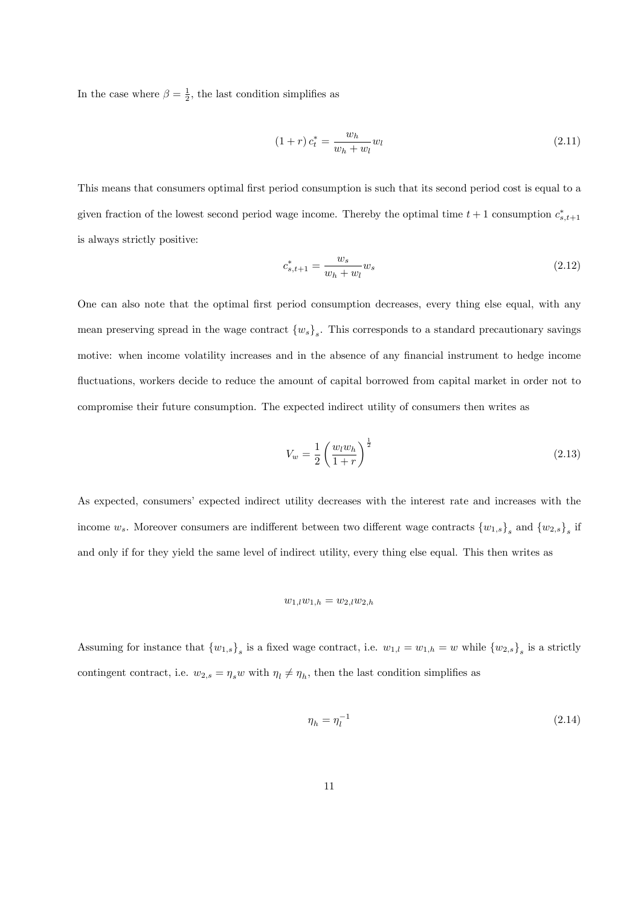In the case where $\beta = \frac{1}{2}$, the last condition simplifies as

$$(1+r)\, c_t^* = \frac{w_h}{w_h + w_l} w_l \tag{2.11}$$

This means that consumers optimal first period consumption is such that its second period cost is equal to a given fraction of the lowest second period wage income. Thereby the optimal time $t+1$ consumption $c_{s,t+1}^*$ is always strictly positive:

$$c_{s,t+1}^* = \frac{w_s}{w_h + w_l} w_s \tag{2.12}$$

One can also note that the optimal first period consumption decreases, every thing else equal, with any mean preserving spread in the wage contract $\{w_s\}_s$. This corresponds to a standard precautionary savings motive: when income volatility increases and in the absence of any financial instrument to hedge income fluctuations, workers decide to reduce the amount of capital borrowed from capital market in order not to compromise their future consumption. The expected indirect utility of consumers then writes as

$$V_w = \frac{1}{2} \left( \frac{w_l w_h}{1+r} \right)^{\frac{1}{2}} \tag{2.13}$$

As expected, consumers' expected indirect utility decreases with the interest rate and increases with the income $w_s$. Moreover consumers are indifferent between two different wage contracts $\{w_{1,s}\}_s$ and $\{w_{2,s}\}_s$ if and only if for they yield the same level of indirect utility, every thing else equal. This then writes as

$$w_{1,l} w_{1,h} = w_{2,l} w_{2,h}$$

Assuming for instance that $\{w_{1,s}\}_s$ is a fixed wage contract, i.e. $w_{1,l} = w_{1,h} = w$ while $\{w_{2,s}\}_s$ is a strictly contingent contract, i.e. $w_{2,s} = \eta_s w$ with $\eta_l \neq \eta_h$, then the last condition simplifies as

$$\eta_h = \eta_l^{-1} \tag{2.14}$$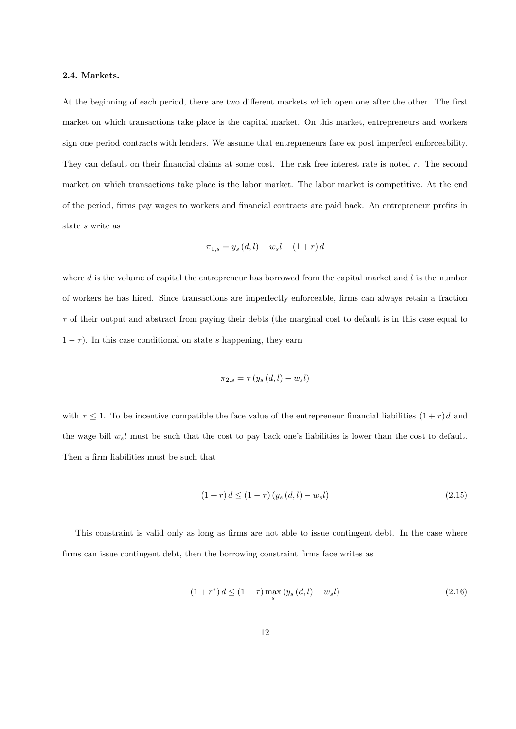#### 2.4. Markets.

At the beginning of each period, there are two different markets which open one after the other. The first market on which transactions take place is the capital market. On this market, entrepreneurs and workers sign one period contracts with lenders. We assume that entrepreneurs face ex post imperfect enforceability. They can default on their financial claims at some cost. The risk free interest rate is noted $r$. The second market on which transactions take place is the labor market. The labor market is competitive. At the end of the period, firms pay wages to workers and financial contracts are paid back. An entrepreneur profits in state $s$ write as

$$\pi_{1,s} = y_s(d,l) - w_s l - (1+r)d$$

where $d$ is the volume of capital the entrepreneur has borrowed from the capital market and $l$ is the number of workers he has hired. Since transactions are imperfectly enforceable, firms can always retain a fraction $\tau$ of their output and abstract from paying their debts (the marginal cost to default is in this case equal to $1-\tau$). In this case conditional on state $s$ happening, they earn

$$\pi_{2,s} = \tau\left(y_s(d,l) - w_s l\right)$$

with $\tau \leq 1$. To be incentive compatible the face value of the entrepreneur financial liabilities $(1+r)d$ and the wage bill $w_s l$ must be such that the cost to pay back one's liabilities is lower than the cost to default. Then a firm liabilities must be such that

$$(1+r)d \leq (1-\tau)\left(y_s(d,l) - w_s l\right) \tag{2.15}$$

This constraint is valid only as long as firms are not able to issue contingent debt. In the case where firms can issue contingent debt, then the borrowing constraint firms face writes as

$$(1+r^*)d \leq (1-\tau)\max_s\left(y_s(d,l) - w_s l\right) \tag{2.16}$$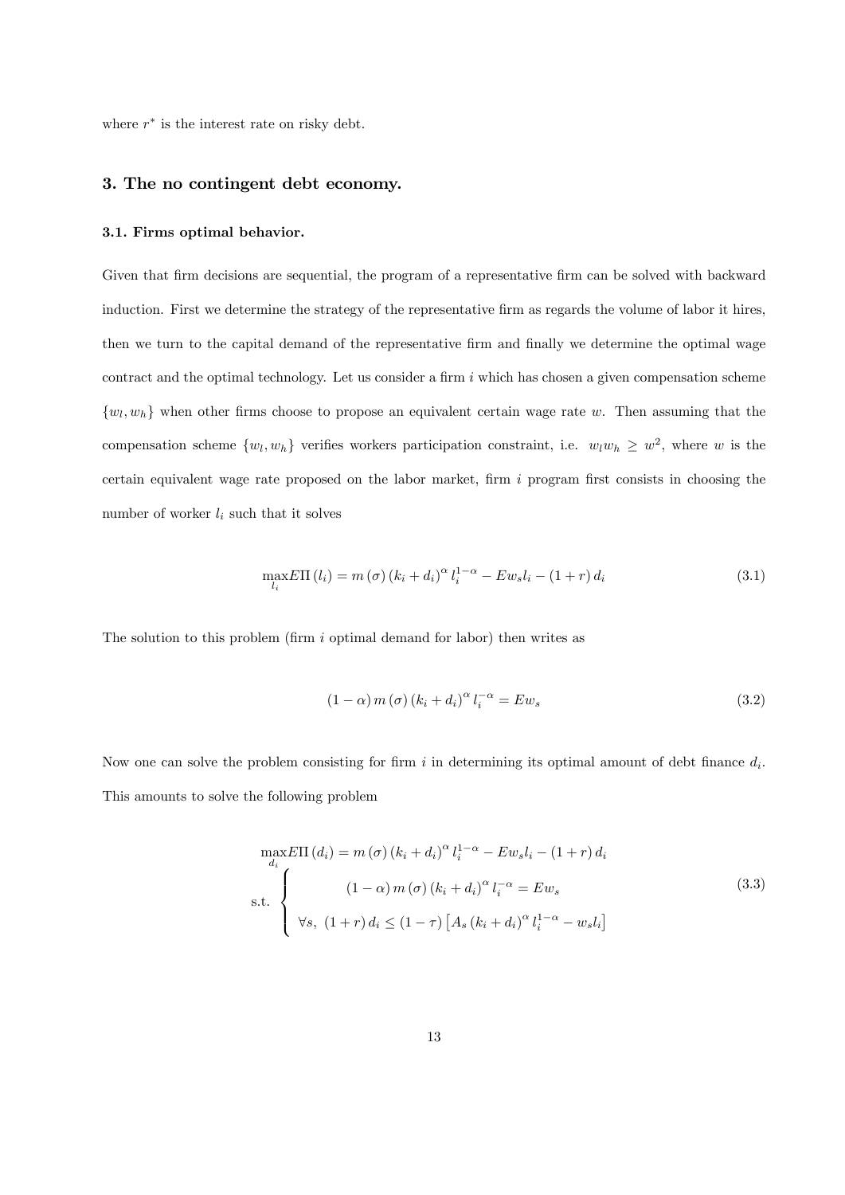where $r^*$ is the interest rate on risky debt.

## 3. The no contingent debt economy.

### 3.1. Firms optimal behavior.

Given that firm decisions are sequential, the program of a representative firm can be solved with backward induction. First we determine the strategy of the representative firm as regards the volume of labor it hires, then we turn to the capital demand of the representative firm and finally we determine the optimal wage contract and the optimal technology. Let us consider a firm $i$ which has chosen a given compensation scheme $\{w_l, w_h\}$ when other firms choose to propose an equivalent certain wage rate $w$. Then assuming that the compensation scheme $\{w_l, w_h\}$ verifies workers participation constraint, i.e. $w_l w_h \geq w^2$, where $w$ is the certain equivalent wage rate proposed on the labor market, firm $i$ program first consists in choosing the number of worker $l_i$ such that it solves

$$\max_{l_i} E\Pi(l_i) = m(\sigma)(k_i + d_i)^{\alpha} l_i^{1-\alpha} - Ew_s l_i - (1+r) d_i \tag{3.1}$$

The solution to this problem (firm $i$ optimal demand for labor) then writes as

$$(1-\alpha) m(\sigma)(k_i + d_i)^{\alpha} l_i^{-\alpha} = Ew_s \tag{3.2}$$

Now one can solve the problem consisting for firm $i$ in determining its optimal amount of debt finance $d_i$. This amounts to solve the following problem

$$\begin{aligned} &\max_{d_i} E\Pi(d_i) = m(\sigma)(k_i + d_i)^{\alpha} l_i^{1-\alpha} - Ew_s l_i - (1+r) d_i \\ &\text{s.t.} \left\{ \begin{array}{c} (1-\alpha) m(\sigma)(k_i + d_i)^{\alpha} l_i^{-\alpha} = Ew_s \\ \forall s,\ (1+r) d_i \leq (1-\tau)\left[A_s (k_i + d_i)^{\alpha} l_i^{1-\alpha} - w_s l_i\right] \end{array} \right. \end{aligned} \tag{3.3}$$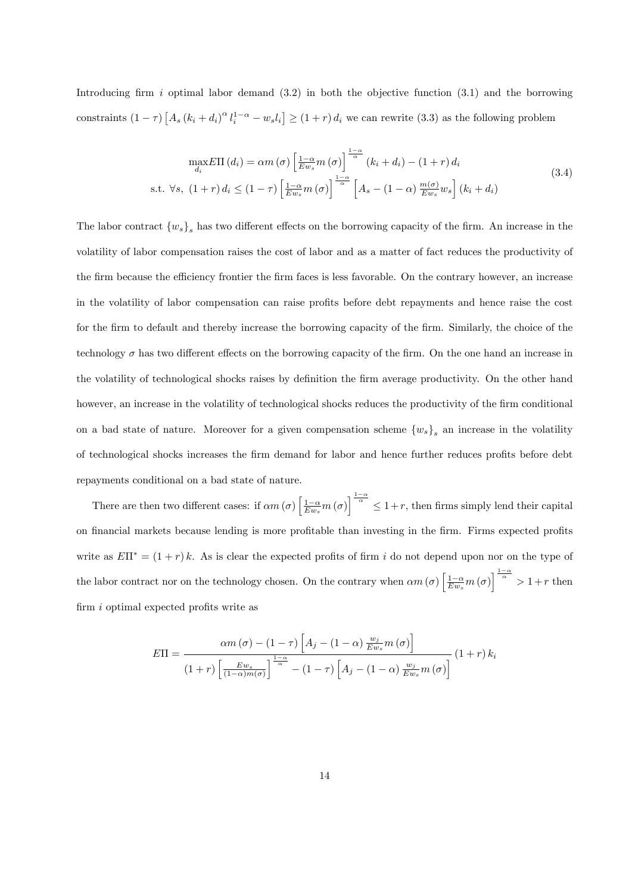Introducing firm $i$ optimal labor demand (3.2) in both the objective function (3.1) and the borrowing constraints $(1-\tau)\left[A_s(k_i+d_i)^{\alpha} l_i^{1-\alpha} - w_s l_i\right] \geq (1+r)\, d_i$ we can rewrite (3.3) as the following problem

$$
\begin{aligned}
&\max_{d_i} E\Pi(d_i) = \alpha m(\sigma)\left[\tfrac{1-\alpha}{Ew_s} m(\sigma)\right]^{\frac{1-\alpha}{\alpha}} (k_i+d_i) - (1+r)\, d_i \\
&\text{s.t. } \forall s,\ (1+r)\, d_i \leq (1-\tau)\left[\tfrac{1-\alpha}{Ew_s} m(\sigma)\right]^{\frac{1-\alpha}{\alpha}} \left[A_s - (1-\alpha)\tfrac{m(\sigma)}{Ew_s} w_s\right](k_i+d_i)
\end{aligned}
\tag{3.4}
$$

The labor contract $\{w_s\}_s$ has two different effects on the borrowing capacity of the firm. An increase in the volatility of labor compensation raises the cost of labor and as a matter of fact reduces the productivity of the firm because the efficiency frontier the firm faces is less favorable. On the contrary however, an increase in the volatility of labor compensation can raise profits before debt repayments and hence raise the cost for the firm to default and thereby increase the borrowing capacity of the firm. Similarly, the choice of the technology $\sigma$ has two different effects on the borrowing capacity of the firm. On the one hand an increase in the volatility of technological shocks raises by definition the firm average productivity. On the other hand however, an increase in the volatility of technological shocks reduces the productivity of the firm conditional on a bad state of nature. Moreover for a given compensation scheme $\{w_s\}_s$ an increase in the volatility of technological shocks increases the firm demand for labor and hence further reduces profits before debt repayments conditional on a bad state of nature.

There are then two different cases: if $\alpha m(\sigma)\left[\frac{1-\alpha}{Ew_s} m(\sigma)\right]^{\frac{1-\alpha}{\alpha}} \leq 1+r$, then firms simply lend their capital on financial markets because lending is more profitable than investing in the firm. Firms expected profits write as $E\Pi^* = (1+r)\, k$. As is clear the expected profits of firm $i$ do not depend upon nor on the type of the labor contract nor on the technology chosen. On the contrary when $\alpha m(\sigma)\left[\frac{1-\alpha}{Ew_s} m(\sigma)\right]^{\frac{1-\alpha}{\alpha}} > 1+r$ then firm $i$ optimal expected profits write as

$$
E\Pi = \frac{\alpha m(\sigma) - (1-\tau)\left[A_j - (1-\alpha)\frac{w_j}{Ew_s} m(\sigma)\right]}{(1+r)\left[\frac{Ew_s}{(1-\alpha) m(\sigma)}\right]^{\frac{1-\alpha}{\alpha}} - (1-\tau)\left[A_j - (1-\alpha)\frac{w_j}{Ew_s} m(\sigma)\right]} (1+r)\, k_i
$$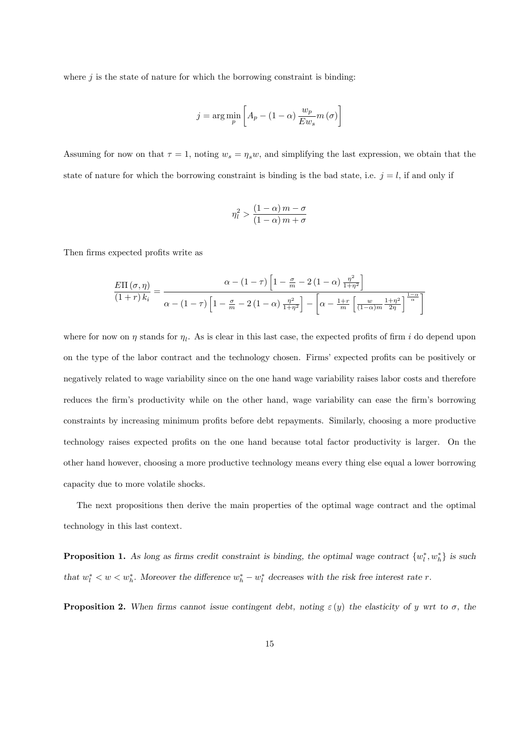where $j$ is the state of nature for which the borrowing constraint is binding:

$$j = \arg\min_{p} \left[ A_p - (1-\alpha) \frac{w_p}{Ew_s} m(\sigma) \right]$$

Assuming for now on that $\tau = 1$, noting $w_s = \eta_s w$, and simplifying the last expression, we obtain that the state of nature for which the borrowing constraint is binding is the bad state, i.e. $j = l$, if and only if

$$\eta_l^2 > \frac{(1-\alpha) m - \sigma}{(1-\alpha) m + \sigma}$$

Then firms expected profits write as

$$\frac{E\Pi(\sigma, \eta)}{(1+r) k_i} = \frac{\alpha - (1-\tau)\left[1 - \frac{\sigma}{m} - 2(1-\alpha)\frac{\eta^2}{1+\eta^2}\right]}{\alpha - (1-\tau)\left[1 - \frac{\sigma}{m} - 2(1-\alpha)\frac{\eta^2}{1+\eta^2}\right] - \left[\alpha - \frac{1+r}{m}\left[\frac{w}{(1-\alpha)m}\frac{1+\eta^2}{2\eta}\right]^{\frac{1-\alpha}{\alpha}}\right]}$$

where for now on $\eta$ stands for $\eta_l$. As is clear in this last case, the expected profits of firm $i$ do depend upon on the type of the labor contract and the technology chosen. Firms' expected profits can be positively or negatively related to wage variability since on the one hand wage variability raises labor costs and therefore reduces the firm's productivity while on the other hand, wage variability can ease the firm's borrowing constraints by increasing minimum profits before debt repayments. Similarly, choosing a more productive technology raises expected profits on the one hand because total factor productivity is larger. On the other hand however, choosing a more productive technology means every thing else equal a lower borrowing capacity due to more volatile shocks.

The next propositions then derive the main properties of the optimal wage contract and the optimal technology in this last context.

**Proposition 1.** *As long as firms credit constraint is binding, the optimal wage contract $\{w_l^*, w_h^*\}$ is such that $w_l^* < w < w_h^*$. Moreover the difference $w_h^* - w_l^*$ decreases with the risk free interest rate $r$.*

**Proposition 2.** *When firms cannot issue contingent debt, noting $\varepsilon(y)$ the elasticity of $y$ wrt to $\sigma$, the*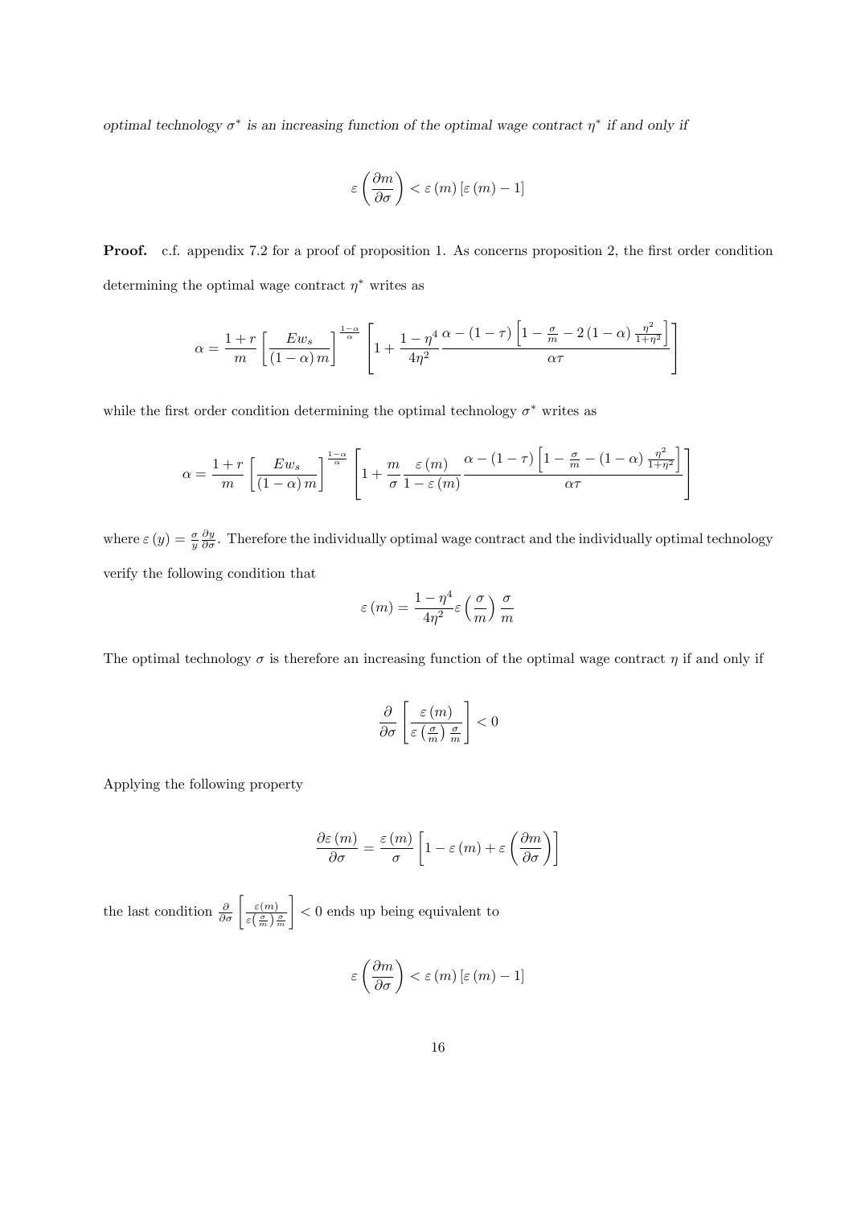*optimal technology $\sigma^*$ is an increasing function of the optimal wage contract $\eta^*$ if and only if*

$$\varepsilon\left(\frac{\partial m}{\partial \sigma}\right) < \varepsilon(m)\left[\varepsilon(m) - 1\right]$$

**Proof.** c.f. appendix 7.2 for a proof of proposition 1. As concerns proposition 2, the first order condition determining the optimal wage contract $\eta^*$ writes as

$$\alpha = \frac{1+r}{m}\left[\frac{Ew_s}{(1-\alpha)m}\right]^{\frac{1-\alpha}{\alpha}}\left[1 + \frac{1-\eta^4}{4\eta^2}\frac{\alpha - (1-\tau)\left[1 - \frac{\sigma}{m} - 2(1-\alpha)\frac{\eta^2}{1+\eta^2}\right]}{\alpha\tau}\right]$$

while the first order condition determining the optimal technology $\sigma^*$ writes as

$$\alpha = \frac{1+r}{m}\left[\frac{Ew_s}{(1-\alpha)m}\right]^{\frac{1-\alpha}{\alpha}}\left[1 + \frac{m}{\sigma}\frac{\varepsilon(m)}{1-\varepsilon(m)}\frac{\alpha - (1-\tau)\left[1 - \frac{\sigma}{m} - (1-\alpha)\frac{\eta^2}{1+\eta^2}\right]}{\alpha\tau}\right]$$

where $\varepsilon(y) = \frac{\sigma}{y}\frac{\partial y}{\partial \sigma}$. Therefore the individually optimal wage contract and the individually optimal technology verify the following condition that

$$\varepsilon(m) = \frac{1-\eta^4}{4\eta^2}\varepsilon\left(\frac{\sigma}{m}\right)\frac{\sigma}{m}$$

The optimal technology $\sigma$ is therefore an increasing function of the optimal wage contract $\eta$ if and only if

$$\frac{\partial}{\partial \sigma}\left[\frac{\varepsilon(m)}{\varepsilon\left(\frac{\sigma}{m}\right)\frac{\sigma}{m}}\right] < 0$$

Applying the following property

$$\frac{\partial \varepsilon(m)}{\partial \sigma} = \frac{\varepsilon(m)}{\sigma}\left[1 - \varepsilon(m) + \varepsilon\left(\frac{\partial m}{\partial \sigma}\right)\right]$$

the last condition $\frac{\partial}{\partial \sigma}\left[\frac{\varepsilon(m)}{\varepsilon\left(\frac{\sigma}{m}\right)\frac{\sigma}{m}}\right] < 0$ ends up being equivalent to

$$\varepsilon\left(\frac{\partial m}{\partial \sigma}\right) < \varepsilon(m)\left[\varepsilon(m) - 1\right]$$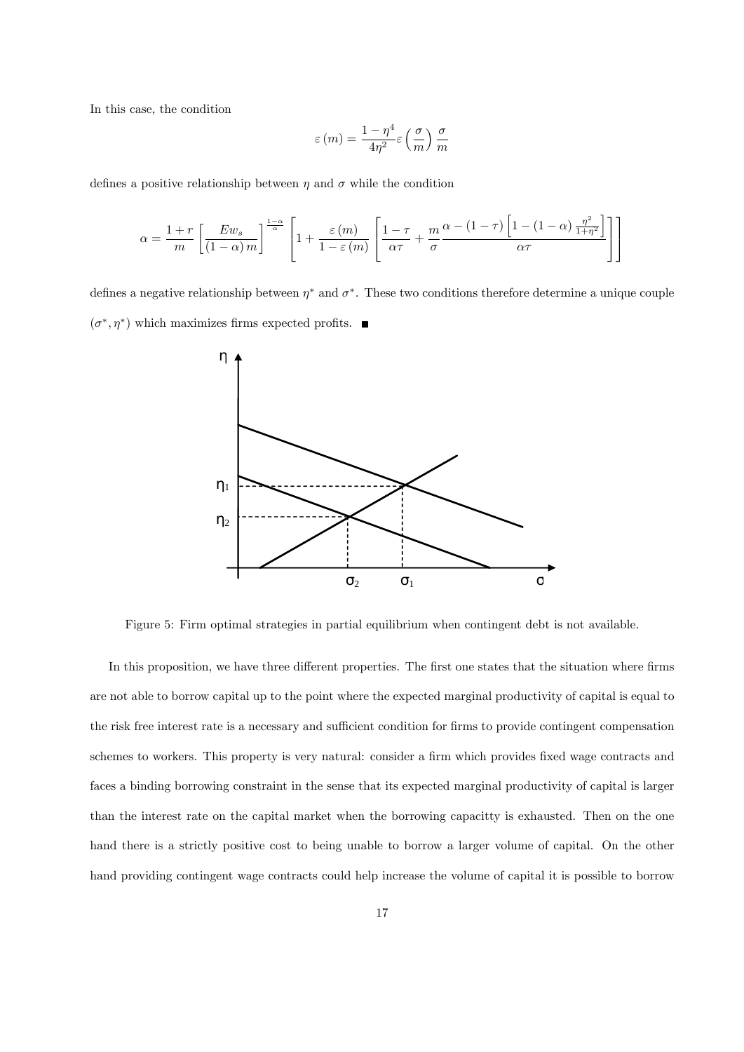In this case, the condition

$$\varepsilon(m) = \frac{1-\eta^4}{4\eta^2}\varepsilon\left(\frac{\sigma}{m}\right)\frac{\sigma}{m}$$

defines a positive relationship between $\eta$ and $\sigma$ while the condition

$$\alpha = \frac{1+r}{m}\left[\frac{Ew_s}{(1-\alpha)m}\right]^{\frac{1-\alpha}{\alpha}}\left[1+\frac{\varepsilon(m)}{1-\varepsilon(m)}\left[\frac{1-\tau}{\alpha\tau}+\frac{m}{\sigma}\frac{\alpha-(1-\tau)\left[1-(1-\alpha)\frac{\eta^2}{1+\eta^2}\right]}{\alpha\tau}\right]\right]$$

defines a negative relationship between $\eta^*$ and $\sigma^*$. These two conditions therefore determine a unique couple $(\sigma^*, \eta^*)$ which maximizes firms expected profits. ■

Figure 5: Firm optimal strategies in partial equilibrium when contingent debt is not available.

In this proposition, we have three different properties. The first one states that the situation where firms are not able to borrow capital up to the point where the expected marginal productivity of capital is equal to the risk free interest rate is a necessary and sufficient condition for firms to provide contingent compensation schemes to workers. This property is very natural: consider a firm which provides fixed wage contracts and faces a binding borrowing constraint in the sense that its expected marginal productivity of capital is larger than the interest rate on the capital market when the borrowing capacitty is exhausted. Then on the one hand there is a strictly positive cost to being unable to borrow a larger volume of capital. On the other hand providing contingent wage contracts could help increase the volume of capital it is possible to borrow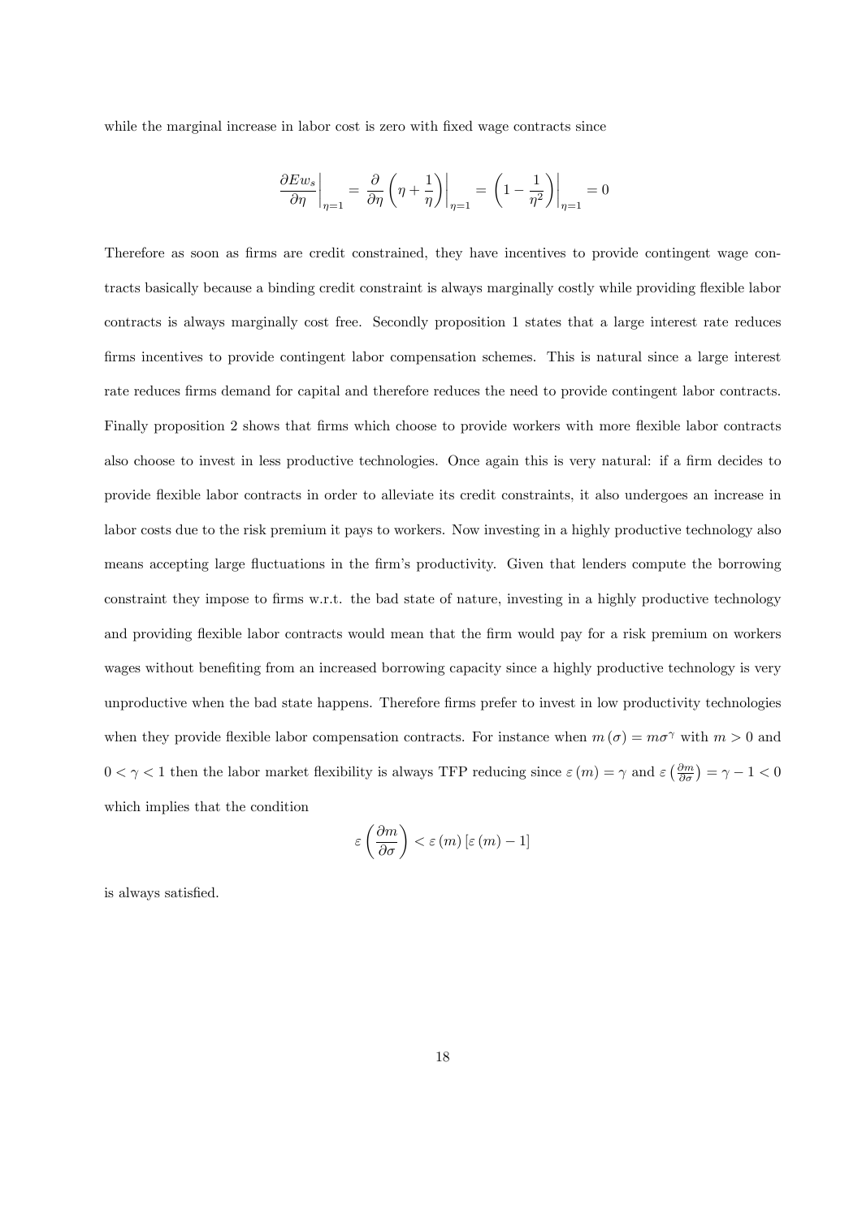while the marginal increase in labor cost is zero with fixed wage contracts since

$$\left.\frac{\partial Ew_s}{\partial \eta}\right|_{\eta=1} = \left.\frac{\partial}{\partial \eta}\left(\eta + \frac{1}{\eta}\right)\right|_{\eta=1} = \left.\left(1 - \frac{1}{\eta^2}\right)\right|_{\eta=1} = 0$$

Therefore as soon as firms are credit constrained, they have incentives to provide contingent wage contracts basically because a binding credit constraint is always marginally costly while providing flexible labor contracts is always marginally cost free. Secondly proposition 1 states that a large interest rate reduces firms incentives to provide contingent labor compensation schemes. This is natural since a large interest rate reduces firms demand for capital and therefore reduces the need to provide contingent labor contracts. Finally proposition 2 shows that firms which choose to provide workers with more flexible labor contracts also choose to invest in less productive technologies. Once again this is very natural: if a firm decides to provide flexible labor contracts in order to alleviate its credit constraints, it also undergoes an increase in labor costs due to the risk premium it pays to workers. Now investing in a highly productive technology also means accepting large fluctuations in the firm's productivity. Given that lenders compute the borrowing constraint they impose to firms w.r.t. the bad state of nature, investing in a highly productive technology and providing flexible labor contracts would mean that the firm would pay for a risk premium on workers wages without benefiting from an increased borrowing capacity since a highly productive technology is very unproductive when the bad state happens. Therefore firms prefer to invest in low productivity technologies when they provide flexible labor compensation contracts. For instance when $m(\sigma) = m\sigma^\gamma$ with $m > 0$ and $0 < \gamma < 1$ then the labor market flexibility is always TFP reducing since $\varepsilon(m) = \gamma$ and $\varepsilon\left(\frac{\partial m}{\partial \sigma}\right) = \gamma - 1 < 0$ which implies that the condition

$$\varepsilon\left(\frac{\partial m}{\partial \sigma}\right) < \varepsilon(m)\left[\varepsilon(m) - 1\right]$$

is always satisfied.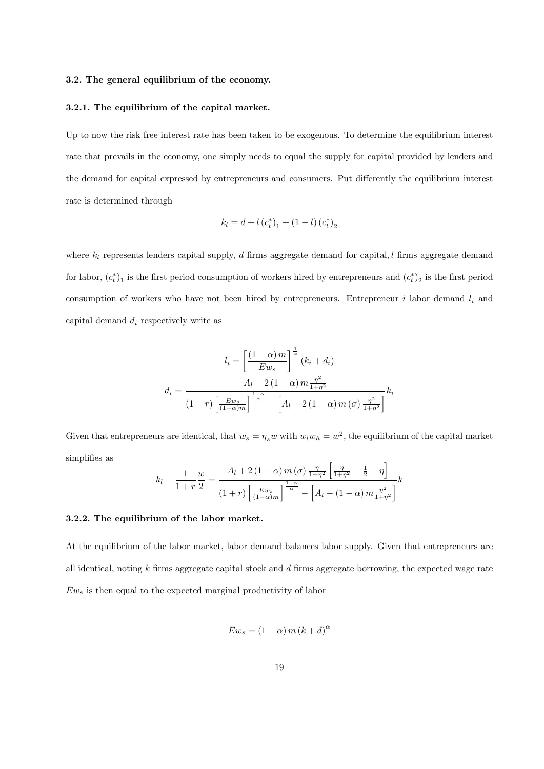#### 3.2. The general equilibrium of the economy.

##### 3.2.1. The equilibrium of the capital market.

Up to now the risk free interest rate has been taken to be exogenous. To determine the equilibrium interest rate that prevails in the economy, one simply needs to equal the supply for capital provided by lenders and the demand for capital expressed by entrepreneurs and consumers. Put differently the equilibrium interest rate is determined through

$$k_l = d + l\left(c_t^*\right)_1 + (1-l)\left(c_t^*\right)_2$$

where $k_l$ represents lenders capital supply, $d$ firms aggregate demand for capital, $l$ firms aggregate demand for labor, $\left(c_t^*\right)_1$ is the first period consumption of workers hired by entrepreneurs and $\left(c_t^*\right)_2$ is the first period consumption of workers who have not been hired by entrepreneurs. Entrepreneur $i$ labor demand $l_i$ and capital demand $d_i$ respectively write as

$$l_i = \left[\frac{(1-\alpha)\, m}{Ew_s}\right]^{\frac{1}{\alpha}} (k_i + d_i)$$

$$d_i = \frac{A_l - 2(1-\alpha)\, m \frac{\eta^2}{1+\eta^2}}{(1+r)\left[\frac{Ew_s}{(1-\alpha)m}\right]^{\frac{1-\alpha}{\alpha}} - \left[A_l - 2(1-\alpha)\, m(\sigma)\frac{\eta^2}{1+\eta^2}\right]} k_i$$

Given that entrepreneurs are identical, that $w_s = \eta_s w$ with $w_l w_h = w^2$, the equilibrium of the capital market simplifies as

$$k_l - \frac{1}{1+r}\frac{w}{2} = \frac{A_l + 2(1-\alpha)\, m(\sigma)\frac{\eta}{1+\eta^2}\left[\frac{\eta}{1+\eta^2} - \frac{1}{2} - \eta\right]}{(1+r)\left[\frac{Ew_s}{(1-\alpha)m}\right]^{\frac{1-\alpha}{\alpha}} - \left[A_l - (1-\alpha)\, m \frac{\eta^2}{1+\eta^2}\right]} k$$

##### 3.2.2. The equilibrium of the labor market.

At the equilibrium of the labor market, labor demand balances labor supply. Given that entrepreneurs are all identical, noting $k$ firms aggregate capital stock and $d$ firms aggregate borrowing, the expected wage rate $Ew_s$ is then equal to the expected marginal productivity of labor

$$Ew_s = (1-\alpha)\, m\,(k+d)^{\alpha}$$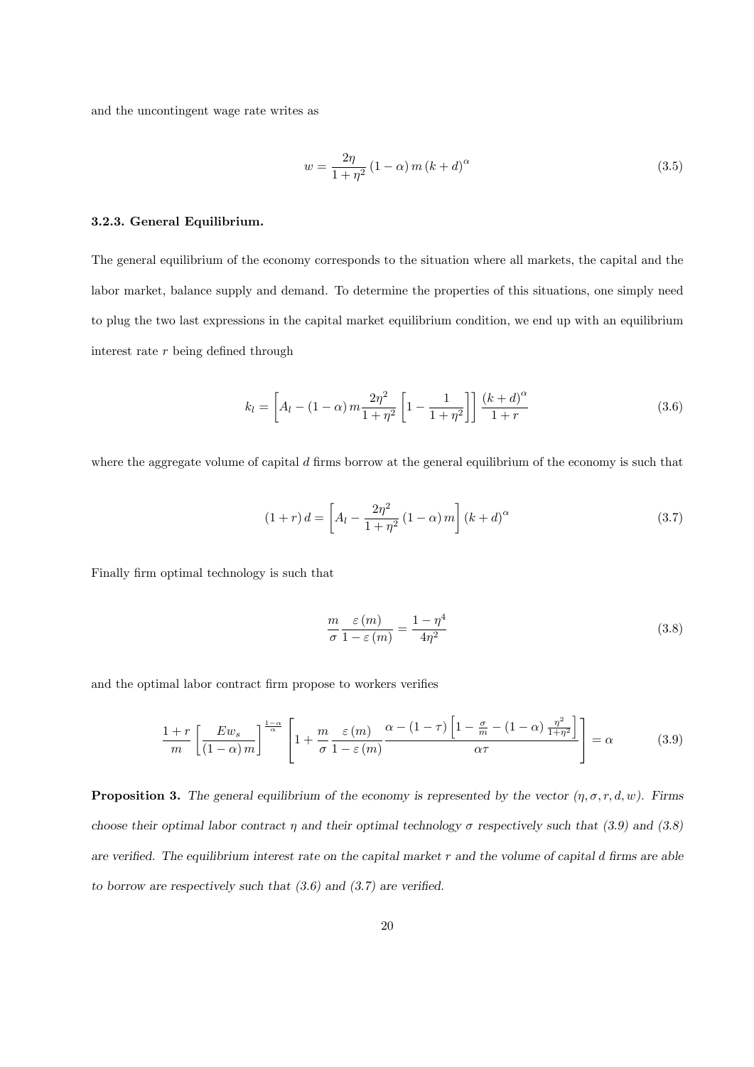and the uncontingent wage rate writes as

$$w = \frac{2\eta}{1+\eta^2}(1-\alpha)\, m\,(k+d)^{\alpha} \tag{3.5}$$

### 3.2.3. General Equilibrium.

The general equilibrium of the economy corresponds to the situation where all markets, the capital and the labor market, balance supply and demand. To determine the properties of this situations, one simply need to plug the two last expressions in the capital market equilibrium condition, we end up with an equilibrium interest rate $r$ being defined through

$$k_l = \left[A_l - (1-\alpha)\, m \frac{2\eta^2}{1+\eta^2}\left[1 - \frac{1}{1+\eta^2}\right]\right]\frac{(k+d)^{\alpha}}{1+r} \tag{3.6}$$

where the aggregate volume of capital $d$ firms borrow at the general equilibrium of the economy is such that

$$(1+r)\, d = \left[A_l - \frac{2\eta^2}{1+\eta^2}(1-\alpha)\, m\right](k+d)^{\alpha} \tag{3.7}$$

Finally firm optimal technology is such that

$$\frac{m}{\sigma}\frac{\varepsilon(m)}{1-\varepsilon(m)} = \frac{1-\eta^4}{4\eta^2} \tag{3.8}$$

and the optimal labor contract firm propose to workers verifies

$$\frac{1+r}{m}\left[\frac{Ew_s}{(1-\alpha)\, m}\right]^{\frac{1-\alpha}{\alpha}}\left[1 + \frac{m}{\sigma}\frac{\varepsilon(m)}{1-\varepsilon(m)}\frac{\alpha - (1-\tau)\left[1 - \frac{\sigma}{m} - (1-\alpha)\frac{\eta^2}{1+\eta^2}\right]}{\alpha\tau}\right] = \alpha \tag{3.9}$$

**Proposition 3.** *The general equilibrium of the economy is represented by the vector $(\eta, \sigma, r, d, w)$. Firms choose their optimal labor contract $\eta$ and their optimal technology $\sigma$ respectively such that (3.9) and (3.8) are verified. The equilibrium interest rate on the capital market $r$ and the volume of capital $d$ firms are able to borrow are respectively such that (3.6) and (3.7) are verified.*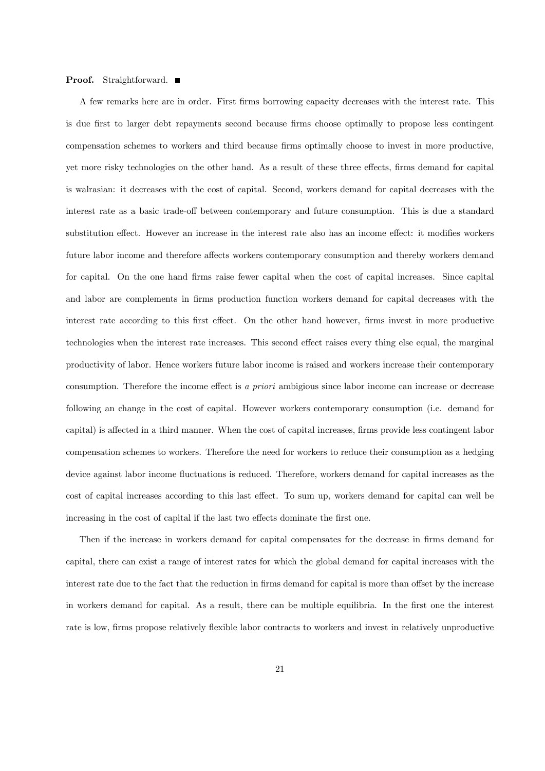**Proof.** Straightforward. ■

A few remarks here are in order. First firms borrowing capacity decreases with the interest rate. This is due first to larger debt repayments second because firms choose optimally to propose less contingent compensation schemes to workers and third because firms optimally choose to invest in more productive, yet more risky technologies on the other hand. As a result of these three effects, firms demand for capital is walrasian: it decreases with the cost of capital. Second, workers demand for capital decreases with the interest rate as a basic trade-off between contemporary and future consumption. This is due a standard substitution effect. However an increase in the interest rate also has an income effect: it modifies workers future labor income and therefore affects workers contemporary consumption and thereby workers demand for capital. On the one hand firms raise fewer capital when the cost of capital increases. Since capital and labor are complements in firms production function workers demand for capital decreases with the interest rate according to this first effect. On the other hand however, firms invest in more productive technologies when the interest rate increases. This second effect raises every thing else equal, the marginal productivity of labor. Hence workers future labor income is raised and workers increase their contemporary consumption. Therefore the income effect is *a priori* ambigious since labor income can increase or decrease following an change in the cost of capital. However workers contemporary consumption (i.e. demand for capital) is affected in a third manner. When the cost of capital increases, firms provide less contingent labor compensation schemes to workers. Therefore the need for workers to reduce their consumption as a hedging device against labor income fluctuations is reduced. Therefore, workers demand for capital increases as the cost of capital increases according to this last effect. To sum up, workers demand for capital can well be increasing in the cost of capital if the last two effects dominate the first one.

Then if the increase in workers demand for capital compensates for the decrease in firms demand for capital, there can exist a range of interest rates for which the global demand for capital increases with the interest rate due to the fact that the reduction in firms demand for capital is more than offset by the increase in workers demand for capital. As a result, there can be multiple equilibria. In the first one the interest rate is low, firms propose relatively flexible labor contracts to workers and invest in relatively unproductive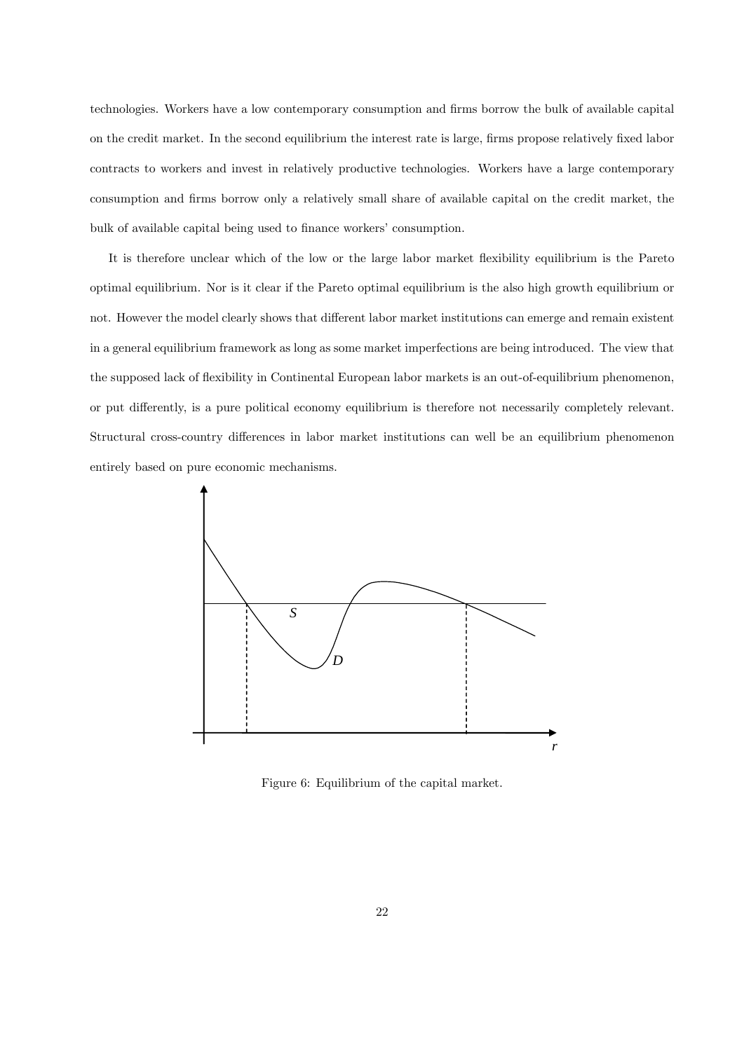technologies. Workers have a low contemporary consumption and firms borrow the bulk of available capital on the credit market. In the second equilibrium the interest rate is large, firms propose relatively fixed labor contracts to workers and invest in relatively productive technologies. Workers have a large contemporary consumption and firms borrow only a relatively small share of available capital on the credit market, the bulk of available capital being used to finance workers' consumption.

It is therefore unclear which of the low or the large labor market flexibility equilibrium is the Pareto optimal equilibrium. Nor is it clear if the Pareto optimal equilibrium is the also high growth equilibrium or not. However the model clearly shows that different labor market institutions can emerge and remain existent in a general equilibrium framework as long as some market imperfections are being introduced. The view that the supposed lack of flexibility in Continental European labor markets is an out-of-equilibrium phenomenon, or put differently, is a pure political economy equilibrium is therefore not necessarily completely relevant. Structural cross-country differences in labor market institutions can well be an equilibrium phenomenon entirely based on pure economic mechanisms.

Figure 6: Equilibrium of the capital market.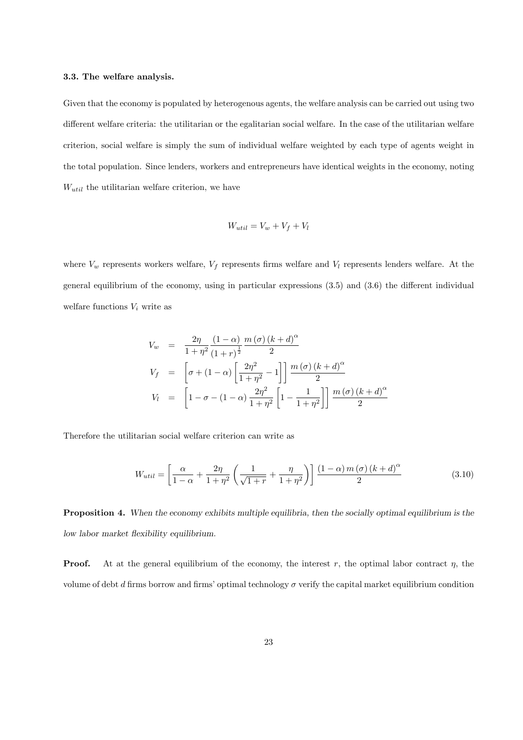### 3.3. The welfare analysis.

Given that the economy is populated by heterogenous agents, the welfare analysis can be carried out using two different welfare criteria: the utilitarian or the egalitarian social welfare. In the case of the utilitarian welfare criterion, social welfare is simply the sum of individual welfare weighted by each type of agents weight in the total population. Since lenders, workers and entrepreneurs have identical weights in the economy, noting $W_{util}$ the utilitarian welfare criterion, we have

$$W_{util} = V_w + V_f + V_l$$

where $V_w$ represents workers welfare, $V_f$ represents firms welfare and $V_l$ represents lenders welfare. At the general equilibrium of the economy, using in particular expressions (3.5) and (3.6) the different individual welfare functions $V_i$ write as

$$\begin{aligned}
V_w &= \frac{2\eta}{1+\eta^2}\frac{(1-\alpha)}{(1+r)^{\frac{1}{2}}}\frac{m(\sigma)(k+d)^{\alpha}}{2} \\
V_f &= \left[\sigma + (1-\alpha)\left[\frac{2\eta^2}{1+\eta^2} - 1\right]\right]\frac{m(\sigma)(k+d)^{\alpha}}{2} \\
V_l &= \left[1 - \sigma - (1-\alpha)\frac{2\eta^2}{1+\eta^2}\left[1 - \frac{1}{1+\eta^2}\right]\right]\frac{m(\sigma)(k+d)^{\alpha}}{2}
\end{aligned}$$

Therefore the utilitarian social welfare criterion can write as

$$W_{util} = \left[\frac{\alpha}{1-\alpha} + \frac{2\eta}{1+\eta^2}\left(\frac{1}{\sqrt{1+r}} + \frac{\eta}{1+\eta^2}\right)\right]\frac{(1-\alpha)m(\sigma)(k+d)^{\alpha}}{2} \tag{3.10}$$

**Proposition 4.** *When the economy exhibits multiple equilibria, then the socially optimal equilibrium is the low labor market flexibility equilibrium.*

**Proof.** At at the general equilibrium of the economy, the interest $r$, the optimal labor contract $\eta$, the volume of debt $d$ firms borrow and firms' optimal technology $\sigma$ verify the capital market equilibrium condition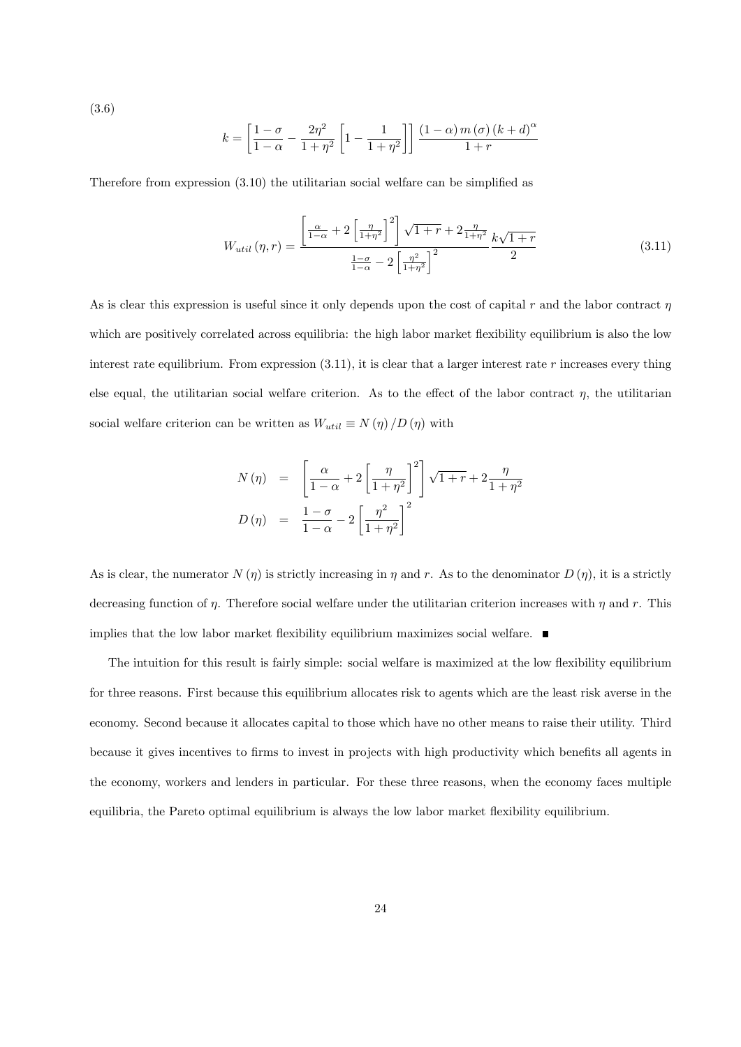(3.6)

$$k = \left[ \frac{1-\sigma}{1-\alpha} - \frac{2\eta^2}{1+\eta^2} \left[ 1 - \frac{1}{1+\eta^2} \right] \right] \frac{(1-\alpha)\, m(\sigma)\, (k+d)^{\alpha}}{1+r}$$

Therefore from expression (3.10) the utilitarian social welfare can be simplified as

$$W_{util}(\eta, r) = \frac{\left[ \frac{\alpha}{1-\alpha} + 2\left[ \frac{\eta}{1+\eta^2} \right]^2 \right] \sqrt{1+r} + 2\frac{\eta}{1+\eta^2}}{\frac{1-\sigma}{1-\alpha} - 2\left[ \frac{\eta^2}{1+\eta^2} \right]^2} \frac{k\sqrt{1+r}}{2} \tag{3.11}$$

As is clear this expression is useful since it only depends upon the cost of capital $r$ and the labor contract $\eta$ which are positively correlated across equilibria: the high labor market flexibility equilibrium is also the low interest rate equilibrium. From expression (3.11), it is clear that a larger interest rate $r$ increases every thing else equal, the utilitarian social welfare criterion. As to the effect of the labor contract $\eta$, the utilitarian social welfare criterion can be written as $W_{util} \equiv N(\eta)/D(\eta)$ with

$$N(\eta) = \left[ \frac{\alpha}{1-\alpha} + 2\left[ \frac{\eta}{1+\eta^2} \right]^2 \right] \sqrt{1+r} + 2\frac{\eta}{1+\eta^2}$$

$$D(\eta) = \frac{1-\sigma}{1-\alpha} - 2\left[ \frac{\eta^2}{1+\eta^2} \right]^2$$

As is clear, the numerator $N(\eta)$ is strictly increasing in $\eta$ and $r$. As to the denominator $D(\eta)$, it is a strictly decreasing function of $\eta$. Therefore social welfare under the utilitarian criterion increases with $\eta$ and $r$. This implies that the low labor market flexibility equilibrium maximizes social welfare. ■

The intuition for this result is fairly simple: social welfare is maximized at the low flexibility equilibrium for three reasons. First because this equilibrium allocates risk to agents which are the least risk averse in the economy. Second because it allocates capital to those which have no other means to raise their utility. Third because it gives incentives to firms to invest in projects with high productivity which benefits all agents in the economy, workers and lenders in particular. For these three reasons, when the economy faces multiple equilibria, the Pareto optimal equilibrium is always the low labor market flexibility equilibrium.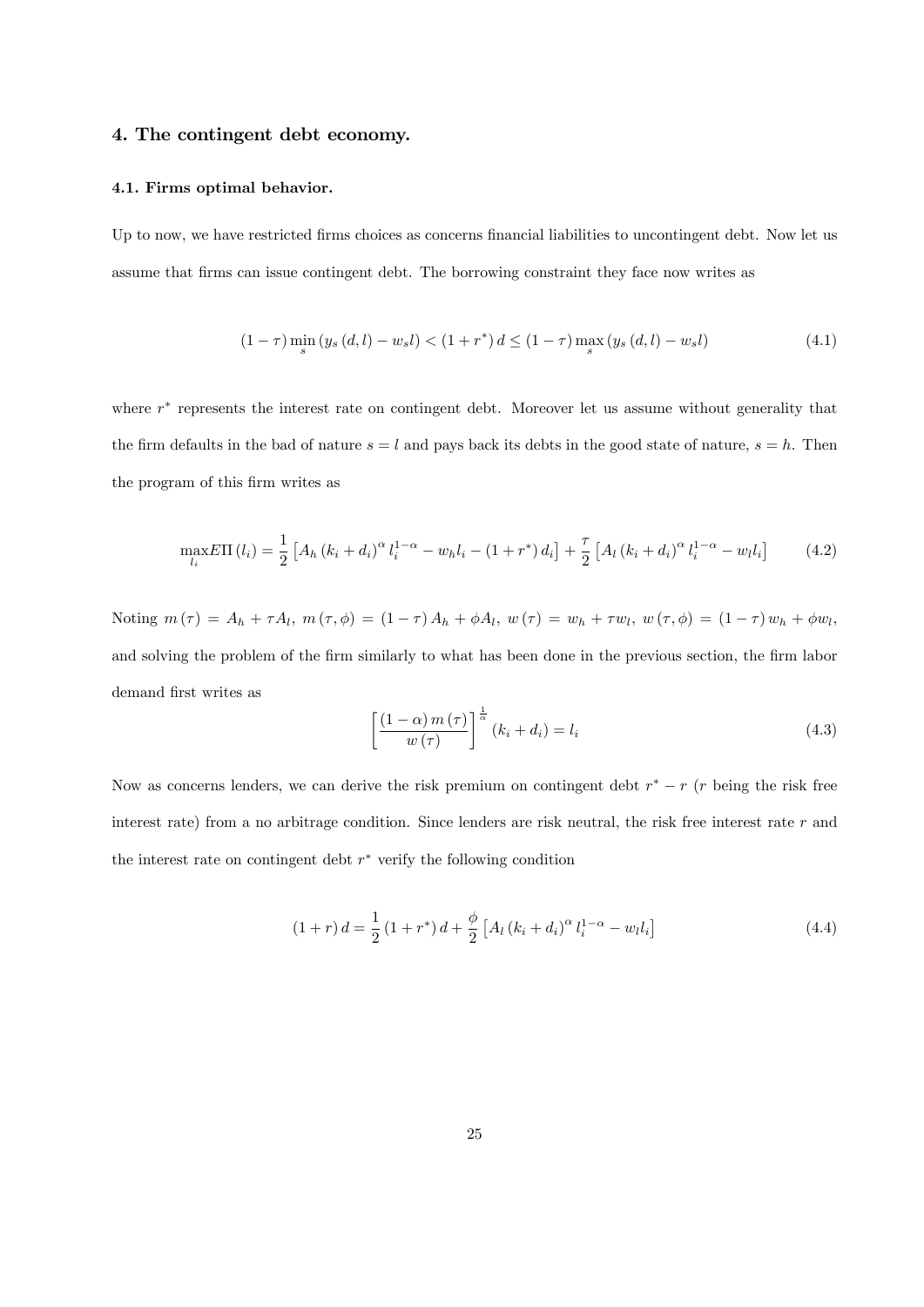## 4. The contingent debt economy.

### 4.1. Firms optimal behavior.

Up to now, we have restricted firms choices as concerns financial liabilities to uncontingent debt. Now let us assume that firms can issue contingent debt. The borrowing constraint they face now writes as

$$(1-\tau)\min_{s}\left(y_{s}\left(d,l\right)-w_{s}l\right)<\left(1+r^{*}\right)d\leq\left(1-\tau\right)\max_{s}\left(y_{s}\left(d,l\right)-w_{s}l\right) \tag{4.1}$$

where $r^{*}$ represents the interest rate on contingent debt. Moreover let us assume without generality that the firm defaults in the bad of nature $s=l$ and pays back its debts in the good state of nature, $s=h$. Then the program of this firm writes as

$$\max_{l_i} E\Pi\left(l_{i}\right)=\frac{1}{2}\left[A_{h}\left(k_{i}+d_{i}\right)^{\alpha}l_{i}^{1-\alpha}-w_{h}l_{i}-\left(1+r^{*}\right)d_{i}\right]+\frac{\tau}{2}\left[A_{l}\left(k_{i}+d_{i}\right)^{\alpha}l_{i}^{1-\alpha}-w_{l}l_{i}\right] \tag{4.2}$$

Noting $m\left(\tau\right)=A_{h}+\tau A_{l}$, $m\left(\tau,\phi\right)=\left(1-\tau\right)A_{h}+\phi A_{l}$, $w\left(\tau\right)=w_{h}+\tau w_{l}$, $w\left(\tau,\phi\right)=\left(1-\tau\right)w_{h}+\phi w_{l}$, and solving the problem of the firm similarly to what has been done in the previous section, the firm labor demand first writes as

$$\left[\frac{\left(1-\alpha\right)m\left(\tau\right)}{w\left(\tau\right)}\right]^{\frac{1}{\alpha}}\left(k_{i}+d_{i}\right)=l_{i} \tag{4.3}$$

Now as concerns lenders, we can derive the risk premium on contingent debt $r^{*}-r$ ($r$ being the risk free interest rate) from a no arbitrage condition. Since lenders are risk neutral, the risk free interest rate $r$ and the interest rate on contingent debt $r^{*}$ verify the following condition

$$\left(1+r\right)d=\frac{1}{2}\left(1+r^{*}\right)d+\frac{\phi}{2}\left[A_{l}\left(k_{i}+d_{i}\right)^{\alpha}l_{i}^{1-\alpha}-w_{l}l_{i}\right] \tag{4.4}$$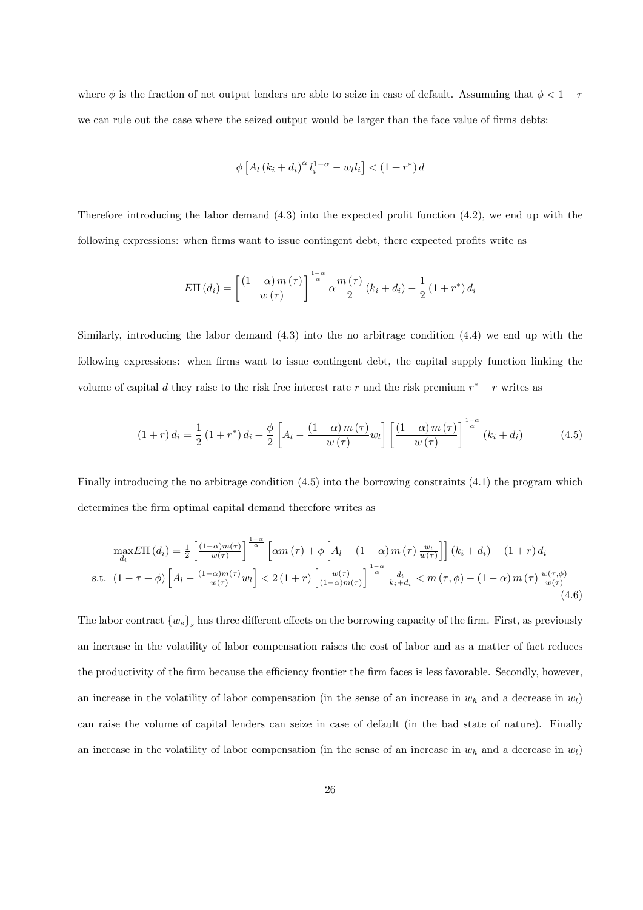where $\phi$ is the fraction of net output lenders are able to seize in case of default. Assumuing that $\phi < 1 - \tau$ we can rule out the case where the seized output would be larger than the face value of firms debts:

$$\phi \left[ A_l \left(k_i + d_i\right)^{\alpha} l_i^{1-\alpha} - w_l l_i \right] < \left(1 + r^*\right) d$$

Therefore introducing the labor demand (4.3) into the expected profit function (4.2), we end up with the following expressions: when firms want to issue contingent debt, there expected profits write as

$$E\Pi\left(d_i\right) = \left[ \frac{(1-\alpha)\, m(\tau)}{w(\tau)} \right]^{\frac{1-\alpha}{\alpha}} \alpha \frac{m(\tau)}{2} \left(k_i + d_i\right) - \frac{1}{2}\left(1 + r^*\right) d_i$$

Similarly, introducing the labor demand (4.3) into the no arbitrage condition (4.4) we end up with the following expressions: when firms want to issue contingent debt, the capital supply function linking the volume of capital $d$ they raise to the risk free interest rate $r$ and the risk premium $r^* - r$ writes as

$$(1+r)\, d_i = \frac{1}{2}\left(1 + r^*\right) d_i + \frac{\phi}{2} \left[ A_l - \frac{(1-\alpha)\, m(\tau)}{w(\tau)} w_l \right] \left[ \frac{(1-\alpha)\, m(\tau)}{w(\tau)} \right]^{\frac{1-\alpha}{\alpha}} \left(k_i + d_i\right) \tag{4.5}$$

Finally introducing the no arbitrage condition (4.5) into the borrowing constraints (4.1) the program which determines the firm optimal capital demand therefore writes as

$$\begin{aligned} &\max_{d_i} E\Pi\left(d_i\right) = \frac{1}{2} \left[ \frac{(1-\alpha) m(\tau)}{w(\tau)} \right]^{\frac{1-\alpha}{\alpha}} \left[ \alpha m(\tau) + \phi \left[ A_l - (1-\alpha)\, m(\tau) \frac{w_l}{w(\tau)} \right] \right] \left(k_i + d_i\right) - (1+r)\, d_i \\ &\text{s.t. } \left(1 - \tau + \phi\right) \left[ A_l - \frac{(1-\alpha) m(\tau)}{w(\tau)} w_l \right] < 2(1+r) \left[ \frac{w(\tau)}{(1-\alpha) m(\tau)} \right]^{\frac{1-\alpha}{\alpha}} \frac{d_i}{k_i + d_i} < m(\tau, \phi) - (1-\alpha)\, m(\tau) \frac{w(\tau, \phi)}{w(\tau)} \end{aligned} \tag{4.6}$$

The labor contract $\left\{w_s\right\}_s$ has three different effects on the borrowing capacity of the firm. First, as previously an increase in the volatility of labor compensation raises the cost of labor and as a matter of fact reduces the productivity of the firm because the efficiency frontier the firm faces is less favorable. Secondly, however, an increase in the volatility of labor compensation (in the sense of an increase in $w_h$ and a decrease in $w_l$) can raise the volume of capital lenders can seize in case of default (in the bad state of nature). Finally an increase in the volatility of labor compensation (in the sense of an increase in $w_h$ and a decrease in $w_l$)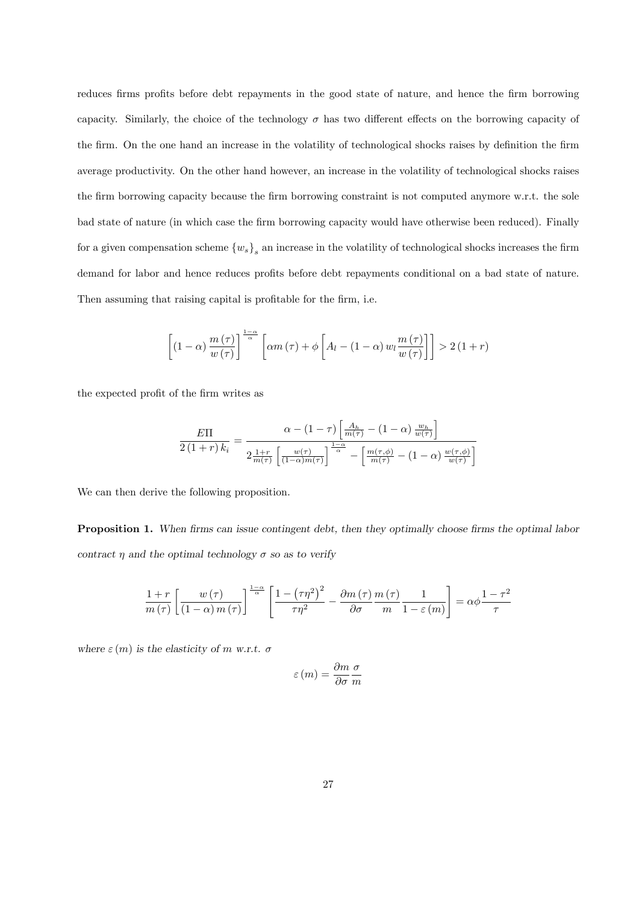reduces firms profits before debt repayments in the good state of nature, and hence the firm borrowing capacity. Similarly, the choice of the technology $\sigma$ has two different effects on the borrowing capacity of the firm. On the one hand an increase in the volatility of technological shocks raises by definition the firm average productivity. On the other hand however, an increase in the volatility of technological shocks raises the firm borrowing capacity because the firm borrowing constraint is not computed anymore w.r.t. the sole bad state of nature (in which case the firm borrowing capacity would have otherwise been reduced). Finally for a given compensation scheme $\{w_s\}_s$ an increase in the volatility of technological shocks increases the firm demand for labor and hence reduces profits before debt repayments conditional on a bad state of nature. Then assuming that raising capital is profitable for the firm, i.e.

$$\left[(1-\alpha)\frac{m(\tau)}{w(\tau)}\right]^{\frac{1-\alpha}{\alpha}}\left[\alpha m(\tau)+\phi\left[A_l-(1-\alpha)w_l\frac{m(\tau)}{w(\tau)}\right]\right]>2(1+r)$$

the expected profit of the firm writes as

$$\frac{E\Pi}{2(1+r)k_i}=\frac{\alpha-(1-\tau)\left[\frac{A_h}{m(\tau)}-(1-\alpha)\frac{w_h}{w(\tau)}\right]}{2\frac{1+r}{m(\tau)}\left[\frac{w(\tau)}{(1-\alpha)m(\tau)}\right]^{\frac{1-\alpha}{\alpha}}-\left[\frac{m(\tau,\phi)}{m(\tau)}-(1-\alpha)\frac{w(\tau,\phi)}{w(\tau)}\right]}$$

We can then derive the following proposition.

**Proposition 1.** *When firms can issue contingent debt, then they optimally choose firms the optimal labor contract $\eta$ and the optimal technology $\sigma$ so as to verify*

$$\frac{1+r}{m(\tau)}\left[\frac{w(\tau)}{(1-\alpha)m(\tau)}\right]^{\frac{1-\alpha}{\alpha}}\left[\frac{1-\left(\tau\eta^2\right)^2}{\tau\eta^2}-\frac{\partial m(\tau)}{\partial\sigma}\frac{m(\tau)}{m}\frac{1}{1-\varepsilon(m)}\right]=\alpha\phi\frac{1-\tau^2}{\tau}$$

*where $\varepsilon(m)$ is the elasticity of $m$ w.r.t. $\sigma$*

$$\varepsilon(m)=\frac{\partial m}{\partial\sigma}\frac{\sigma}{m}$$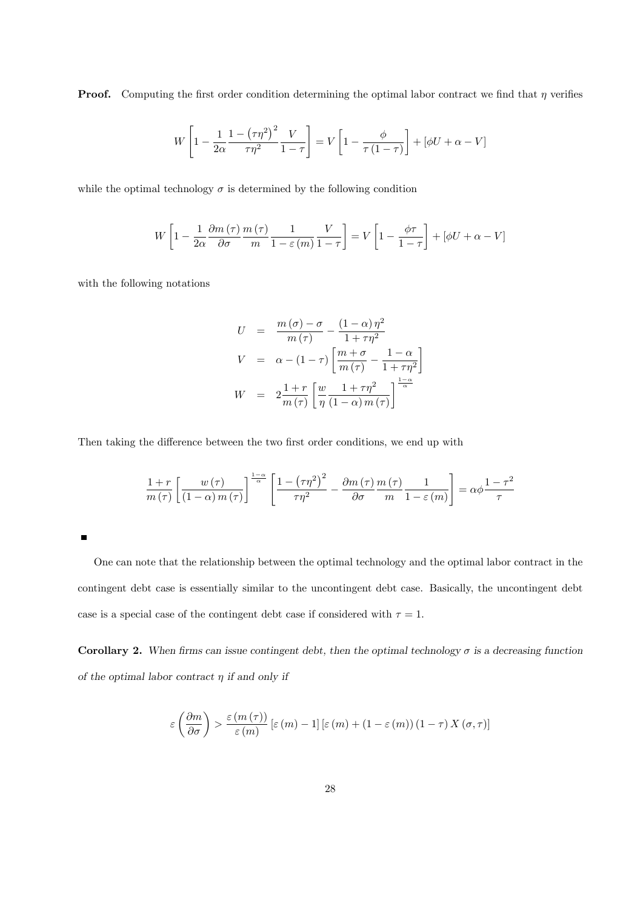**Proof.** Computing the first order condition determining the optimal labor contract we find that $\eta$ verifies

$$W\left[1-\frac{1}{2\alpha}\frac{1-\left(\tau\eta^2\right)^2}{\tau\eta^2}\frac{V}{1-\tau}\right]=V\left[1-\frac{\phi}{\tau\left(1-\tau\right)}\right]+\left[\phi U+\alpha-V\right]$$

while the optimal technology $\sigma$ is determined by the following condition

$$W\left[1-\frac{1}{2\alpha}\frac{\partial m\left(\tau\right)}{\partial\sigma}\frac{m\left(\tau\right)}{m}\frac{1}{1-\varepsilon\left(m\right)}\frac{V}{1-\tau}\right]=V\left[1-\frac{\phi\tau}{1-\tau}\right]+\left[\phi U+\alpha-V\right]$$

with the following notations

$$\begin{aligned}
U &= \frac{m\left(\sigma\right)-\sigma}{m\left(\tau\right)}-\frac{\left(1-\alpha\right)\eta^2}{1+\tau\eta^2}\\
V &= \alpha-\left(1-\tau\right)\left[\frac{m+\sigma}{m\left(\tau\right)}-\frac{1-\alpha}{1+\tau\eta^2}\right]\\
W &= 2\frac{1+r}{m\left(\tau\right)}\left[\frac{w}{\eta}\frac{1+\tau\eta^2}{\left(1-\alpha\right)m\left(\tau\right)}\right]^{\frac{1-\alpha}{\alpha}}
\end{aligned}$$

Then taking the difference between the two first order conditions, we end up with

$$\frac{1+r}{m\left(\tau\right)}\left[\frac{w\left(\tau\right)}{\left(1-\alpha\right)m\left(\tau\right)}\right]^{\frac{1-\alpha}{\alpha}}\left[\frac{1-\left(\tau\eta^2\right)^2}{\tau\eta^2}-\frac{\partial m\left(\tau\right)}{\partial\sigma}\frac{m\left(\tau\right)}{m}\frac{1}{1-\varepsilon\left(m\right)}\right]=\alpha\phi\frac{1-\tau^2}{\tau}$$

■

One can note that the relationship between the optimal technology and the optimal labor contract in the contingent debt case is essentially similar to the uncontingent debt case. Basically, the uncontingent debt case is a special case of the contingent debt case if considered with $\tau=1$.

**Corollary 2.** *When firms can issue contingent debt, then the optimal technology $\sigma$ is a decreasing function of the optimal labor contract $\eta$ if and only if*

$$\varepsilon\left(\frac{\partial m}{\partial\sigma}\right)>\frac{\varepsilon\left(m\left(\tau\right)\right)}{\varepsilon\left(m\right)}\left[\varepsilon\left(m\right)-1\right]\left[\varepsilon\left(m\right)+\left(1-\varepsilon\left(m\right)\right)\left(1-\tau\right)X\left(\sigma,\tau\right)\right]$$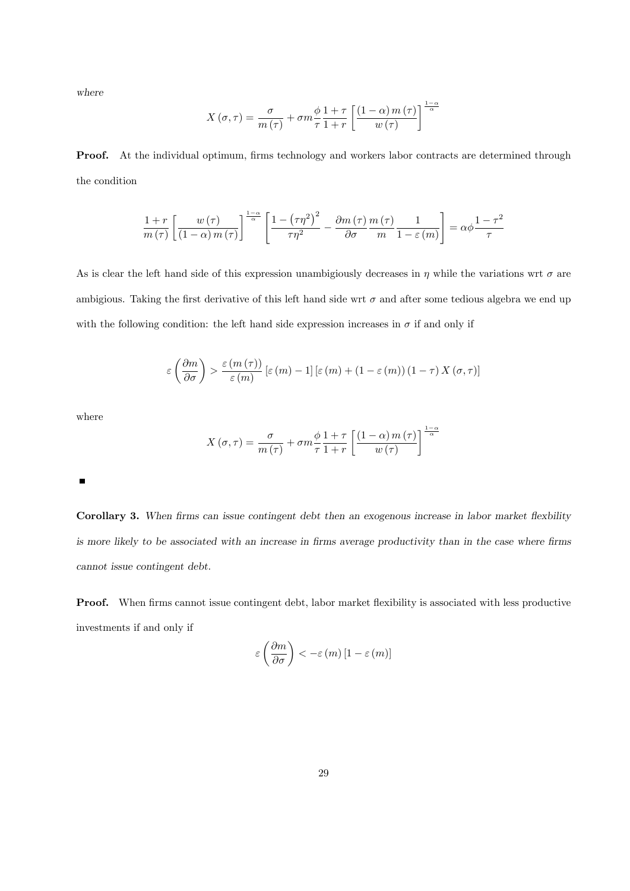*where*

$$X(\sigma,\tau) = \frac{\sigma}{m(\tau)} + \sigma m \frac{\phi}{\tau}\frac{1+\tau}{1+r}\left[\frac{(1-\alpha)\,m(\tau)}{w(\tau)}\right]^{\frac{1-\alpha}{\alpha}}$$

**Proof.** At the individual optimum, firms technology and workers labor contracts are determined through the condition

$$\frac{1+r}{m(\tau)}\left[\frac{w(\tau)}{(1-\alpha)\,m(\tau)}\right]^{\frac{1-\alpha}{\alpha}}\left[\frac{1-(\tau\eta^2)^2}{\tau\eta^2} - \frac{\partial m(\tau)}{\partial\sigma}\frac{m(\tau)}{m}\frac{1}{1-\varepsilon(m)}\right] = \alpha\phi\frac{1-\tau^2}{\tau}$$

As is clear the left hand side of this expression unambigiously decreases in $\eta$ while the variations wrt $\sigma$ are ambigious. Taking the first derivative of this left hand side wrt $\sigma$ and after some tedious algebra we end up with the following condition: the left hand side expression increases in $\sigma$ if and only if

$$\varepsilon\left(\frac{\partial m}{\partial\sigma}\right) > \frac{\varepsilon(m(\tau))}{\varepsilon(m)}\left[\varepsilon(m)-1\right]\left[\varepsilon(m)+(1-\varepsilon(m))(1-\tau)\,X(\sigma,\tau)\right]$$

where

$$X(\sigma,\tau) = \frac{\sigma}{m(\tau)} + \sigma m \frac{\phi}{\tau}\frac{1+\tau}{1+r}\left[\frac{(1-\alpha)\,m(\tau)}{w(\tau)}\right]^{\frac{1-\alpha}{\alpha}}$$

■

**Corollary 3.** *When firms can issue contingent debt then an exogenous increase in labor market flexbility is more likely to be associated with an increase in firms average productivity than in the case where firms cannot issue contingent debt.*

**Proof.** When firms cannot issue contingent debt, labor market flexibility is associated with less productive investments if and only if

$$\varepsilon\left(\frac{\partial m}{\partial\sigma}\right) < -\varepsilon(m)\left[1-\varepsilon(m)\right]$$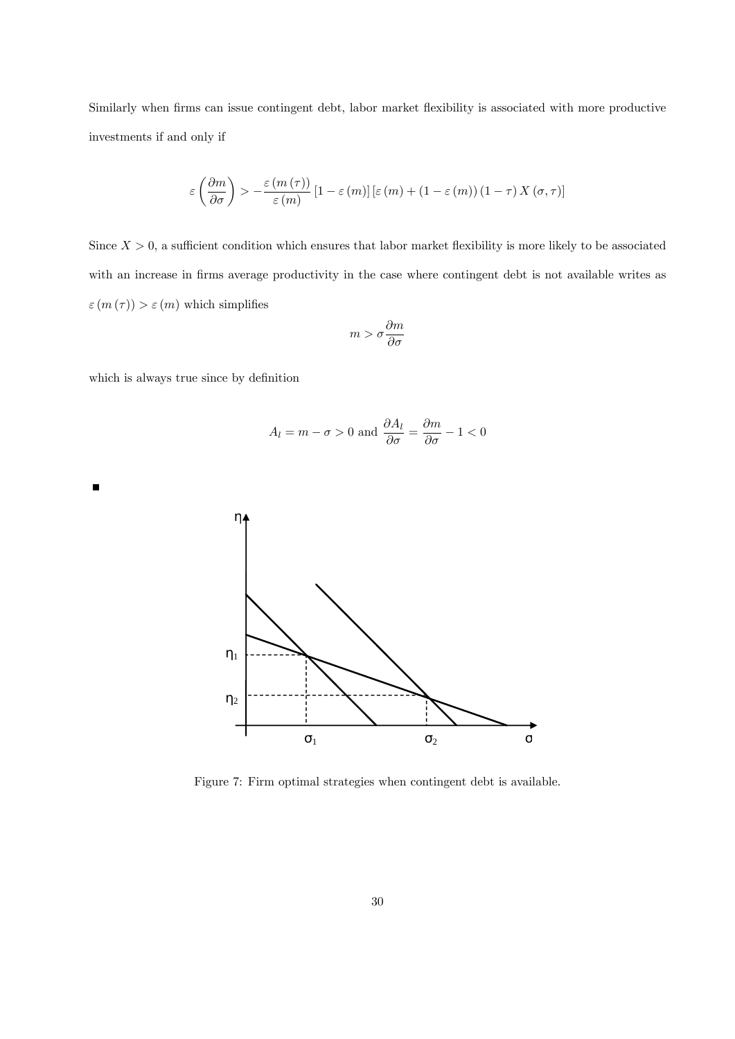Similarly when firms can issue contingent debt, labor market flexibility is associated with more productive investments if and only if

$$\varepsilon\left(\frac{\partial m}{\partial \sigma}\right) > -\frac{\varepsilon\left(m\left(\tau\right)\right)}{\varepsilon\left(m\right)}\left[1-\varepsilon\left(m\right)\right]\left[\varepsilon\left(m\right)+\left(1-\varepsilon\left(m\right)\right)\left(1-\tau\right)X\left(\sigma,\tau\right)\right]$$

Since $X > 0$, a sufficient condition which ensures that labor market flexibility is more likely to be associated with an increase in firms average productivity in the case where contingent debt is not available writes as $\varepsilon\left(m\left(\tau\right)\right) > \varepsilon\left(m\right)$ which simplifies

$$m > \sigma \frac{\partial m}{\partial \sigma}$$

which is always true since by definition

$$A_l = m - \sigma > 0 \text{ and } \frac{\partial A_l}{\partial \sigma} = \frac{\partial m}{\partial \sigma} - 1 < 0$$

■

Figure 7: Firm optimal strategies when contingent debt is available.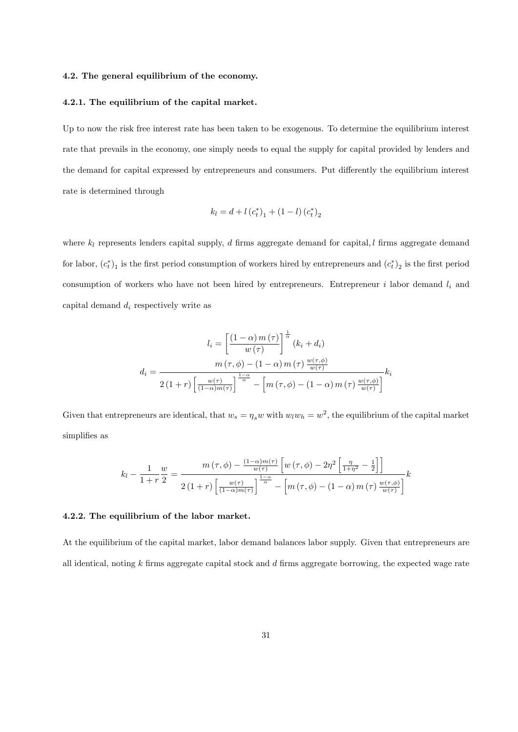#### 4.2. The general equilibrium of the economy.

#### 4.2.1. The equilibrium of the capital market.

Up to now the risk free interest rate has been taken to be exogenous. To determine the equilibrium interest rate that prevails in the economy, one simply needs to equal the supply for capital provided by lenders and the demand for capital expressed by entrepreneurs and consumers. Put differently the equilibrium interest rate is determined through

$$k_l = d + l\left(c_t^*\right)_1 + (1-l)\left(c_t^*\right)_2$$

where $k_l$ represents lenders capital supply, $d$ firms aggregate demand for capital, $l$ firms aggregate demand for labor, $\left(c_t^*\right)_1$ is the first period consumption of workers hired by entrepreneurs and $\left(c_t^*\right)_2$ is the first period consumption of workers who have not been hired by entrepreneurs. Entrepreneur $i$ labor demand $l_i$ and capital demand $d_i$ respectively write as

$$l_i = \left[\frac{(1-\alpha)\, m(\tau)}{w(\tau)}\right]^{\frac{1}{\alpha}} (k_i + d_i)$$

$$d_i = \frac{m(\tau,\phi) - (1-\alpha)\, m(\tau)\, \frac{w(\tau,\phi)}{w(\tau)}}{2(1+r)\left[\frac{w(\tau)}{(1-\alpha) m(\tau)}\right]^{\frac{1-\alpha}{\alpha}} - \left[m(\tau,\phi) - (1-\alpha)\, m(\tau)\, \frac{w(\tau,\phi)}{w(\tau)}\right]} k_i$$

Given that entrepreneurs are identical, that $w_s = \eta_s w$ with $w_l w_h = w^2$, the equilibrium of the capital market simplifies as

$$k_l - \frac{1}{1+r}\frac{w}{2} = \frac{m(\tau,\phi) - \frac{(1-\alpha) m(\tau)}{w(\tau)}\left[w(\tau,\phi) - 2\eta^2\left[\frac{\eta}{1+\eta^2} - \frac{1}{2}\right]\right]}{2(1+r)\left[\frac{w(\tau)}{(1-\alpha) m(\tau)}\right]^{\frac{1-\alpha}{\alpha}} - \left[m(\tau,\phi) - (1-\alpha)\, m(\tau)\, \frac{w(\tau,\phi)}{w(\tau)}\right]} k$$

#### 4.2.2. The equilibrium of the labor market.

At the equilibrium of the capital market, labor demand balances labor supply. Given that entrepreneurs are all identical, noting $k$ firms aggregate capital stock and $d$ firms aggregate borrowing, the expected wage rate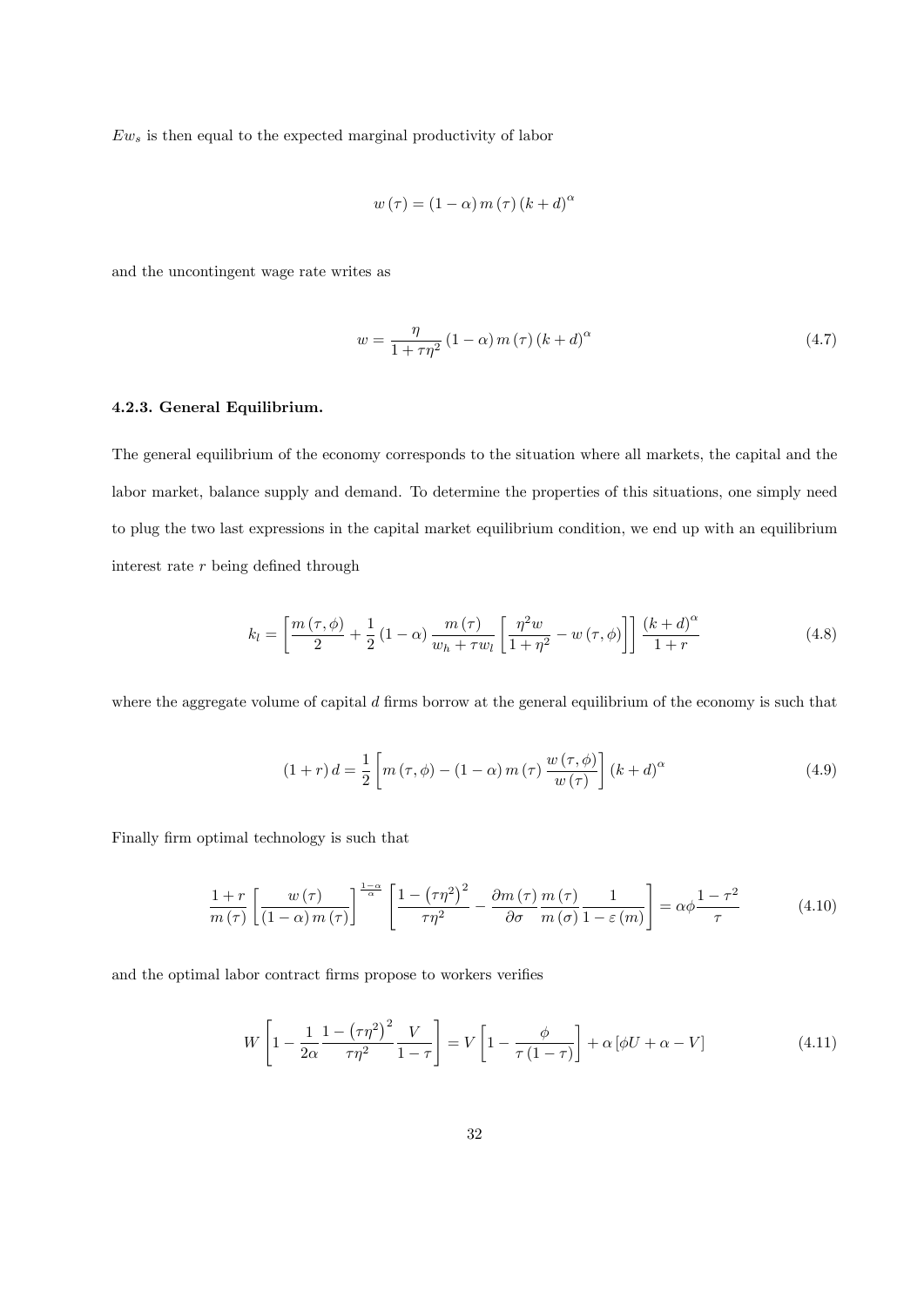$Ew_s$ is then equal to the expected marginal productivity of labor

$$w(\tau) = (1-\alpha)\, m(\tau)\, (k+d)^{\alpha}$$

and the uncontingent wage rate writes as

$$w = \frac{\eta}{1+\tau\eta^2}(1-\alpha)\, m(\tau)\, (k+d)^{\alpha} \tag{4.7}$$

#### 4.2.3. General Equilibrium.

The general equilibrium of the economy corresponds to the situation where all markets, the capital and the labor market, balance supply and demand. To determine the properties of this situations, one simply need to plug the two last expressions in the capital market equilibrium condition, we end up with an equilibrium interest rate $r$ being defined through

$$k_l = \left[\frac{m(\tau,\phi)}{2} + \frac{1}{2}(1-\alpha)\frac{m(\tau)}{w_h + \tau w_l}\left[\frac{\eta^2 w}{1+\eta^2} - w(\tau,\phi)\right]\right]\frac{(k+d)^{\alpha}}{1+r} \tag{4.8}$$

where the aggregate volume of capital $d$ firms borrow at the general equilibrium of the economy is such that

$$(1+r)\, d = \frac{1}{2}\left[m(\tau,\phi) - (1-\alpha)\, m(\tau)\frac{w(\tau,\phi)}{w(\tau)}\right](k+d)^{\alpha} \tag{4.9}$$

Finally firm optimal technology is such that

$$\frac{1+r}{m(\tau)}\left[\frac{w(\tau)}{(1-\alpha)\, m(\tau)}\right]^{\frac{1-\alpha}{\alpha}}\left[\frac{1-\left(\tau\eta^2\right)^2}{\tau\eta^2} - \frac{\partial m(\tau)}{\partial\sigma}\frac{m(\tau)}{m(\sigma)}\frac{1}{1-\varepsilon(m)}\right] = \alpha\phi\frac{1-\tau^2}{\tau} \tag{4.10}$$

and the optimal labor contract firms propose to workers verifies

$$W\left[1 - \frac{1}{2\alpha}\frac{1-\left(\tau\eta^2\right)^2}{\tau\eta^2}\frac{V}{1-\tau}\right] = V\left[1 - \frac{\phi}{\tau(1-\tau)}\right] + \alpha\left[\phi U + \alpha - V\right] \tag{4.11}$$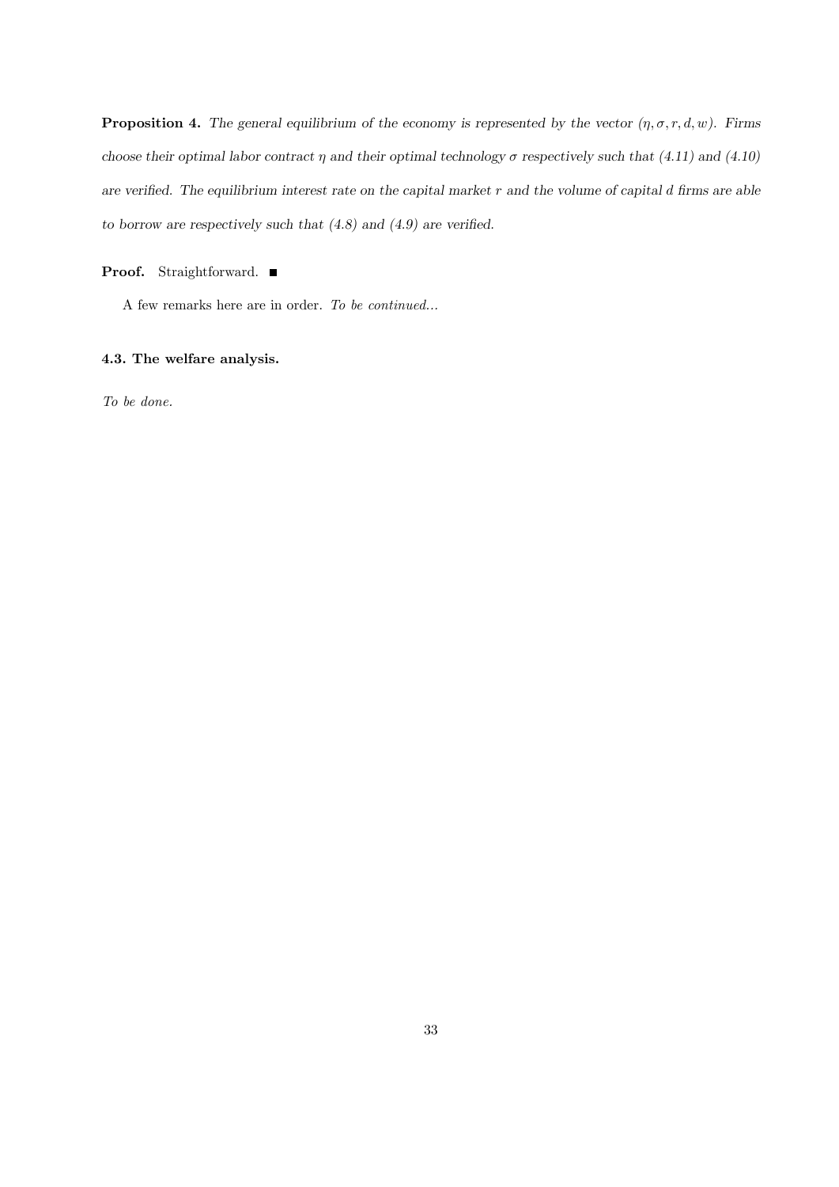**Proposition 4.** *The general equilibrium of the economy is represented by the vector $(\eta, \sigma, r, d, w)$. Firms choose their optimal labor contract $\eta$ and their optimal technology $\sigma$ respectively such that (4.11) and (4.10) are verified. The equilibrium interest rate on the capital market $r$ and the volume of capital $d$ firms are able to borrow are respectively such that (4.8) and (4.9) are verified.*

**Proof.** Straightforward. ■

A few remarks here are in order. *To be continued...*

### 4.3. The welfare analysis.

*To be done.*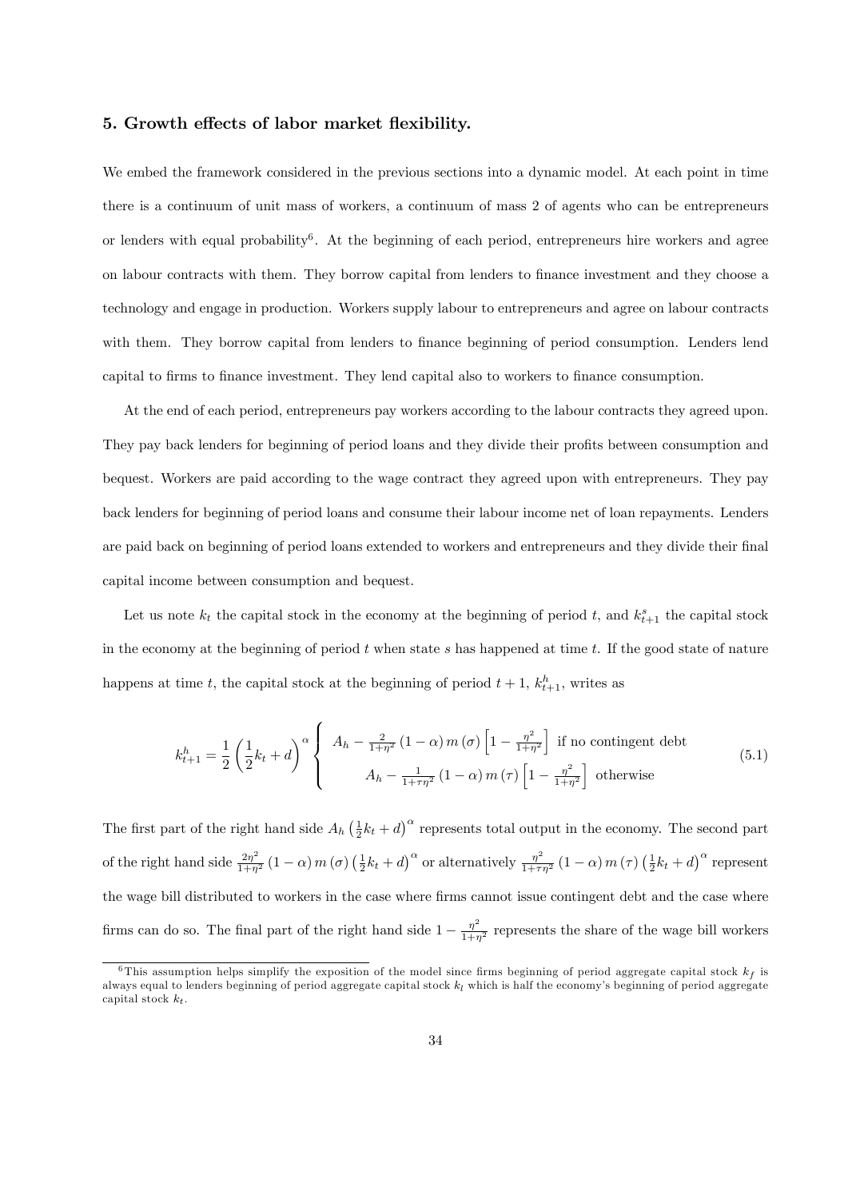### 5. Growth effects of labor market flexibility.

We embed the framework considered in the previous sections into a dynamic model. At each point in time there is a continuum of unit mass of workers, a continuum of mass 2 of agents who can be entrepreneurs or lenders with equal probability[6]. At the beginning of each period, entrepreneurs hire workers and agree on labour contracts with them. They borrow capital from lenders to finance investment and they choose a technology and engage in production. Workers supply labour to entrepreneurs and agree on labour contracts with them. They borrow capital from lenders to finance beginning of period consumption. Lenders lend capital to firms to finance investment. They lend capital also to workers to finance consumption.

At the end of each period, entrepreneurs pay workers according to the labour contracts they agreed upon. They pay back lenders for beginning of period loans and they divide their profits between consumption and bequest. Workers are paid according to the wage contract they agreed upon with entrepreneurs. They pay back lenders for beginning of period loans and consume their labour income net of loan repayments. Lenders are paid back on beginning of period loans extended to workers and entrepreneurs and they divide their final capital income between consumption and bequest.

Let us note $k_t$ the capital stock in the economy at the beginning of period $t$, and $k_{t+1}^s$ the capital stock in the economy at the beginning of period $t$ when state $s$ has happened at time $t$. If the good state of nature happens at time $t$, the capital stock at the beginning of period $t+1$, $k_{t+1}^h$, writes as

$$k_{t+1}^h = \frac{1}{2}\left(\frac{1}{2}k_t + d\right)^\alpha \begin{cases} A_h - \frac{2}{1+\eta^2}(1-\alpha)\, m(\sigma)\left[1-\frac{\eta^2}{1+\eta^2}\right] & \text{if no contingent debt} \\ A_h - \frac{1}{1+\tau\eta^2}(1-\alpha)\, m(\tau)\left[1-\frac{\eta^2}{1+\eta^2}\right] & \text{otherwise} \end{cases} \tag{5.1}$$

The first part of the right hand side $A_h\left(\frac{1}{2}k_t + d\right)^\alpha$ represents total output in the economy. The second part of the right hand side $\frac{2\eta^2}{1+\eta^2}(1-\alpha)\, m(\sigma)\left(\frac{1}{2}k_t + d\right)^\alpha$ or alternatively $\frac{\eta^2}{1+\tau\eta^2}(1-\alpha)\, m(\tau)\left(\frac{1}{2}k_t + d\right)^\alpha$ represent the wage bill distributed to workers in the case where firms cannot issue contingent debt and the case where firms can do so. The final part of the right hand side $1-\frac{\eta^2}{1+\eta^2}$ represents the share of the wage bill workers

[6] This assumption helps simplify the exposition of the model since firms beginning of period aggregate capital stock $k_f$ is always equal to lenders beginning of period aggregate capital stock $k_l$ which is half the economy's beginning of period aggregate capital stock $k_t$.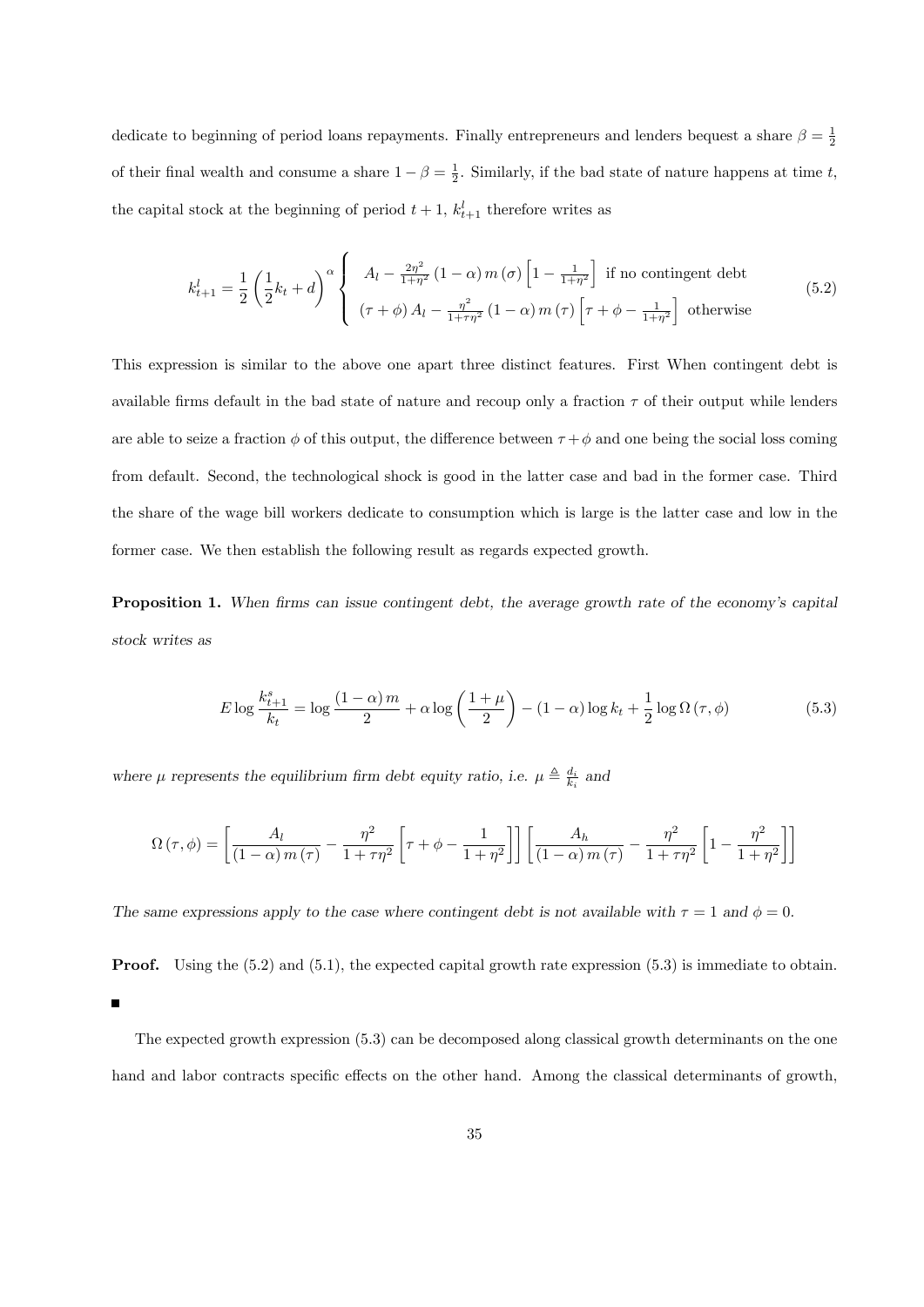dedicate to beginning of period loans repayments. Finally entrepreneurs and lenders bequest a share $\beta = \frac{1}{2}$ of their final wealth and consume a share $1-\beta = \frac{1}{2}$. Similarly, if the bad state of nature happens at time $t$, the capital stock at the beginning of period $t+1$, $k^l_{t+1}$ therefore writes as

$$k^l_{t+1} = \frac{1}{2}\left(\frac{1}{2}k_t + d\right)^{\alpha} \begin{cases} A_l - \frac{2\eta^2}{1+\eta^2}(1-\alpha)\, m(\sigma)\left[1 - \frac{1}{1+\eta^2}\right] & \text{if no contingent debt} \\ (\tau+\phi)\, A_l - \frac{\eta^2}{1+\tau\eta^2}(1-\alpha)\, m(\tau)\left[\tau + \phi - \frac{1}{1+\eta^2}\right] & \text{otherwise} \end{cases} \tag{5.2}$$

This expression is similar to the above one apart three distinct features. First When contingent debt is available firms default in the bad state of nature and recoup only a fraction $\tau$ of their output while lenders are able to seize a fraction $\phi$ of this output, the difference between $\tau+\phi$ and one being the social loss coming from default. Second, the technological shock is good in the latter case and bad in the former case. Third the share of the wage bill workers dedicate to consumption which is large is the latter case and low in the former case. We then establish the following result as regards expected growth.

**Proposition 1.** *When firms can issue contingent debt, the average growth rate of the economy's capital stock writes as*

$$E \log \frac{k^s_{t+1}}{k_t} = \log \frac{(1-\alpha)\, m}{2} + \alpha \log\left(\frac{1+\mu}{2}\right) - (1-\alpha)\log k_t + \frac{1}{2}\log \Omega(\tau,\phi) \tag{5.3}$$

*where $\mu$ represents the equilibrium firm debt equity ratio, i.e. $\mu \triangleq \frac{d_i}{k_i}$ and*

$$\Omega(\tau,\phi) = \left[\frac{A_l}{(1-\alpha)\, m(\tau)} - \frac{\eta^2}{1+\tau\eta^2}\left[\tau + \phi - \frac{1}{1+\eta^2}\right]\right]\left[\frac{A_h}{(1-\alpha)\, m(\tau)} - \frac{\eta^2}{1+\tau\eta^2}\left[1 - \frac{\eta^2}{1+\eta^2}\right]\right]$$

*The same expressions apply to the case where contingent debt is not available with $\tau = 1$ and $\phi = 0$.*

**Proof.** Using the (5.2) and (5.1), the expected capital growth rate expression (5.3) is immediate to obtain. ∎

The expected growth expression (5.3) can be decomposed along classical growth determinants on the one hand and labor contracts specific effects on the other hand. Among the classical determinants of growth,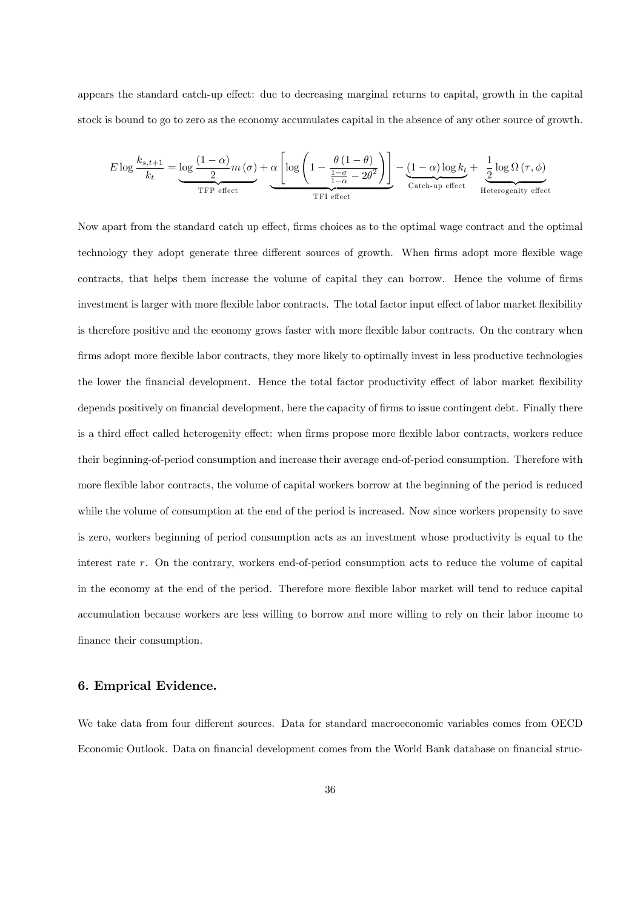appears the standard catch-up effect: due to decreasing marginal returns to capital, growth in the capital stock is bound to go to zero as the economy accumulates capital in the absence of any other source of growth.

$$E\log\frac{k_{s,t+1}}{k_t}=\underbrace{\log\frac{(1-\alpha)}{2}m(\sigma)}_{\text{TFP effect}}+\underbrace{\alpha\left[\log\left(1-\frac{\theta(1-\theta)}{\frac{1-\sigma}{1-\alpha}-2\theta^2}\right)\right]}_{\text{TFI effect}}-\underbrace{(1-\alpha)\log k_t}_{\text{Catch-up effect}}+\underbrace{\frac{1}{2}\log\Omega(\tau,\phi)}_{\text{Heterogenity effect}}$$

Now apart from the standard catch up effect, firms choices as to the optimal wage contract and the optimal technology they adopt generate three different sources of growth. When firms adopt more flexible wage contracts, that helps them increase the volume of capital they can borrow. Hence the volume of firms investment is larger with more flexible labor contracts. The total factor input effect of labor market flexibility is therefore positive and the economy grows faster with more flexible labor contracts. On the contrary when firms adopt more flexible labor contracts, they more likely to optimally invest in less productive technologies the lower the financial development. Hence the total factor productivity effect of labor market flexibility depends positively on financial development, here the capacity of firms to issue contingent debt. Finally there is a third effect called heterogenity effect: when firms propose more flexible labor contracts, workers reduce their beginning-of-period consumption and increase their average end-of-period consumption. Therefore with more flexible labor contracts, the volume of capital workers borrow at the beginning of the period is reduced while the volume of consumption at the end of the period is increased. Now since workers propensity to save is zero, workers beginning of period consumption acts as an investment whose productivity is equal to the interest rate $r$. On the contrary, workers end-of-period consumption acts to reduce the volume of capital in the economy at the end of the period. Therefore more flexible labor market will tend to reduce capital accumulation because workers are less willing to borrow and more willing to rely on their labor income to finance their consumption.

## 6. Emprical Evidence.

We take data from four different sources. Data for standard macroeconomic variables comes from OECD Economic Outlook. Data on financial development comes from the World Bank database on financial struc-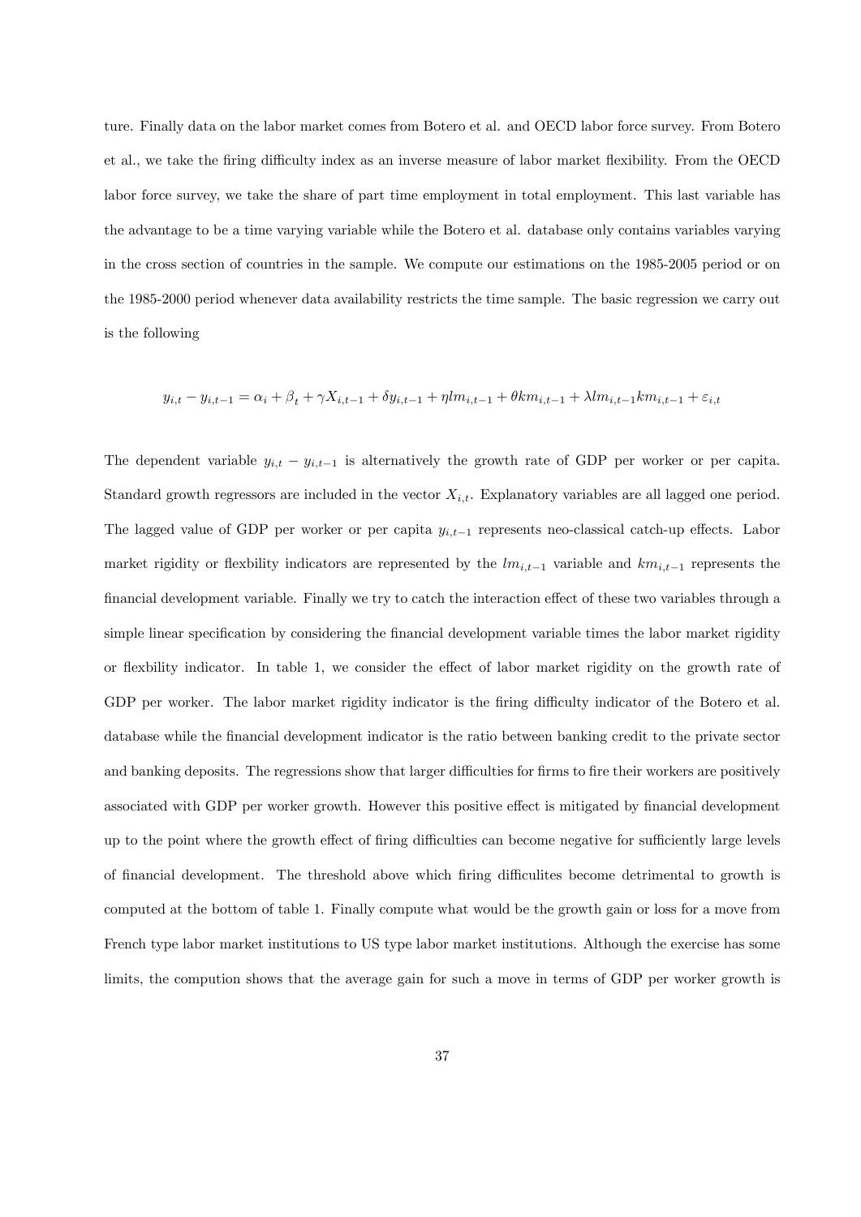ture. Finally data on the labor market comes from Botero et al. and OECD labor force survey. From Botero et al., we take the firing difficulty index as an inverse measure of labor market flexibility. From the OECD labor force survey, we take the share of part time employment in total employment. This last variable has the advantage to be a time varying variable while the Botero et al. database only contains variables varying in the cross section of countries in the sample. We compute our estimations on the 1985-2005 period or on the 1985-2000 period whenever data availability restricts the time sample. The basic regression we carry out is the following

$$y_{i,t} - y_{i,t-1} = \alpha_i + \beta_t + \gamma X_{i,t-1} + \delta y_{i,t-1} + \eta lm_{i,t-1} + \theta km_{i,t-1} + \lambda lm_{i,t-1} km_{i,t-1} + \varepsilon_{i,t}$$

The dependent variable $y_{i,t} - y_{i,t-1}$ is alternatively the growth rate of GDP per worker or per capita. Standard growth regressors are included in the vector $X_{i,t}$. Explanatory variables are all lagged one period. The lagged value of GDP per worker or per capita $y_{i,t-1}$ represents neo-classical catch-up effects. Labor market rigidity or flexbility indicators are represented by the $lm_{i,t-1}$ variable and $km_{i,t-1}$ represents the financial development variable. Finally we try to catch the interaction effect of these two variables through a simple linear specification by considering the financial development variable times the labor market rigidity or flexbility indicator. In table 1, we consider the effect of labor market rigidity on the growth rate of GDP per worker. The labor market rigidity indicator is the firing difficulty indicator of the Botero et al. database while the financial development indicator is the ratio between banking credit to the private sector and banking deposits. The regressions show that larger difficulties for firms to fire their workers are positively associated with GDP per worker growth. However this positive effect is mitigated by financial development up to the point where the growth effect of firing difficulties can become negative for sufficiently large levels of financial development. The threshold above which firing difficulites become detrimental to growth is computed at the bottom of table 1. Finally compute what would be the growth gain or loss for a move from French type labor market institutions to US type labor market institutions. Although the exercise has some limits, the compution shows that the average gain for such a move in terms of GDP per worker growth is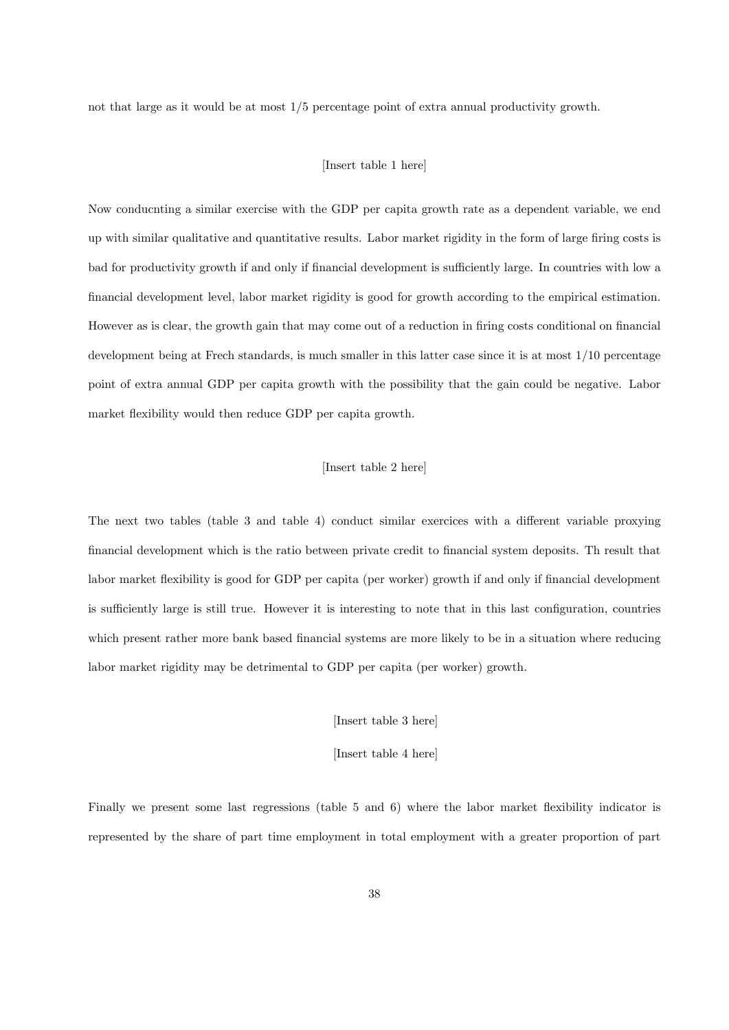not that large as it would be at most 1/5 percentage point of extra annual productivity growth.

[Insert table 1 here]

Now conducnting a similar exercise with the GDP per capita growth rate as a dependent variable, we end up with similar qualitative and quantitative results. Labor market rigidity in the form of large firing costs is bad for productivity growth if and only if financial development is sufficiently large. In countries with low a financial development level, labor market rigidity is good for growth according to the empirical estimation. However as is clear, the growth gain that may come out of a reduction in firing costs conditional on financial development being at Frech standards, is much smaller in this latter case since it is at most 1/10 percentage point of extra annual GDP per capita growth with the possibility that the gain could be negative. Labor market flexibility would then reduce GDP per capita growth.

[Insert table 2 here]

The next two tables (table 3 and table 4) conduct similar exercices with a different variable proxying financial development which is the ratio between private credit to financial system deposits. Th result that labor market flexibility is good for GDP per capita (per worker) growth if and only if financial development is sufficiently large is still true. However it is interesting to note that in this last configuration, countries which present rather more bank based financial systems are more likely to be in a situation where reducing labor market rigidity may be detrimental to GDP per capita (per worker) growth.

[Insert table 3 here]

[Insert table 4 here]

Finally we present some last regressions (table 5 and 6) where the labor market flexibility indicator is represented by the share of part time employment in total employment with a greater proportion of part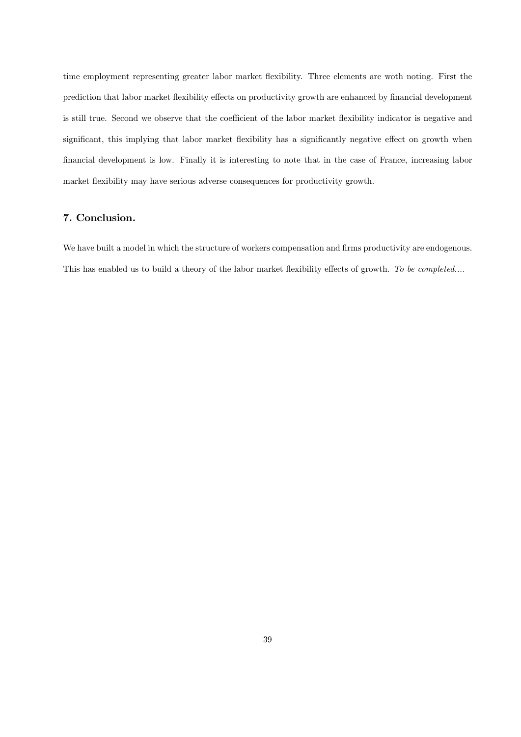time employment representing greater labor market flexibility. Three elements are woth noting. First the prediction that labor market flexibility effects on productivity growth are enhanced by financial development is still true. Second we observe that the coefficient of the labor market flexibility indicator is negative and significant, this implying that labor market flexibility has a significantly negative effect on growth when financial development is low. Finally it is interesting to note that in the case of France, increasing labor market flexibility may have serious adverse consequences for productivity growth.

## 7. Conclusion.

We have built a model in which the structure of workers compensation and firms productivity are endogenous. This has enabled us to build a theory of the labor market flexibility effects of growth. *To be completed....*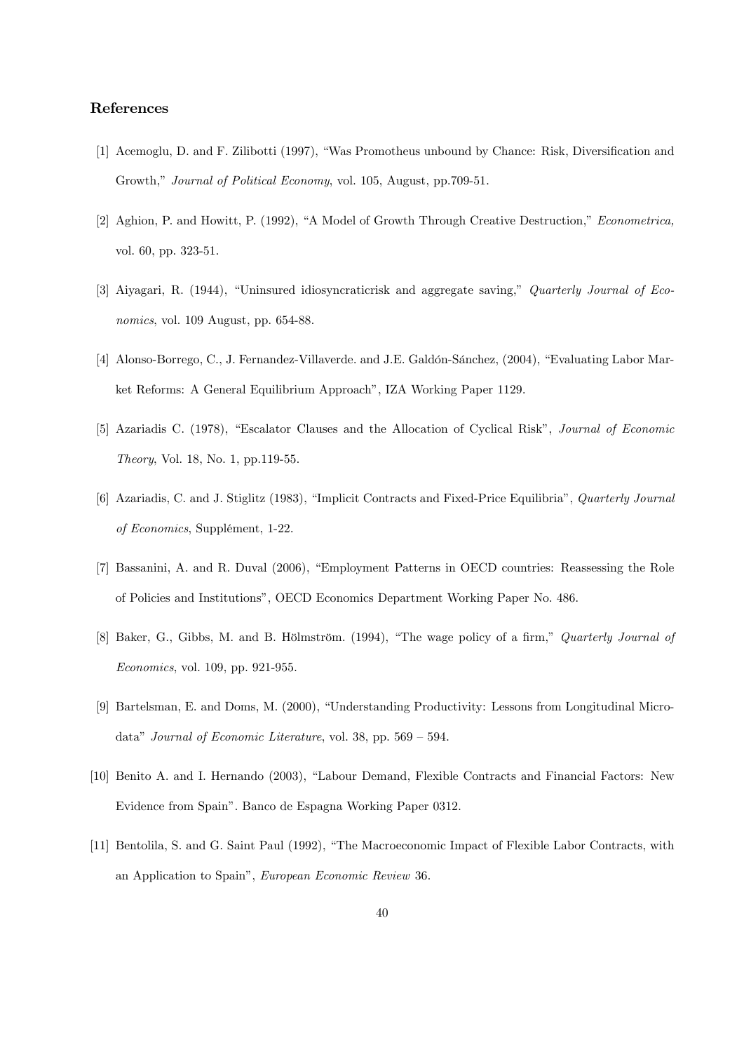## References

[1] Acemoglu, D. and F. Zilibotti (1997), "Was Promotheus unbound by Chance: Risk, Diversification and Growth," *Journal of Political Economy*, vol. 105, August, pp.709-51.

[2] Aghion, P. and Howitt, P. (1992), "A Model of Growth Through Creative Destruction," *Econometrica*, vol. 60, pp. 323-51.

[3] Aiyagari, R. (1944), "Uninsured idiosyncraticrisk and aggregate saving," *Quarterly Journal of Economics*, vol. 109 August, pp. 654-88.

[4] Alonso-Borrego, C., J. Fernandez-Villaverde. and J.E. Galdón-Sánchez, (2004), "Evaluating Labor Market Reforms: A General Equilibrium Approach", IZA Working Paper 1129.

[5] Azariadis C. (1978), "Escalator Clauses and the Allocation of Cyclical Risk", *Journal of Economic Theory*, Vol. 18, No. 1, pp.119-55.

[6] Azariadis, C. and J. Stiglitz (1983), "Implicit Contracts and Fixed-Price Equilibria", *Quarterly Journal of Economics*, Supplément, 1-22.

[7] Bassanini, A. and R. Duval (2006), "Employment Patterns in OECD countries: Reassessing the Role of Policies and Institutions", OECD Economics Department Working Paper No. 486.

[8] Baker, G., Gibbs, M. and B. Hölmström. (1994), "The wage policy of a firm," *Quarterly Journal of Economics*, vol. 109, pp. 921-955.

[9] Bartelsman, E. and Doms, M. (2000), "Understanding Productivity: Lessons from Longitudinal Microdata" *Journal of Economic Literature*, vol. 38, pp. 569 – 594.

[10] Benito A. and I. Hernando (2003), "Labour Demand, Flexible Contracts and Financial Factors: New Evidence from Spain". Banco de Espagna Working Paper 0312.

[11] Bentolila, S. and G. Saint Paul (1992), "The Macroeconomic Impact of Flexible Labor Contracts, with an Application to Spain", *European Economic Review* 36.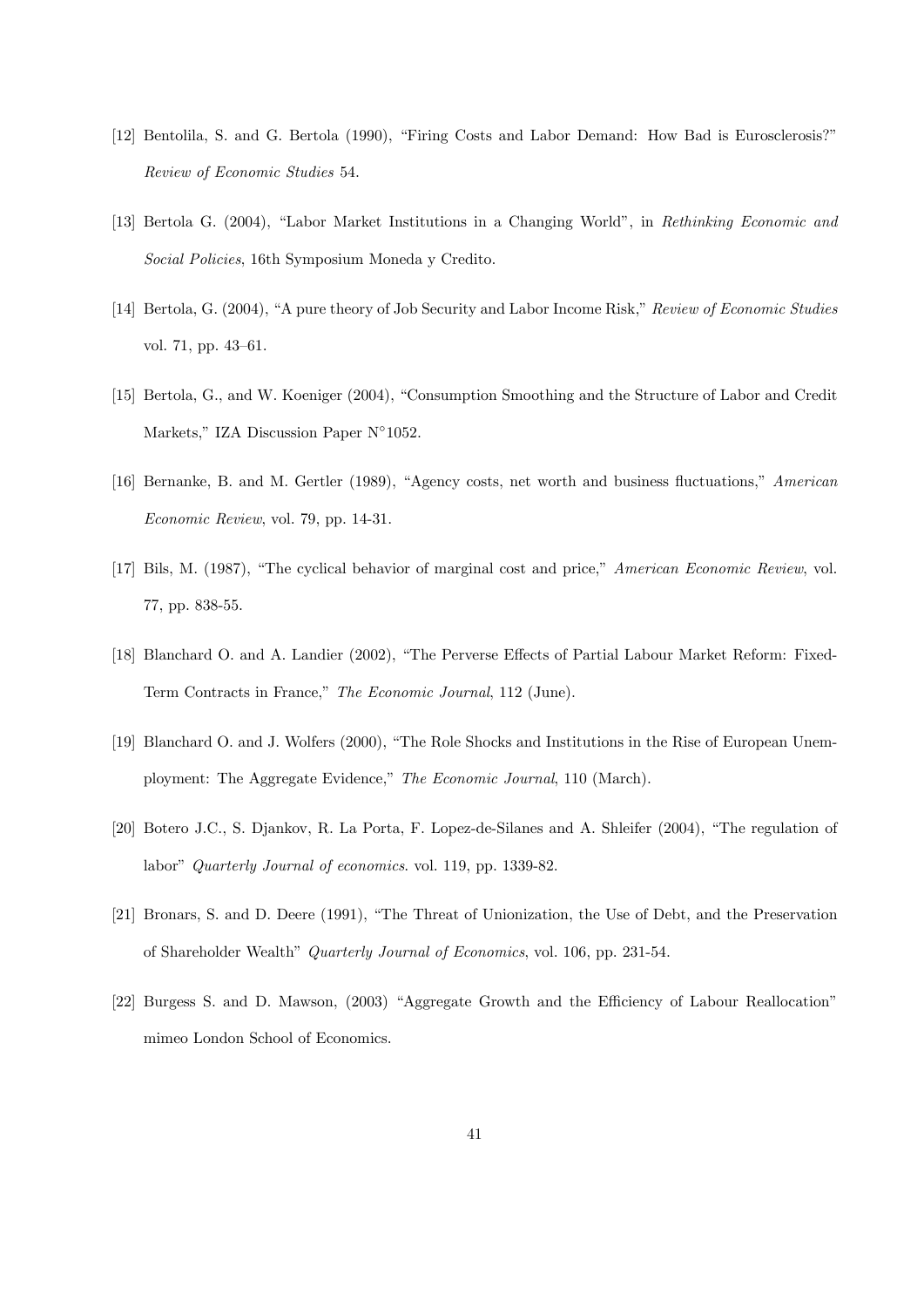[12] Bentolila, S. and G. Bertola (1990), "Firing Costs and Labor Demand: How Bad is Eurosclerosis?" *Review of Economic Studies* 54.

[13] Bertola G. (2004), "Labor Market Institutions in a Changing World", in *Rethinking Economic and Social Policies*, 16th Symposium Moneda y Credito.

[14] Bertola, G. (2004), "A pure theory of Job Security and Labor Income Risk," *Review of Economic Studies* vol. 71, pp. 43–61.

[15] Bertola, G., and W. Koeniger (2004), "Consumption Smoothing and the Structure of Labor and Credit Markets," IZA Discussion Paper N°1052.

[16] Bernanke, B. and M. Gertler (1989), "Agency costs, net worth and business fluctuations," *American Economic Review*, vol. 79, pp. 14-31.

[17] Bils, M. (1987), "The cyclical behavior of marginal cost and price," *American Economic Review*, vol. 77, pp. 838-55.

[18] Blanchard O. and A. Landier (2002), "The Perverse Effects of Partial Labour Market Reform: Fixed-Term Contracts in France," *The Economic Journal*, 112 (June).

[19] Blanchard O. and J. Wolfers (2000), "The Role Shocks and Institutions in the Rise of European Unemployment: The Aggregate Evidence," *The Economic Journal*, 110 (March).

[20] Botero J.C., S. Djankov, R. La Porta, F. Lopez-de-Silanes and A. Shleifer (2004), "The regulation of labor" *Quarterly Journal of economics*. vol. 119, pp. 1339-82.

[21] Bronars, S. and D. Deere (1991), "The Threat of Unionization, the Use of Debt, and the Preservation of Shareholder Wealth" *Quarterly Journal of Economics*, vol. 106, pp. 231-54.

[22] Burgess S. and D. Mawson, (2003) "Aggregate Growth and the Efficiency of Labour Reallocation" mimeo London School of Economics.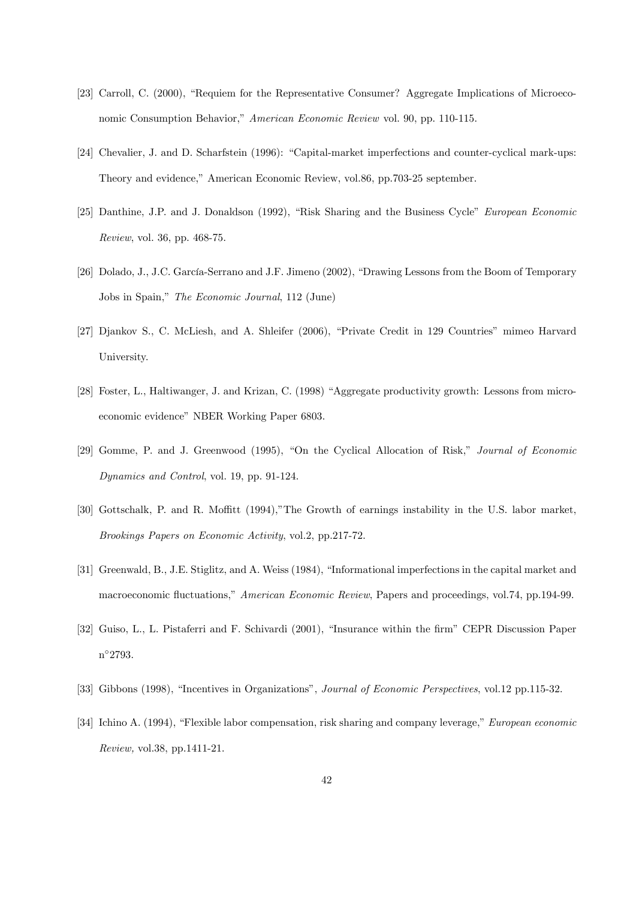[23] Carroll, C. (2000), "Requiem for the Representative Consumer? Aggregate Implications of Microeconomic Consumption Behavior," *American Economic Review* vol. 90, pp. 110-115.

[24] Chevalier, J. and D. Scharfstein (1996): "Capital-market imperfections and counter-cyclical mark-ups: Theory and evidence," American Economic Review, vol.86, pp.703-25 september.

[25] Danthine, J.P. and J. Donaldson (1992), "Risk Sharing and the Business Cycle" *European Economic Review*, vol. 36, pp. 468-75.

[26] Dolado, J., J.C. García-Serrano and J.F. Jimeno (2002), "Drawing Lessons from the Boom of Temporary Jobs in Spain," *The Economic Journal*, 112 (June)

[27] Djankov S., C. McLiesh, and A. Shleifer (2006), "Private Credit in 129 Countries" mimeo Harvard University.

[28] Foster, L., Haltiwanger, J. and Krizan, C. (1998) "Aggregate productivity growth: Lessons from microeconomic evidence" NBER Working Paper 6803.

[29] Gomme, P. and J. Greenwood (1995), "On the Cyclical Allocation of Risk," *Journal of Economic Dynamics and Control*, vol. 19, pp. 91-124.

[30] Gottschalk, P. and R. Moffitt (1994),"The Growth of earnings instability in the U.S. labor market, *Brookings Papers on Economic Activity*, vol.2, pp.217-72.

[31] Greenwald, B., J.E. Stiglitz, and A. Weiss (1984), "Informational imperfections in the capital market and macroeconomic fluctuations," *American Economic Review*, Papers and proceedings, vol.74, pp.194-99.

[32] Guiso, L., L. Pistaferri and F. Schivardi (2001), "Insurance within the firm" CEPR Discussion Paper n°2793.

[33] Gibbons (1998), "Incentives in Organizations", *Journal of Economic Perspectives*, vol.12 pp.115-32.

[34] Ichino A. (1994), "Flexible labor compensation, risk sharing and company leverage," *European economic Review,* vol.38, pp.1411-21.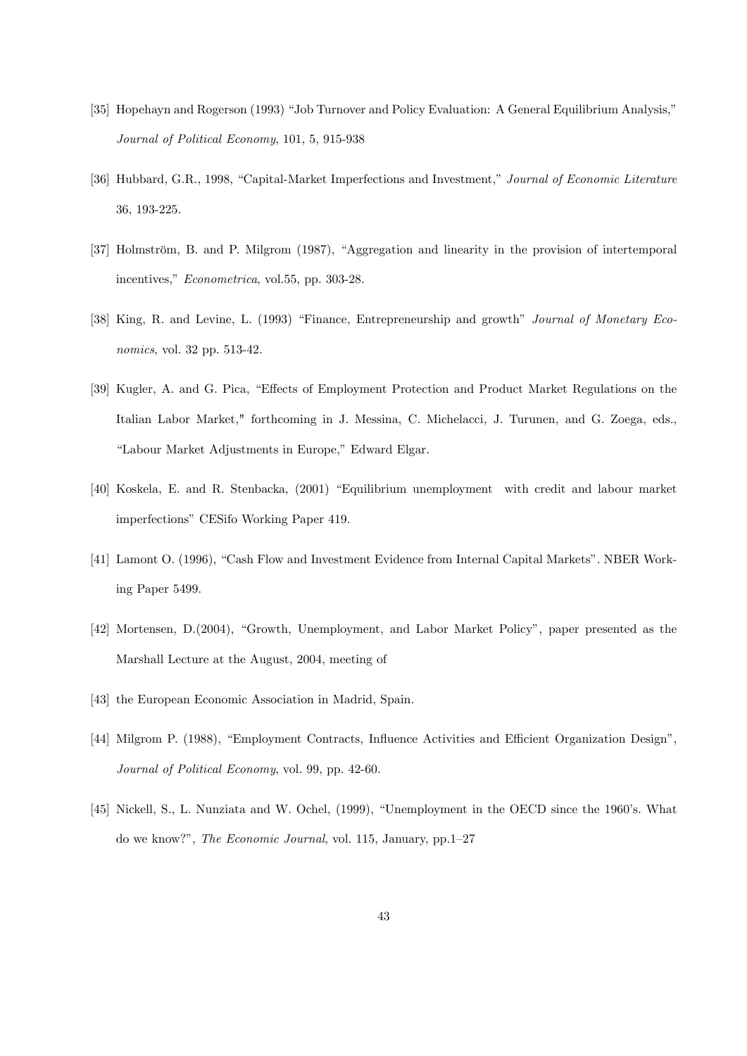[35] Hopehayn and Rogerson (1993) "Job Turnover and Policy Evaluation: A General Equilibrium Analysis," *Journal of Political Economy*, 101, 5, 915-938

[36] Hubbard, G.R., 1998, "Capital-Market Imperfections and Investment," *Journal of Economic Literature* 36, 193-225.

[37] Holmström, B. and P. Milgrom (1987), "Aggregation and linearity in the provision of intertemporal incentives," *Econometrica*, vol.55, pp. 303-28.

[38] King, R. and Levine, L. (1993) "Finance, Entrepreneurship and growth" *Journal of Monetary Economics*, vol. 32 pp. 513-42.

[39] Kugler, A. and G. Pica, "Effects of Employment Protection and Product Market Regulations on the Italian Labor Market," forthcoming in J. Messina, C. Michelacci, J. Turunen, and G. Zoega, eds., "Labour Market Adjustments in Europe," Edward Elgar.

[40] Koskela, E. and R. Stenbacka, (2001) "Equilibrium unemployment with credit and labour market imperfections" CESifo Working Paper 419.

[41] Lamont O. (1996), "Cash Flow and Investment Evidence from Internal Capital Markets". NBER Working Paper 5499.

[42] Mortensen, D.(2004), "Growth, Unemployment, and Labor Market Policy", paper presented as the Marshall Lecture at the August, 2004, meeting of

[43] the European Economic Association in Madrid, Spain.

[44] Milgrom P. (1988), "Employment Contracts, Influence Activities and Efficient Organization Design", *Journal of Political Economy*, vol. 99, pp. 42-60.

[45] Nickell, S., L. Nunziata and W. Ochel, (1999), "Unemployment in the OECD since the 1960's. What do we know?", *The Economic Journal*, vol. 115, January, pp.1–27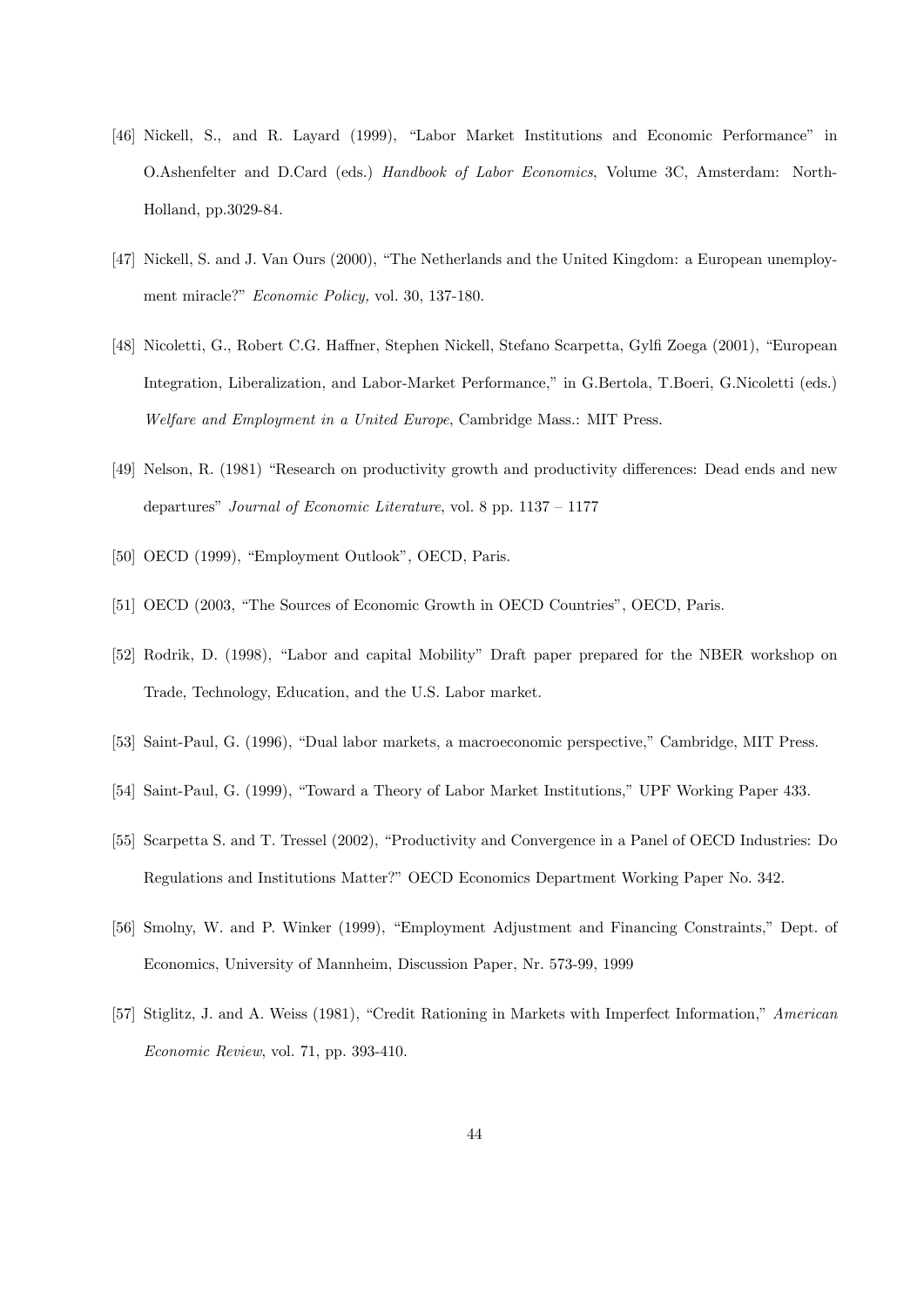[46] Nickell, S., and R. Layard (1999), "Labor Market Institutions and Economic Performance" in O.Ashenfelter and D.Card (eds.) *Handbook of Labor Economics*, Volume 3C, Amsterdam: North-Holland, pp.3029-84.

[47] Nickell, S. and J. Van Ours (2000), "The Netherlands and the United Kingdom: a European unemployment miracle?" *Economic Policy,* vol. 30, 137-180.

[48] Nicoletti, G., Robert C.G. Haffner, Stephen Nickell, Stefano Scarpetta, Gylfi Zoega (2001), "European Integration, Liberalization, and Labor-Market Performance," in G.Bertola, T.Boeri, G.Nicoletti (eds.) *Welfare and Employment in a United Europe*, Cambridge Mass.: MIT Press.

[49] Nelson, R. (1981) "Research on productivity growth and productivity differences: Dead ends and new departures" *Journal of Economic Literature*, vol. 8 pp. 1137 – 1177

[50] OECD (1999), "Employment Outlook", OECD, Paris.

[51] OECD (2003, "The Sources of Economic Growth in OECD Countries", OECD, Paris.

[52] Rodrik, D. (1998), "Labor and capital Mobility" Draft paper prepared for the NBER workshop on Trade, Technology, Education, and the U.S. Labor market.

[53] Saint-Paul, G. (1996), "Dual labor markets, a macroeconomic perspective," Cambridge, MIT Press.

[54] Saint-Paul, G. (1999), "Toward a Theory of Labor Market Institutions," UPF Working Paper 433.

[55] Scarpetta S. and T. Tressel (2002), "Productivity and Convergence in a Panel of OECD Industries: Do Regulations and Institutions Matter?" OECD Economics Department Working Paper No. 342.

[56] Smolny, W. and P. Winker (1999), "Employment Adjustment and Financing Constraints," Dept. of Economics, University of Mannheim, Discussion Paper, Nr. 573-99, 1999

[57] Stiglitz, J. and A. Weiss (1981), "Credit Rationing in Markets with Imperfect Information," *American Economic Review*, vol. 71, pp. 393-410.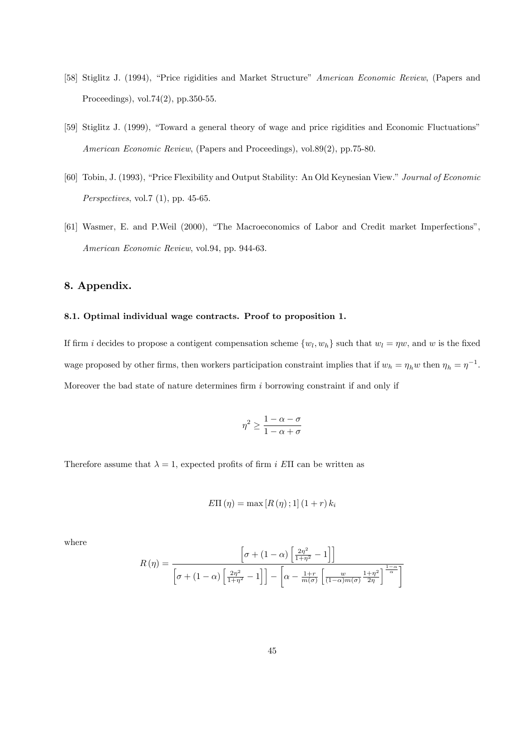[58] Stiglitz J. (1994), "Price rigidities and Market Structure" *American Economic Review*, (Papers and Proceedings), vol.74(2), pp.350-55.

[59] Stiglitz J. (1999), "Toward a general theory of wage and price rigidities and Economic Fluctuations" *American Economic Review*, (Papers and Proceedings), vol.89(2), pp.75-80.

[60] Tobin, J. (1993), "Price Flexibility and Output Stability: An Old Keynesian View." *Journal of Economic Perspectives*, vol.7 (1), pp. 45-65.

[61] Wasmer, E. and P.Weil (2000), "The Macroeconomics of Labor and Credit market Imperfections", *American Economic Review*, vol.94, pp. 944-63.

## 8. Appendix.

### 8.1. Optimal individual wage contracts. Proof to proposition 1.

If firm $i$ decides to propose a contigent compensation scheme $\{w_l, w_h\}$ such that $w_l = \eta w$, and $w$ is the fixed wage proposed by other firms, then workers participation constraint implies that if $w_h = \eta_h w$ then $\eta_h = \eta^{-1}$. Moreover the bad state of nature determines firm $i$ borrowing constraint if and only if

$$\eta^2 \geq \frac{1-\alpha-\sigma}{1-\alpha+\sigma}$$

Therefore assume that $\lambda = 1$, expected profits of firm $i$ $E\Pi$ can be written as

$$E\Pi(\eta) = \max[R(\eta); 1](1+r)k_i$$

where

$$R(\eta) = \frac{\left[\sigma + (1-\alpha)\left[\frac{2\eta^2}{1+\eta^2} - 1\right]\right]}{\left[\sigma + (1-\alpha)\left[\frac{2\eta^2}{1+\eta^2} - 1\right]\right] - \left[\alpha - \frac{1+r}{m(\sigma)}\left[\frac{w}{(1-\alpha)m(\sigma)}\frac{1+\eta^2}{2\eta}\right]^{\frac{1-\alpha}{\alpha}}\right]}$$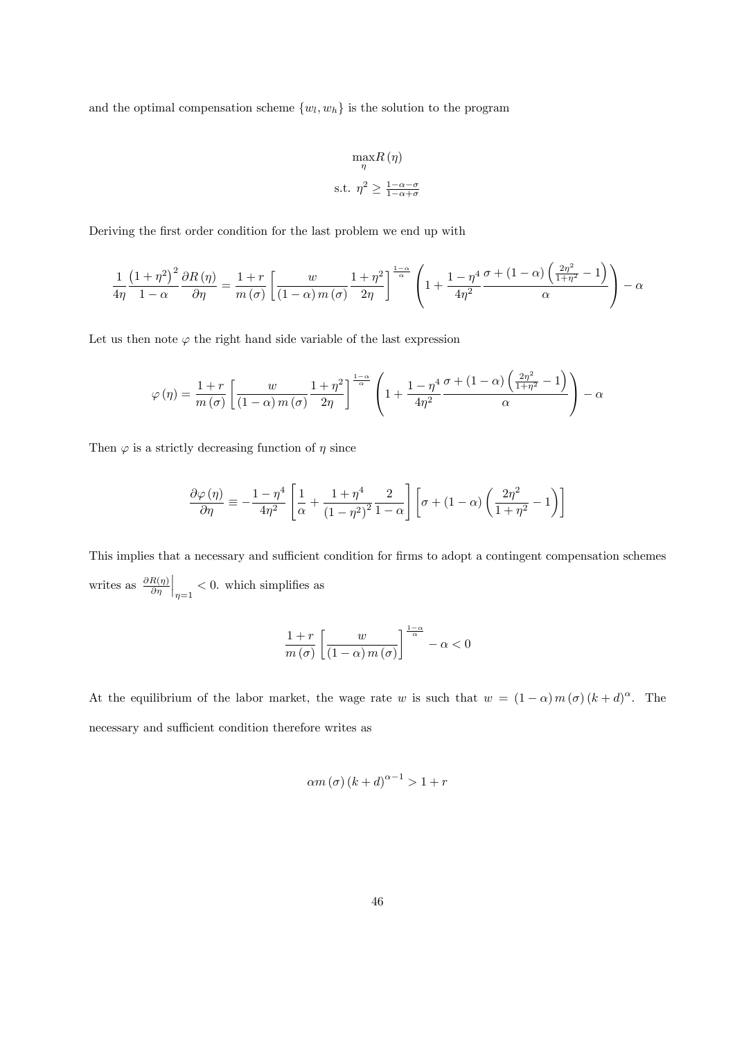and the optimal compensation scheme $\{w_l, w_h\}$ is the solution to the program

$$\max_{\eta} R(\eta)$$
$$\text{s.t. } \eta^2 \geq \tfrac{1-\alpha-\sigma}{1-\alpha+\sigma}$$

Deriving the first order condition for the last problem we end up with

$$\frac{1}{4\eta}\frac{\left(1+\eta^2\right)^2}{1-\alpha}\frac{\partial R(\eta)}{\partial \eta} = \frac{1+r}{m(\sigma)}\left[\frac{w}{(1-\alpha)m(\sigma)}\frac{1+\eta^2}{2\eta}\right]^{\frac{1-\alpha}{\alpha}}\left(1+\frac{1-\eta^4}{4\eta^2}\frac{\sigma+(1-\alpha)\left(\frac{2\eta^2}{1+\eta^2}-1\right)}{\alpha}\right)-\alpha$$

Let us then note $\varphi$ the right hand side variable of the last expression

$$\varphi(\eta) = \frac{1+r}{m(\sigma)}\left[\frac{w}{(1-\alpha)m(\sigma)}\frac{1+\eta^2}{2\eta}\right]^{\frac{1-\alpha}{\alpha}}\left(1+\frac{1-\eta^4}{4\eta^2}\frac{\sigma+(1-\alpha)\left(\frac{2\eta^2}{1+\eta^2}-1\right)}{\alpha}\right)-\alpha$$

Then $\varphi$ is a strictly decreasing function of $\eta$ since

$$\frac{\partial \varphi(\eta)}{\partial \eta} \equiv -\frac{1-\eta^4}{4\eta^2}\left[\frac{1}{\alpha}+\frac{1+\eta^4}{\left(1-\eta^2\right)^2}\frac{2}{1-\alpha}\right]\left[\sigma+(1-\alpha)\left(\frac{2\eta^2}{1+\eta^2}-1\right)\right]$$

This implies that a necessary and sufficient condition for firms to adopt a contingent compensation schemes writes as $\left.\frac{\partial R(\eta)}{\partial \eta}\right|_{\eta=1} < 0$. which simplifies as

$$\frac{1+r}{m(\sigma)}\left[\frac{w}{(1-\alpha)m(\sigma)}\right]^{\frac{1-\alpha}{\alpha}}-\alpha<0$$

At the equilibrium of the labor market, the wage rate $w$ is such that $w = (1-\alpha)m(\sigma)(k+d)^{\alpha}$. The necessary and sufficient condition therefore writes as

$$\alpha m(\sigma)(k+d)^{\alpha-1} > 1+r$$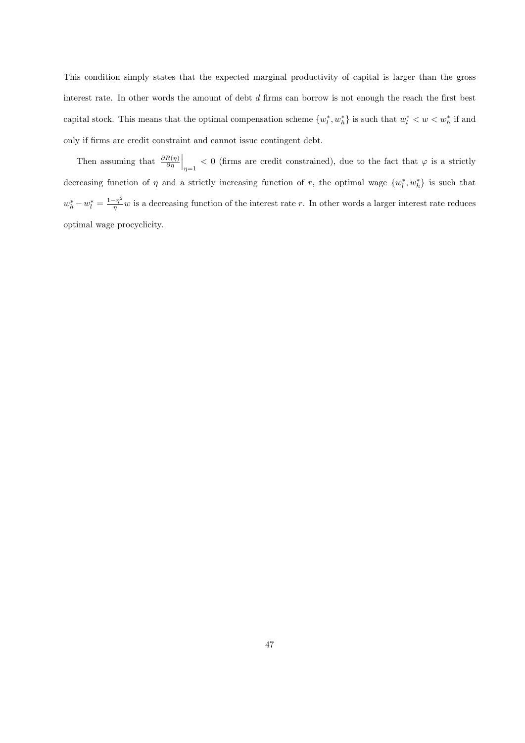This condition simply states that the expected marginal productivity of capital is larger than the gross interest rate. In other words the amount of debt $d$ firms can borrow is not enough the reach the first best capital stock. This means that the optimal compensation scheme $\{w_l^*, w_h^*\}$ is such that $w_l^* < w < w_h^*$ if and only if firms are credit constraint and cannot issue contingent debt.

Then assuming that $\left.\frac{\partial R(\eta)}{\partial \eta}\right|_{\eta=1} < 0$ (firms are credit constrained), due to the fact that $\varphi$ is a strictly decreasing function of $\eta$ and a strictly increasing function of $r$, the optimal wage $\{w_l^*, w_h^*\}$ is such that $w_h^* - w_l^* = \frac{1-\eta^2}{\eta} w$ is a decreasing function of the interest rate $r$. In other words a larger interest rate reduces optimal wage procyclicity.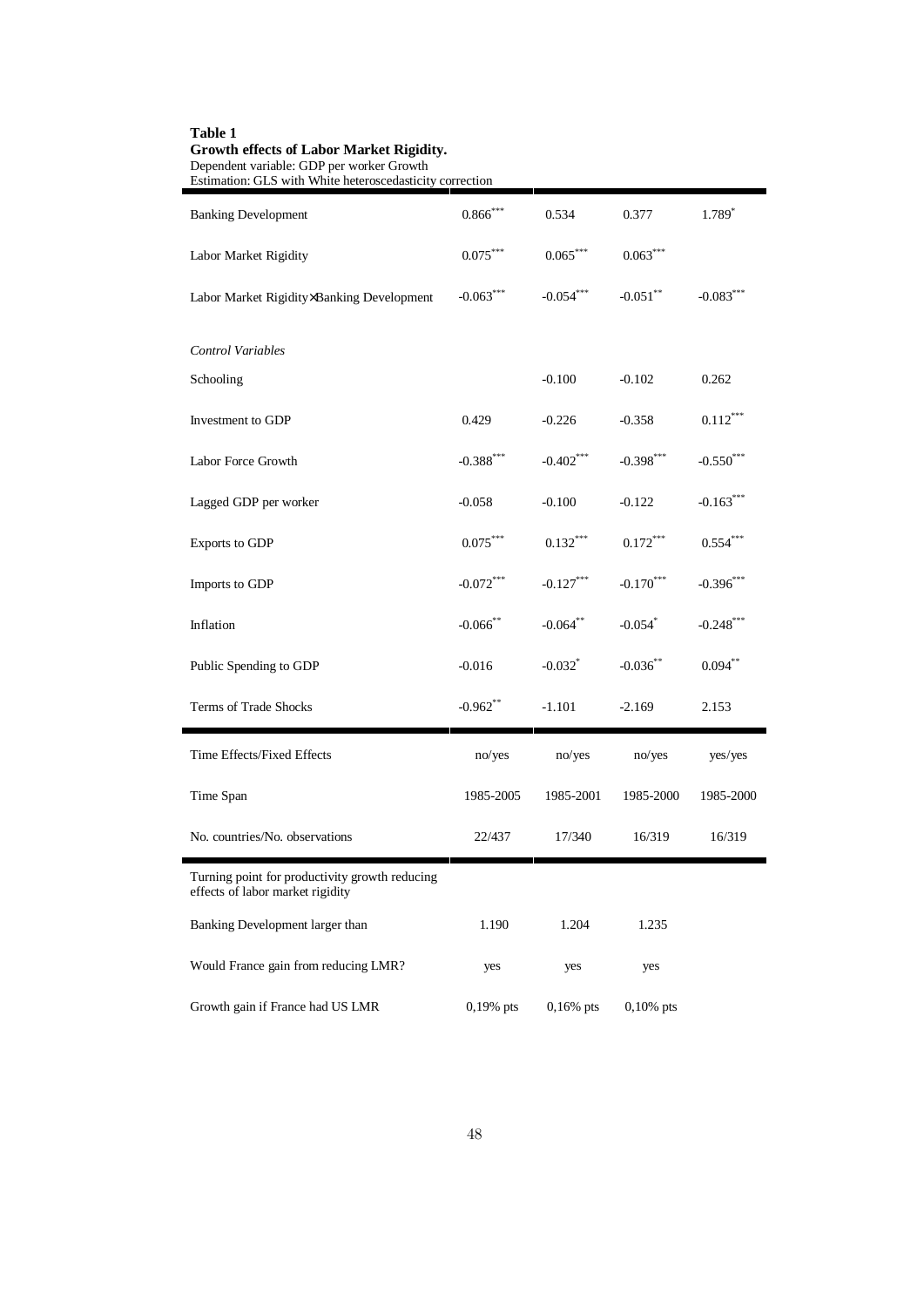**Table 1**
**Growth effects of Labor Market Rigidity.**
Dependent variable: GDP per worker Growth
Estimation: GLS with White heteroscedasticity correction

| | | | | |
|---|---|---|---|---|
| Banking Development | 0.866*** | 0.534 | 0.377 | 1.789* |
| Labor Market Rigidity | 0.075*** | 0.065*** | 0.063*** | |
| Labor Market Rigidity×Banking Development | -0.063*** | -0.054*** | -0.051** | -0.083*** |
| *Control Variables* | | | | |
| Schooling | | -0.100 | -0.102 | 0.262 |
| Investment to GDP | 0.429 | -0.226 | -0.358 | 0.112*** |
| Labor Force Growth | -0.388*** | -0.402*** | -0.398*** | -0.550*** |
| Lagged GDP per worker | -0.058 | -0.100 | -0.122 | -0.163*** |
| Exports to GDP | 0.075*** | 0.132*** | 0.172*** | 0.554*** |
| Imports to GDP | -0.072*** | -0.127*** | -0.170*** | -0.396*** |
| Inflation | -0.066** | -0.064** | -0.054* | -0.248*** |
| Public Spending to GDP | -0.016 | -0.032* | -0.036** | 0.094** |
| Terms of Trade Shocks | -0.962** | -1.101 | -2.169 | 2.153 |
| Time Effects/Fixed Effects | no/yes | no/yes | no/yes | yes/yes |
| Time Span | 1985-2005 | 1985-2001 | 1985-2000 | 1985-2000 |
| No. countries/No. observations | 22/437 | 17/340 | 16/319 | 16/319 |
| Turning point for productivity growth reducing effects of labor market rigidity | | | | |
| Banking Development larger than | 1.190 | 1.204 | 1.235 | |
| Would France gain from reducing LMR? | yes | yes | yes | |
| Growth gain if France had US LMR | 0,19% pts | 0,16% pts | 0,10% pts | |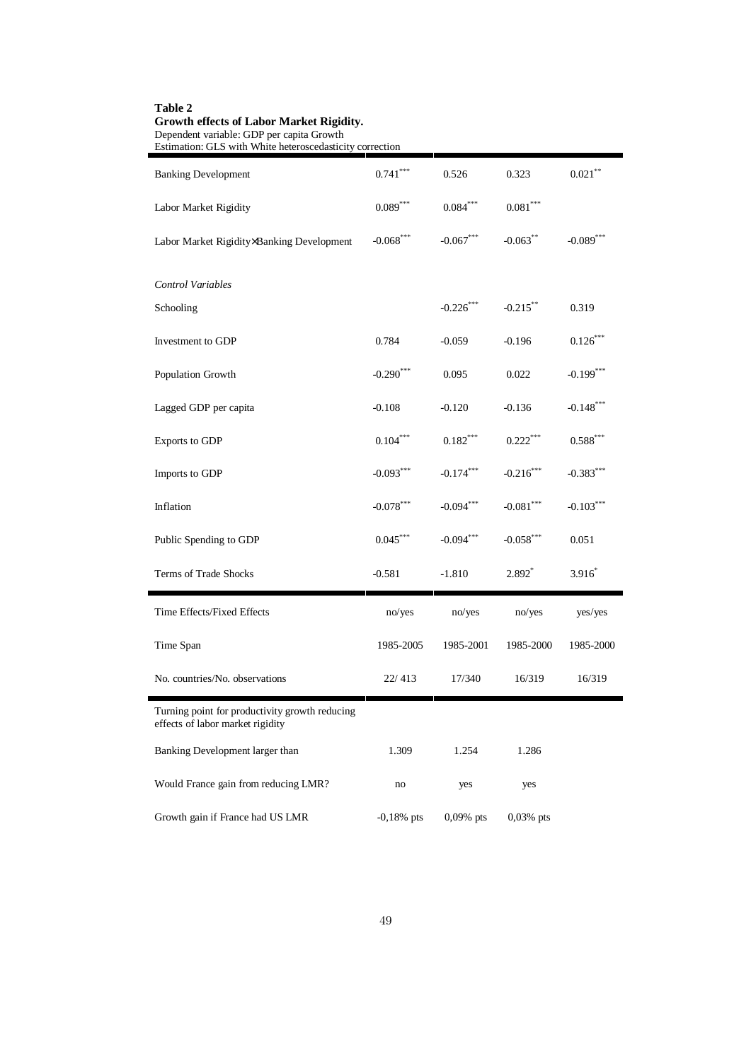**Table 2**
**Growth effects of Labor Market Rigidity.**
Dependent variable: GDP per capita Growth
Estimation: GLS with White heteroscedasticity correction

| | | | | |
|---|---|---|---|---|
| Banking Development | 0.741*** | 0.526 | 0.323 | 0.021** |
| Labor Market Rigidity | 0.089*** | 0.084*** | 0.081*** | |
| Labor Market Rigidity×Banking Development | -0.068*** | -0.067*** | -0.063** | -0.089*** |
| *Control Variables* | | | | |
| Schooling | | -0.226*** | -0.215** | 0.319 |
| Investment to GDP | 0.784 | -0.059 | -0.196 | 0.126*** |
| Population Growth | -0.290*** | 0.095 | 0.022 | -0.199*** |
| Lagged GDP per capita | -0.108 | -0.120 | -0.136 | -0.148*** |
| Exports to GDP | 0.104*** | 0.182*** | 0.222*** | 0.588*** |
| Imports to GDP | -0.093*** | -0.174*** | -0.216*** | -0.383*** |
| Inflation | -0.078*** | -0.094*** | -0.081*** | -0.103*** |
| Public Spending to GDP | 0.045*** | -0.094*** | -0.058*** | 0.051 |
| Terms of Trade Shocks | -0.581 | -1.810 | 2.892* | 3.916* |
| Time Effects/Fixed Effects | no/yes | no/yes | no/yes | yes/yes |
| Time Span | 1985-2005 | 1985-2001 | 1985-2000 | 1985-2000 |
| No. countries/No. observations | 22/ 413 | 17/340 | 16/319 | 16/319 |
| Turning point for productivity growth reducing effects of labor market rigidity | | | | |
| Banking Development larger than | 1.309 | 1.254 | 1.286 | |
| Would France gain from reducing LMR? | no | yes | yes | |
| Growth gain if France had US LMR | -0,18% pts | 0,09% pts | 0,03% pts | |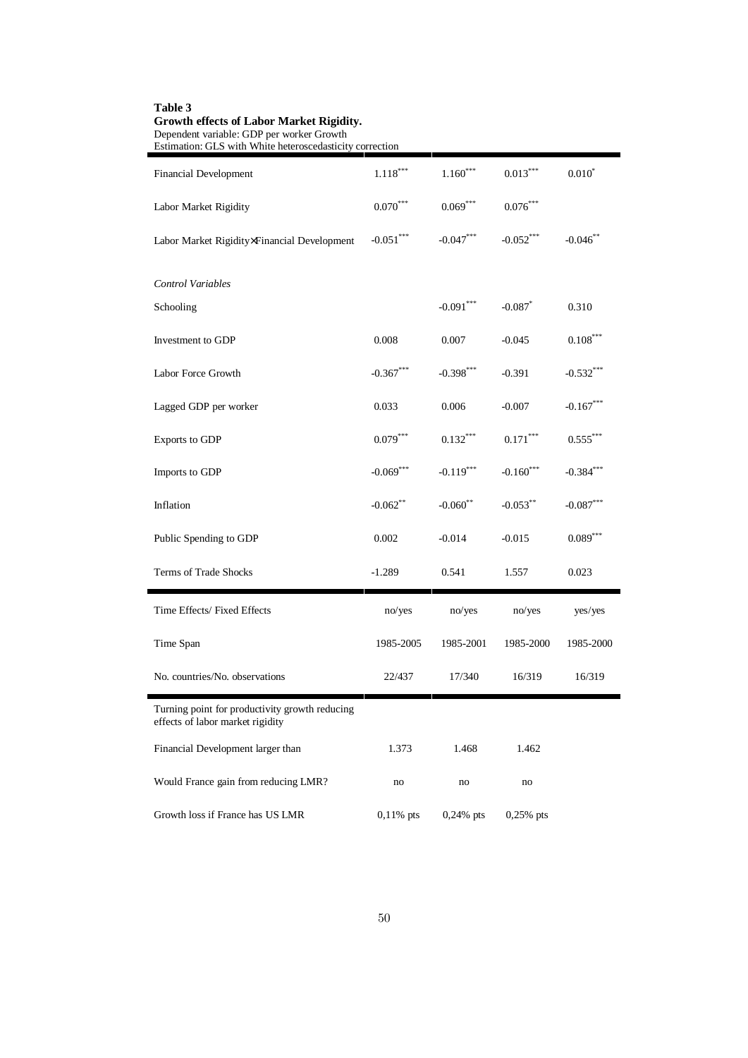**Table 3**
**Growth effects of Labor Market Rigidity.**
Dependent variable: GDP per worker Growth
Estimation: GLS with White heteroscedasticity correction

| | | | | |
|---|---|---|---|---|
| Financial Development | 1.118*** | 1.160*** | 0.013*** | 0.010* |
| Labor Market Rigidity | 0.070*** | 0.069*** | 0.076*** | |
| Labor Market Rigidity×Financial Development | -0.051*** | -0.047*** | -0.052*** | -0.046** |
| *Control Variables* | | | | |
| Schooling | | -0.091*** | -0.087* | 0.310 |
| Investment to GDP | 0.008 | 0.007 | -0.045 | 0.108*** |
| Labor Force Growth | -0.367*** | -0.398*** | -0.391 | -0.532*** |
| Lagged GDP per worker | 0.033 | 0.006 | -0.007 | -0.167*** |
| Exports to GDP | 0.079*** | 0.132*** | 0.171*** | 0.555*** |
| Imports to GDP | -0.069*** | -0.119*** | -0.160*** | -0.384*** |
| Inflation | -0.062** | -0.060** | -0.053** | -0.087*** |
| Public Spending to GDP | 0.002 | -0.014 | -0.015 | 0.089*** |
| Terms of Trade Shocks | -1.289 | 0.541 | 1.557 | 0.023 |
| Time Effects/ Fixed Effects | no/yes | no/yes | no/yes | yes/yes |
| Time Span | 1985-2005 | 1985-2001 | 1985-2000 | 1985-2000 |
| No. countries/No. observations | 22/437 | 17/340 | 16/319 | 16/319 |
| Turning point for productivity growth reducing effects of labor market rigidity | | | | |
| Financial Development larger than | 1.373 | 1.468 | 1.462 | |
| Would France gain from reducing LMR? | no | no | no | |
| Growth loss if France has US LMR | 0,11% pts | 0,24% pts | 0,25% pts | |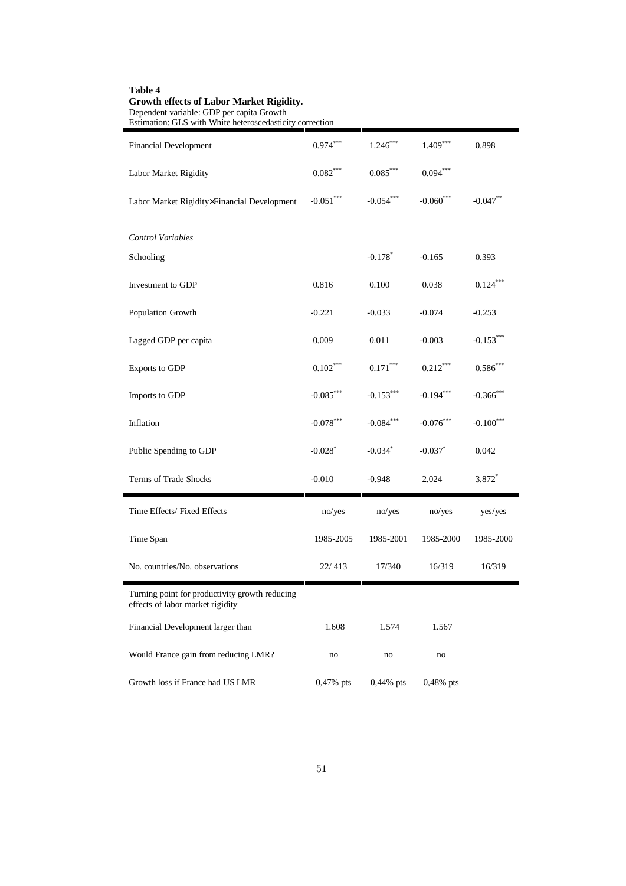**Table 4**
**Growth effects of Labor Market Rigidity.**
Dependent variable: GDP per capita Growth
Estimation: GLS with White heteroscedasticity correction

| | | | | |
|---|---|---|---|---|
| Financial Development | 0.974*** | 1.246*** | 1.409*** | 0.898 |
| Labor Market Rigidity | 0.082*** | 0.085*** | 0.094*** | |
| Labor Market Rigidity×Financial Development | -0.051*** | -0.054*** | -0.060*** | -0.047** |
| *Control Variables* | | | | |
| Schooling | | -0.178* | -0.165 | 0.393 |
| Investment to GDP | 0.816 | 0.100 | 0.038 | 0.124*** |
| Population Growth | -0.221 | -0.033 | -0.074 | -0.253 |
| Lagged GDP per capita | 0.009 | 0.011 | -0.003 | -0.153*** |
| Exports to GDP | 0.102*** | 0.171*** | 0.212*** | 0.586*** |
| Imports to GDP | -0.085*** | -0.153*** | -0.194*** | -0.366*** |
| Inflation | -0.078*** | -0.084*** | -0.076*** | -0.100*** |
| Public Spending to GDP | -0.028* | -0.034* | -0.037* | 0.042 |
| Terms of Trade Shocks | -0.010 | -0.948 | 2.024 | 3.872* |
| Time Effects/ Fixed Effects | no/yes | no/yes | no/yes | yes/yes |
| Time Span | 1985-2005 | 1985-2001 | 1985-2000 | 1985-2000 |
| No. countries/No. observations | 22/ 413 | 17/340 | 16/319 | 16/319 |
| Turning point for productivity growth reducing effects of labor market rigidity | | | | |
| Financial Development larger than | 1.608 | 1.574 | 1.567 | |
| Would France gain from reducing LMR? | no | no | no | |
| Growth loss if France had US LMR | 0,47% pts | 0,44% pts | 0,48% pts | |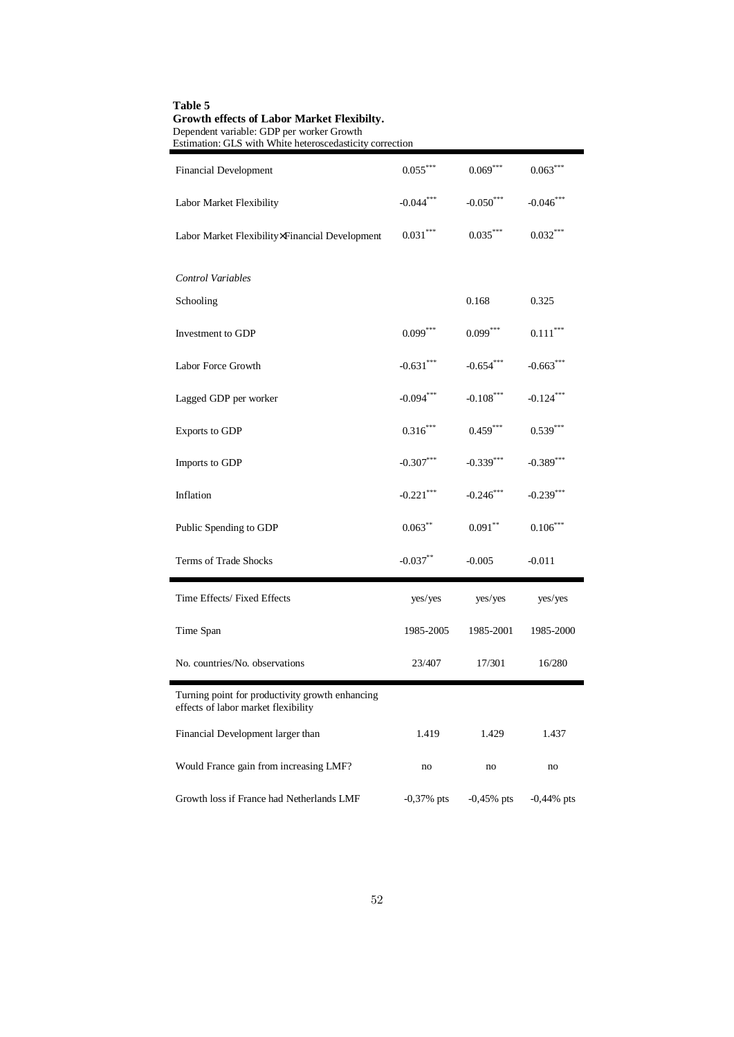**Table 5**
**Growth effects of Labor Market Flexibilty.**
Dependent variable: GDP per worker Growth
Estimation: GLS with White heteroscedasticity correction

| | | | |
|---|---|---|---|
| Financial Development | 0.055*** | 0.069*** | 0.063*** |
| Labor Market Flexibility | -0.044*** | -0.050*** | -0.046*** |
| Labor Market Flexibility×Financial Development | 0.031*** | 0.035*** | 0.032*** |
| *Control Variables* | | | |
| Schooling | | 0.168 | 0.325 |
| Investment to GDP | 0.099*** | 0.099*** | 0.111*** |
| Labor Force Growth | -0.631*** | -0.654*** | -0.663*** |
| Lagged GDP per worker | -0.094*** | -0.108*** | -0.124*** |
| Exports to GDP | 0.316*** | 0.459*** | 0.539*** |
| Imports to GDP | -0.307*** | -0.339*** | -0.389*** |
| Inflation | -0.221*** | -0.246*** | -0.239*** |
| Public Spending to GDP | 0.063** | 0.091** | 0.106*** |
| Terms of Trade Shocks | -0.037** | -0.005 | -0.011 |
| Time Effects/ Fixed Effects | yes/yes | yes/yes | yes/yes |
| Time Span | 1985-2005 | 1985-2001 | 1985-2000 |
| No. countries/No. observations | 23/407 | 17/301 | 16/280 |
| Turning point for productivity growth enhancing effects of labor market flexibility | | | |
| Financial Development larger than | 1.419 | 1.429 | 1.437 |
| Would France gain from increasing LMF? | no | no | no |
| Growth loss if France had Netherlands LMF | -0,37% pts | -0,45% pts | -0,44% pts |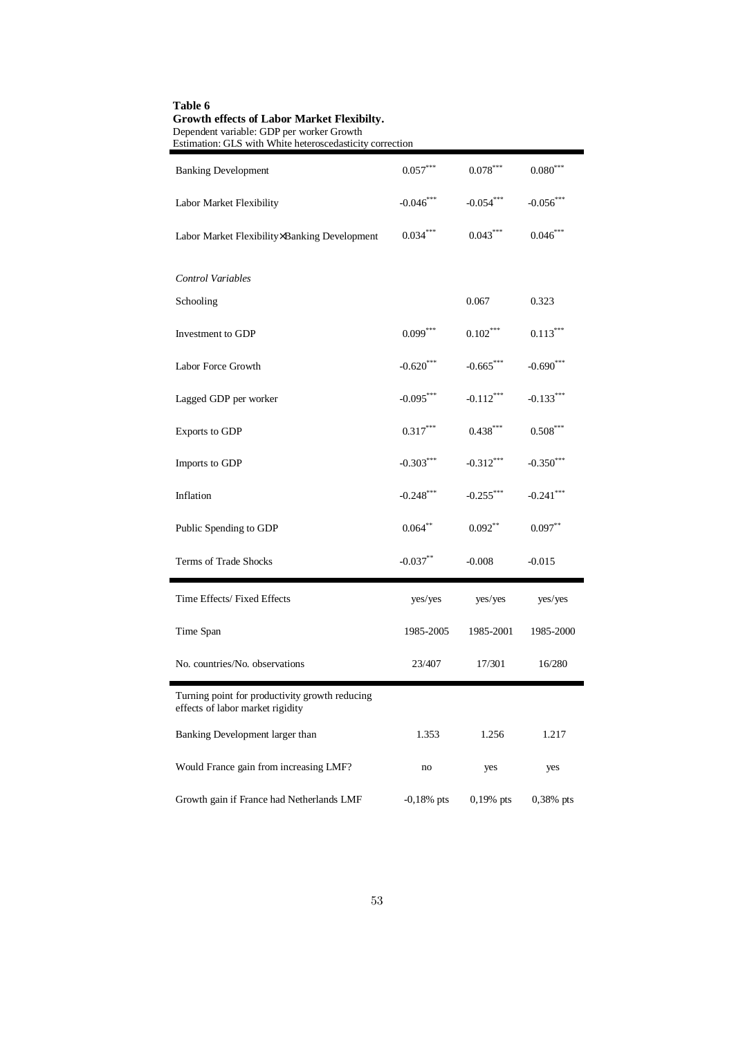**Table 6**
**Growth effects of Labor Market Flexibilty.**
Dependent variable: GDP per worker Growth
Estimation: GLS with White heteroscedasticity correction

| | | | |
|---|---|---|---|
| Banking Development | $0.057^{***}$ | $0.078^{***}$ | $0.080^{***}$ |
| Labor Market Flexibility | $-0.046^{***}$ | $-0.054^{***}$ | $-0.056^{***}$ |
| Labor Market Flexibility×Banking Development | $0.034^{***}$ | $0.043^{***}$ | $0.046^{***}$ |
| *Control Variables* | | | |
| Schooling | | 0.067 | 0.323 |
| Investment to GDP | $0.099^{***}$ | $0.102^{***}$ | $0.113^{***}$ |
| Labor Force Growth | $-0.620^{***}$ | $-0.665^{***}$ | $-0.690^{***}$ |
| Lagged GDP per worker | $-0.095^{***}$ | $-0.112^{***}$ | $-0.133^{***}$ |
| Exports to GDP | $0.317^{***}$ | $0.438^{***}$ | $0.508^{***}$ |
| Imports to GDP | $-0.303^{***}$ | $-0.312^{***}$ | $-0.350^{***}$ |
| Inflation | $-0.248^{***}$ | $-0.255^{***}$ | $-0.241^{***}$ |
| Public Spending to GDP | $0.064^{**}$ | $0.092^{**}$ | $0.097^{**}$ |
| Terms of Trade Shocks | $-0.037^{**}$ | -0.008 | -0.015 |
| Time Effects/ Fixed Effects | yes/yes | yes/yes | yes/yes |
| Time Span | 1985-2005 | 1985-2001 | 1985-2000 |
| No. countries/No. observations | 23/407 | 17/301 | 16/280 |
| Turning point for productivity growth reducing effects of labor market rigidity | | | |
| Banking Development larger than | 1.353 | 1.256 | 1.217 |
| Would France gain from increasing LMF? | no | yes | yes |
| Growth gain if France had Netherlands LMF | -0,18% pts | 0,19% pts | 0,38% pts |